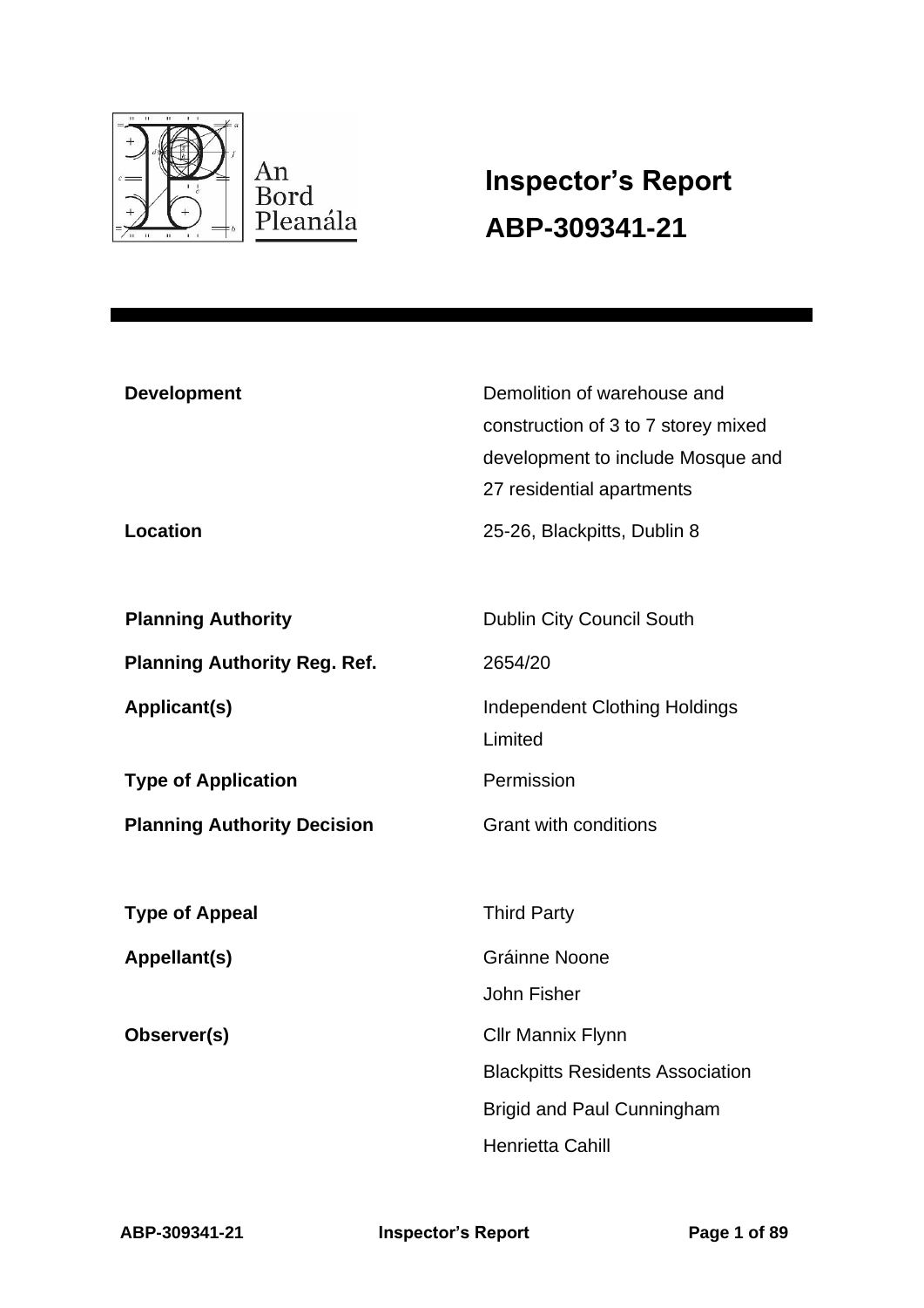An Bord Pleanála

# Inspector's Report

# ABP-309341-21

| | |
|---|---|
| **Development** | Demolition of warehouse and construction of 3 to 7 storey mixed development to include Mosque and 27 residential apartments |
| **Location** | 25-26, Blackpitts, Dublin 8 |
| **Planning Authority** | Dublin City Council South |
| **Planning Authority Reg. Ref.** | 2654/20 |
| **Applicant(s)** | Independent Clothing Holdings Limited |
| **Type of Application** | Permission |
| **Planning Authority Decision** | Grant with conditions |
| **Type of Appeal** | Third Party |
| **Appellant(s)** | Gráinne Noone<br>John Fisher |
| **Observer(s)** | Cllr Mannix Flynn<br>Blackpitts Residents Association<br>Brigid and Paul Cunningham<br>Henrietta Cahill |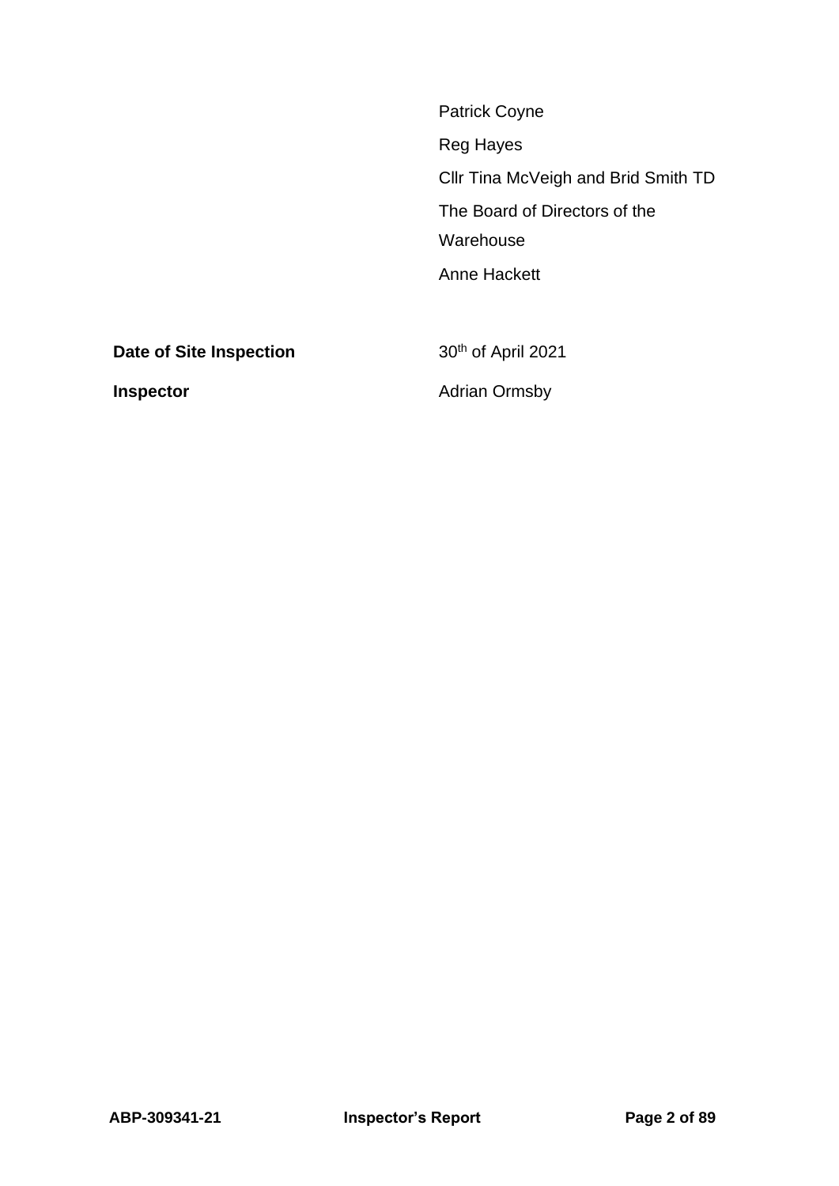| | |
|---|---|
| | Patrick Coyne |
| | Reg Hayes |
| | Cllr Tina McVeigh and Brid Smith TD |
| | The Board of Directors of the Warehouse |
| | Anne Hackett |
| **Date of Site Inspection** | 30th of April 2021 |
| **Inspector** | Adrian Ormsby |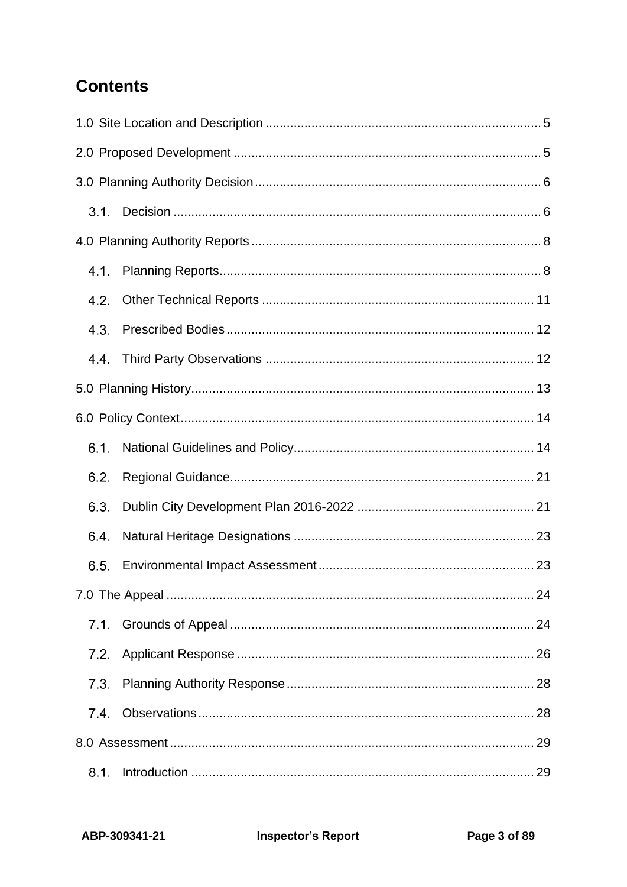# Contents

1.0 Site Location and Description ............................................................................ 5

2.0 Proposed Development ...................................................................................... 5

3.0 Planning Authority Decision ................................................................................ 6

3.1. Decision ....................................................................................................... 6

4.0 Planning Authority Reports ................................................................................. 8

4.1. Planning Reports .......................................................................................... 8

4.2. Other Technical Reports ............................................................................ 11

4.3. Prescribed Bodies ...................................................................................... 12

4.4. Third Party Observations ........................................................................... 12

5.0 Planning History ................................................................................................ 13

6.0 Policy Context .................................................................................................... 14

6.1. National Guidelines and Policy ................................................................... 14

6.2. Regional Guidance ..................................................................................... 21

6.3. Dublin City Development Plan 2016-2022 ................................................. 21

6.4. Natural Heritage Designations ................................................................... 23

6.5. Environmental Impact Assessment ............................................................ 23

7.0 The Appeal ........................................................................................................ 24

7.1. Grounds of Appeal ..................................................................................... 24

7.2. Applicant Response ................................................................................... 26

7.3. Planning Authority Response ..................................................................... 28

7.4. Observations .............................................................................................. 28

8.0 Assessment ....................................................................................................... 29

8.1. Introduction ................................................................................................ 29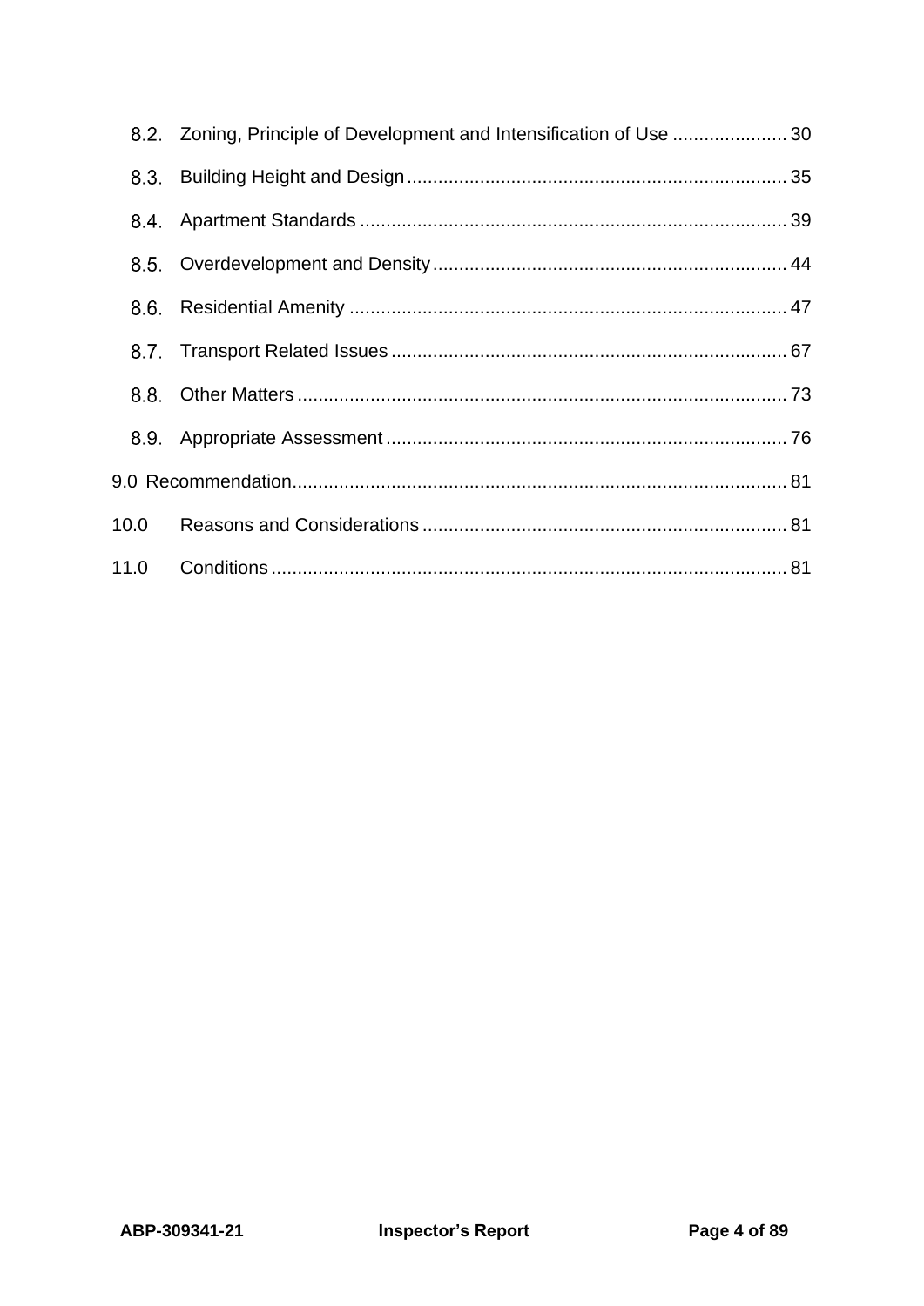8.2. Zoning, Principle of Development and Intensification of Use ...................... 30

8.3. Building Height and Design ........................................................................ 35

8.4. Apartment Standards ................................................................................. 39

8.5. Overdevelopment and Density ................................................................... 44

8.6. Residential Amenity ................................................................................... 47

8.7. Transport Related Issues ........................................................................... 67

8.8. Other Matters ............................................................................................. 73

8.9. Appropriate Assessment ............................................................................ 76

9.0 Recommendation.............................................................................................. 81

10.0 Reasons and Considerations ..................................................................... 81

11.0 Conditions .................................................................................................. 81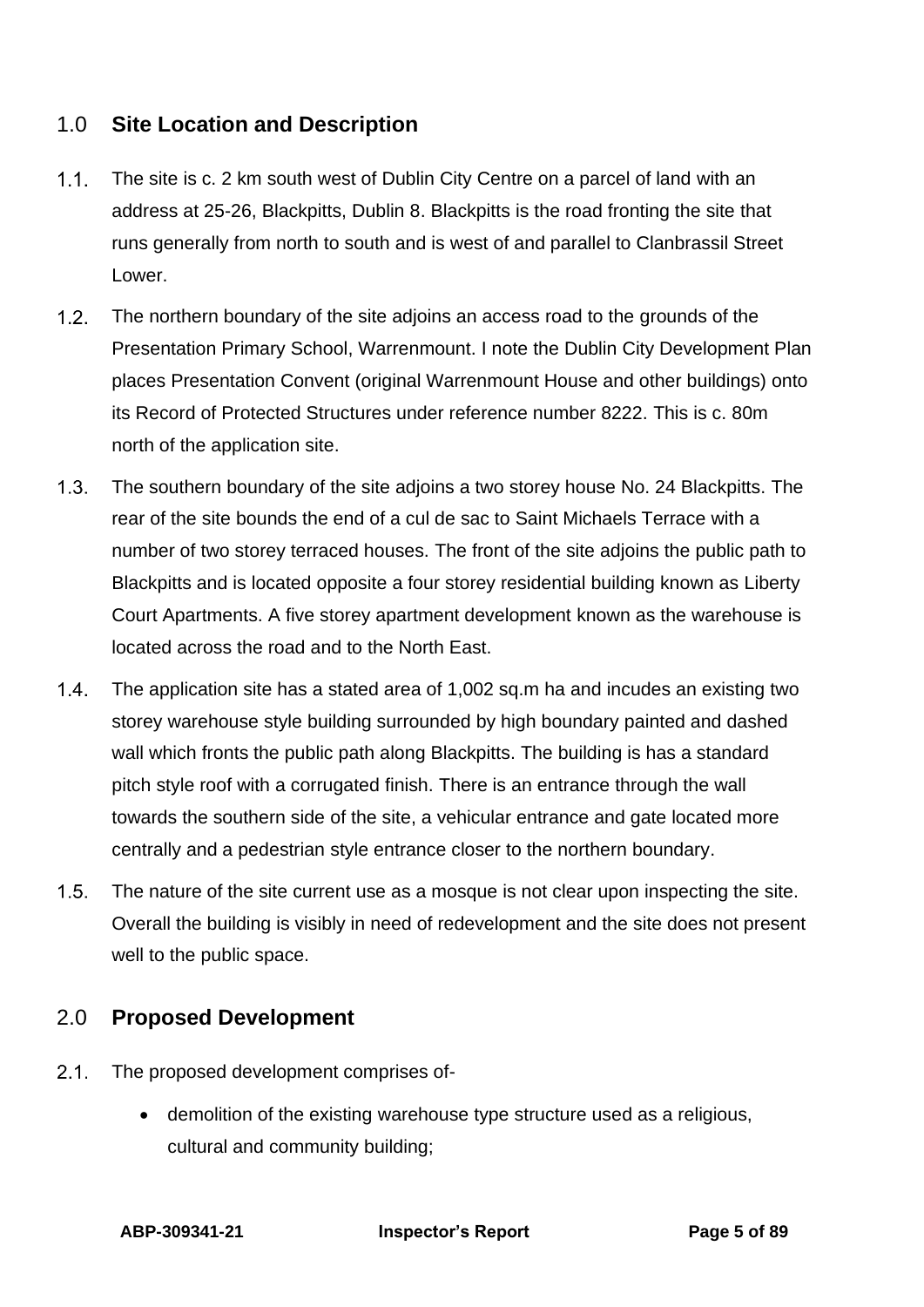## 1.0 Site Location and Description

1.1. The site is c. 2 km south west of Dublin City Centre on a parcel of land with an address at 25-26, Blackpitts, Dublin 8. Blackpitts is the road fronting the site that runs generally from north to south and is west of and parallel to Clanbrassil Street Lower.

1.2. The northern boundary of the site adjoins an access road to the grounds of the Presentation Primary School, Warrenmount. I note the Dublin City Development Plan places Presentation Convent (original Warrenmount House and other buildings) onto its Record of Protected Structures under reference number 8222. This is c. 80m north of the application site.

1.3. The southern boundary of the site adjoins a two storey house No. 24 Blackpitts. The rear of the site bounds the end of a cul de sac to Saint Michaels Terrace with a number of two storey terraced houses. The front of the site adjoins the public path to Blackpitts and is located opposite a four storey residential building known as Liberty Court Apartments. A five storey apartment development known as the warehouse is located across the road and to the North East.

1.4. The application site has a stated area of 1,002 sq.m ha and incudes an existing two storey warehouse style building surrounded by high boundary painted and dashed wall which fronts the public path along Blackpitts. The building is has a standard pitch style roof with a corrugated finish. There is an entrance through the wall towards the southern side of the site, a vehicular entrance and gate located more centrally and a pedestrian style entrance closer to the northern boundary.

1.5. The nature of the site current use as a mosque is not clear upon inspecting the site. Overall the building is visibly in need of redevelopment and the site does not present well to the public space.

## 2.0 Proposed Development

2.1. The proposed development comprises of-

- demolition of the existing warehouse type structure used as a religious, cultural and community building;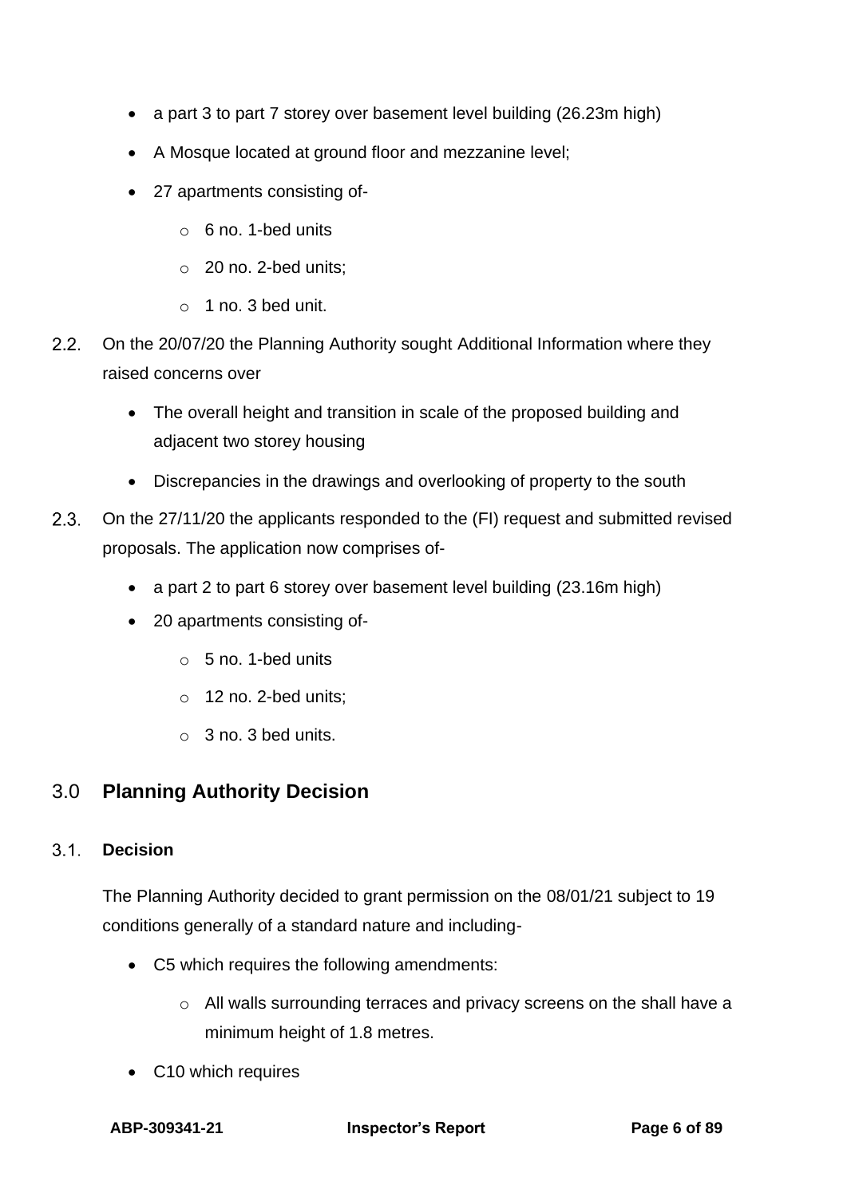- a part 3 to part 7 storey over basement level building (26.23m high)
- A Mosque located at ground floor and mezzanine level;
- 27 apartments consisting of-
  - 6 no. 1-bed units
  - 20 no. 2-bed units;
  - 1 no. 3 bed unit.

2.2. On the 20/07/20 the Planning Authority sought Additional Information where they raised concerns over

- The overall height and transition in scale of the proposed building and adjacent two storey housing
- Discrepancies in the drawings and overlooking of property to the south

2.3. On the 27/11/20 the applicants responded to the (FI) request and submitted revised proposals. The application now comprises of-

- a part 2 to part 6 storey over basement level building (23.16m high)
- 20 apartments consisting of-
  - 5 no. 1-bed units
  - 12 no. 2-bed units;
  - 3 no. 3 bed units.

## 3.0 Planning Authority Decision

### 3.1. Decision

The Planning Authority decided to grant permission on the 08/01/21 subject to 19 conditions generally of a standard nature and including-

- C5 which requires the following amendments:
  - All walls surrounding terraces and privacy screens on the shall have a minimum height of 1.8 metres.
- C10 which requires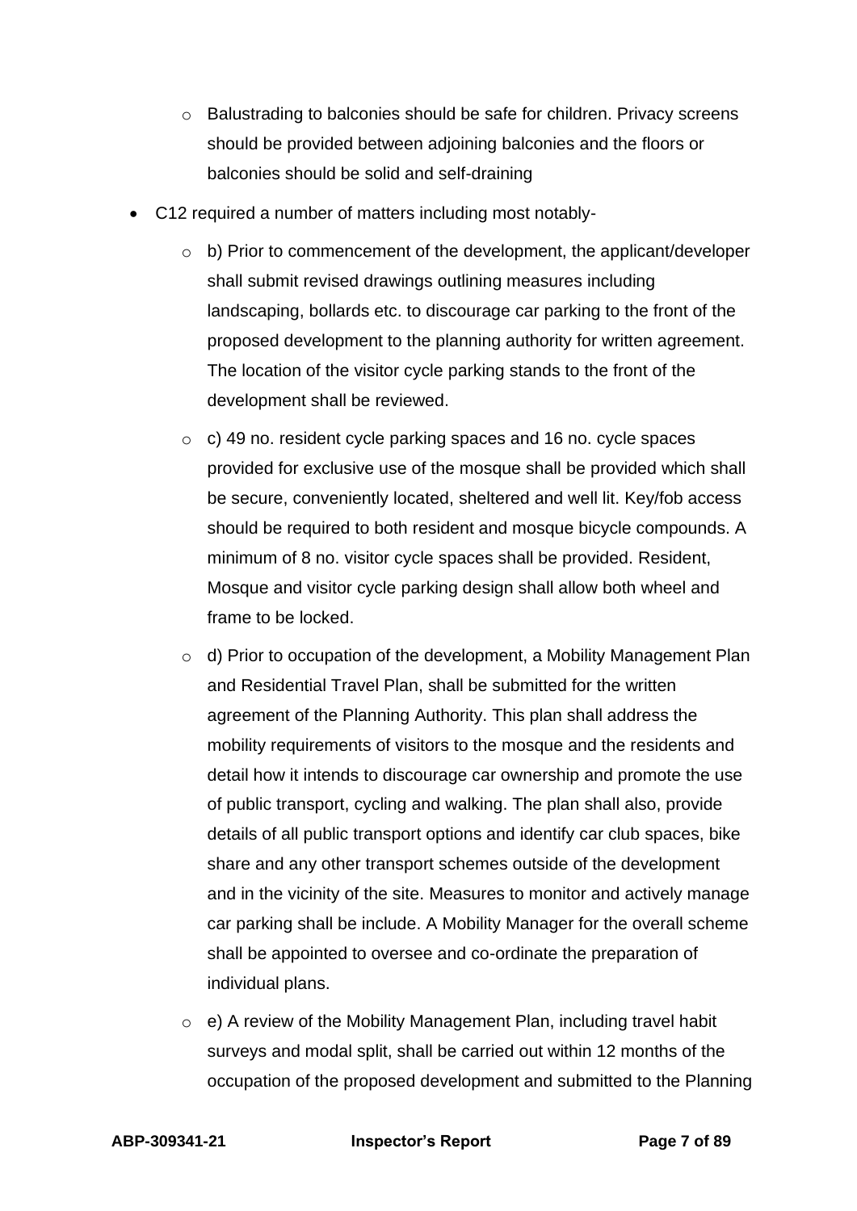- Balustrading to balconies should be safe for children. Privacy screens should be provided between adjoining balconies and the floors or balconies should be solid and self-draining

- C12 required a number of matters including most notably-
    - b) Prior to commencement of the development, the applicant/developer shall submit revised drawings outlining measures including landscaping, bollards etc. to discourage car parking to the front of the proposed development to the planning authority for written agreement. The location of the visitor cycle parking stands to the front of the development shall be reviewed.
    - c) 49 no. resident cycle parking spaces and 16 no. cycle spaces provided for exclusive use of the mosque shall be provided which shall be secure, conveniently located, sheltered and well lit. Key/fob access should be required to both resident and mosque bicycle compounds. A minimum of 8 no. visitor cycle spaces shall be provided. Resident, Mosque and visitor cycle parking design shall allow both wheel and frame to be locked.
    - d) Prior to occupation of the development, a Mobility Management Plan and Residential Travel Plan, shall be submitted for the written agreement of the Planning Authority. This plan shall address the mobility requirements of visitors to the mosque and the residents and detail how it intends to discourage car ownership and promote the use of public transport, cycling and walking. The plan shall also, provide details of all public transport options and identify car club spaces, bike share and any other transport schemes outside of the development and in the vicinity of the site. Measures to monitor and actively manage car parking shall be include. A Mobility Manager for the overall scheme shall be appointed to oversee and co-ordinate the preparation of individual plans.
    - e) A review of the Mobility Management Plan, including travel habit surveys and modal split, shall be carried out within 12 months of the occupation of the proposed development and submitted to the Planning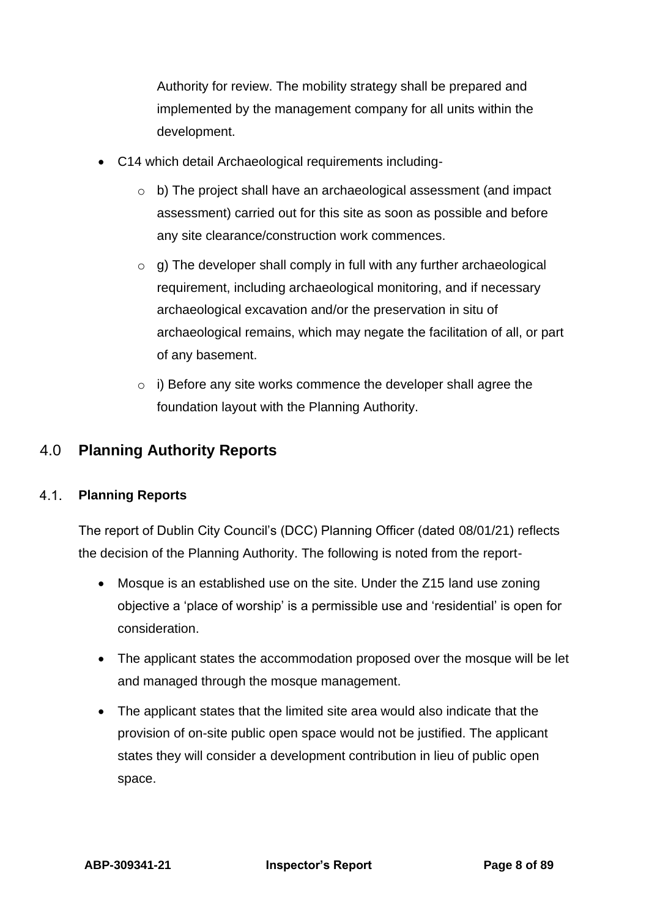Authority for review. The mobility strategy shall be prepared and implemented by the management company for all units within the development.

- C14 which detail Archaeological requirements including-
    - b) The project shall have an archaeological assessment (and impact assessment) carried out for this site as soon as possible and before any site clearance/construction work commences.
    - g) The developer shall comply in full with any further archaeological requirement, including archaeological monitoring, and if necessary archaeological excavation and/or the preservation in situ of archaeological remains, which may negate the facilitation of all, or part of any basement.
    - i) Before any site works commence the developer shall agree the foundation layout with the Planning Authority.

## 4.0 Planning Authority Reports

### 4.1. Planning Reports

The report of Dublin City Council's (DCC) Planning Officer (dated 08/01/21) reflects the decision of the Planning Authority. The following is noted from the report-

- Mosque is an established use on the site. Under the Z15 land use zoning objective a 'place of worship' is a permissible use and 'residential' is open for consideration.
- The applicant states the accommodation proposed over the mosque will be let and managed through the mosque management.
- The applicant states that the limited site area would also indicate that the provision of on-site public open space would not be justified. The applicant states they will consider a development contribution in lieu of public open space.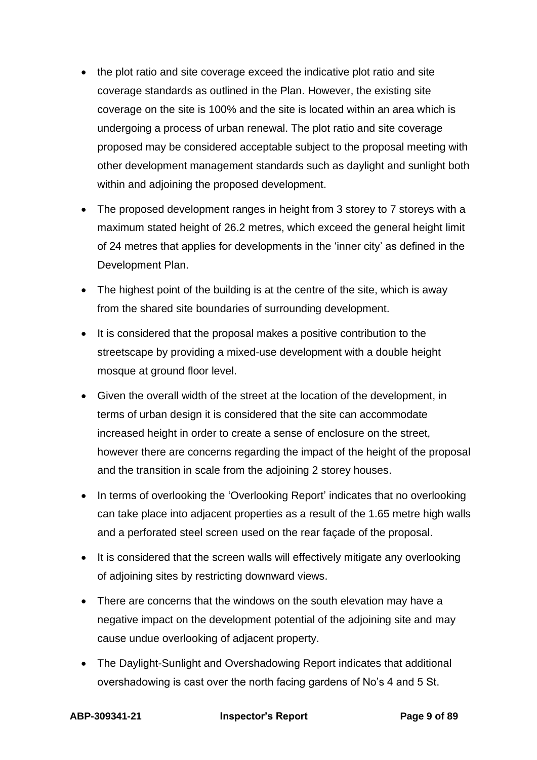- the plot ratio and site coverage exceed the indicative plot ratio and site coverage standards as outlined in the Plan. However, the existing site coverage on the site is 100% and the site is located within an area which is undergoing a process of urban renewal. The plot ratio and site coverage proposed may be considered acceptable subject to the proposal meeting with other development management standards such as daylight and sunlight both within and adjoining the proposed development.
- The proposed development ranges in height from 3 storey to 7 storeys with a maximum stated height of 26.2 metres, which exceed the general height limit of 24 metres that applies for developments in the 'inner city' as defined in the Development Plan.
- The highest point of the building is at the centre of the site, which is away from the shared site boundaries of surrounding development.
- It is considered that the proposal makes a positive contribution to the streetscape by providing a mixed-use development with a double height mosque at ground floor level.
- Given the overall width of the street at the location of the development, in terms of urban design it is considered that the site can accommodate increased height in order to create a sense of enclosure on the street, however there are concerns regarding the impact of the height of the proposal and the transition in scale from the adjoining 2 storey houses.
- In terms of overlooking the 'Overlooking Report' indicates that no overlooking can take place into adjacent properties as a result of the 1.65 metre high walls and a perforated steel screen used on the rear façade of the proposal.
- It is considered that the screen walls will effectively mitigate any overlooking of adjoining sites by restricting downward views.
- There are concerns that the windows on the south elevation may have a negative impact on the development potential of the adjoining site and may cause undue overlooking of adjacent property.
- The Daylight-Sunlight and Overshadowing Report indicates that additional overshadowing is cast over the north facing gardens of No's 4 and 5 St.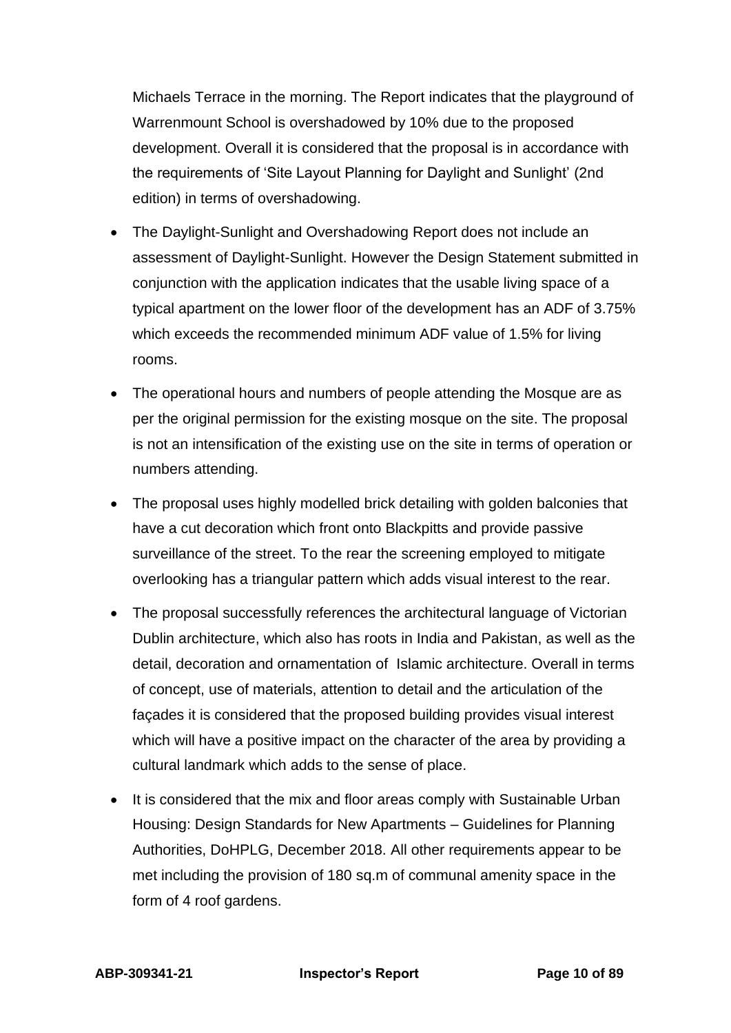Michaels Terrace in the morning. The Report indicates that the playground of Warrenmount School is overshadowed by 10% due to the proposed development. Overall it is considered that the proposal is in accordance with the requirements of 'Site Layout Planning for Daylight and Sunlight' (2nd edition) in terms of overshadowing.

- The Daylight-Sunlight and Overshadowing Report does not include an assessment of Daylight-Sunlight. However the Design Statement submitted in conjunction with the application indicates that the usable living space of a typical apartment on the lower floor of the development has an ADF of 3.75% which exceeds the recommended minimum ADF value of 1.5% for living rooms.
- The operational hours and numbers of people attending the Mosque are as per the original permission for the existing mosque on the site. The proposal is not an intensification of the existing use on the site in terms of operation or numbers attending.
- The proposal uses highly modelled brick detailing with golden balconies that have a cut decoration which front onto Blackpitts and provide passive surveillance of the street. To the rear the screening employed to mitigate overlooking has a triangular pattern which adds visual interest to the rear.
- The proposal successfully references the architectural language of Victorian Dublin architecture, which also has roots in India and Pakistan, as well as the detail, decoration and ornamentation of Islamic architecture. Overall in terms of concept, use of materials, attention to detail and the articulation of the façades it is considered that the proposed building provides visual interest which will have a positive impact on the character of the area by providing a cultural landmark which adds to the sense of place.
- It is considered that the mix and floor areas comply with Sustainable Urban Housing: Design Standards for New Apartments – Guidelines for Planning Authorities, DoHPLG, December 2018. All other requirements appear to be met including the provision of 180 sq.m of communal amenity space in the form of 4 roof gardens.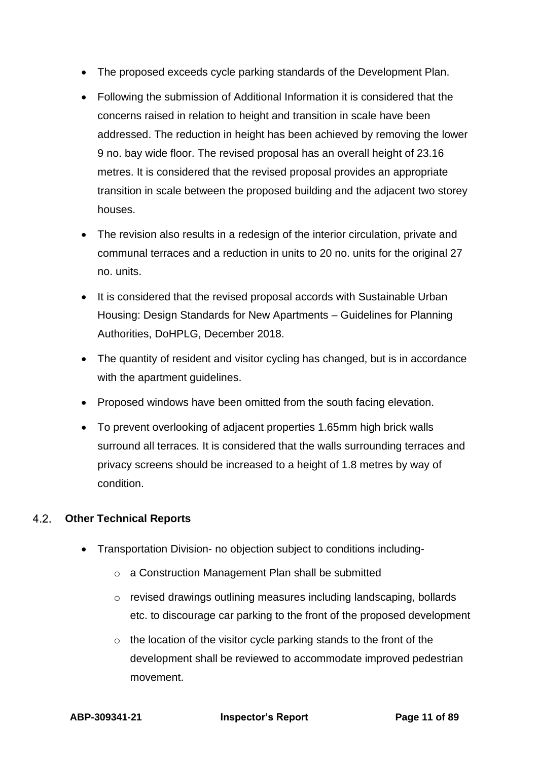- The proposed exceeds cycle parking standards of the Development Plan.
- Following the submission of Additional Information it is considered that the concerns raised in relation to height and transition in scale have been addressed. The reduction in height has been achieved by removing the lower 9 no. bay wide floor. The revised proposal has an overall height of 23.16 metres. It is considered that the revised proposal provides an appropriate transition in scale between the proposed building and the adjacent two storey houses.
- The revision also results in a redesign of the interior circulation, private and communal terraces and a reduction in units to 20 no. units for the original 27 no. units.
- It is considered that the revised proposal accords with Sustainable Urban Housing: Design Standards for New Apartments – Guidelines for Planning Authorities, DoHPLG, December 2018.
- The quantity of resident and visitor cycling has changed, but is in accordance with the apartment guidelines.
- Proposed windows have been omitted from the south facing elevation.
- To prevent overlooking of adjacent properties 1.65mm high brick walls surround all terraces. It is considered that the walls surrounding terraces and privacy screens should be increased to a height of 1.8 metres by way of condition.

## 4.2. Other Technical Reports

- Transportation Division- no objection subject to conditions including-
  - a Construction Management Plan shall be submitted
  - revised drawings outlining measures including landscaping, bollards etc. to discourage car parking to the front of the proposed development
  - the location of the visitor cycle parking stands to the front of the development shall be reviewed to accommodate improved pedestrian movement.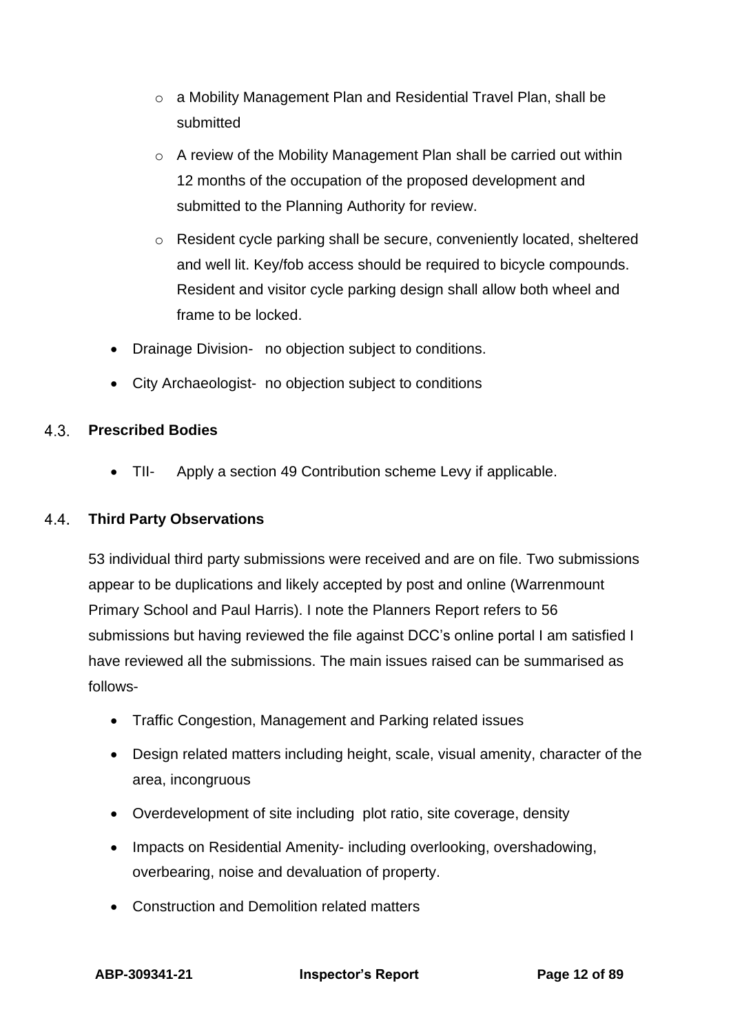- a Mobility Management Plan and Residential Travel Plan, shall be submitted
    - A review of the Mobility Management Plan shall be carried out within 12 months of the occupation of the proposed development and submitted to the Planning Authority for review.
    - Resident cycle parking shall be secure, conveniently located, sheltered and well lit. Key/fob access should be required to bicycle compounds. Resident and visitor cycle parking design shall allow both wheel and frame to be locked.
- Drainage Division- no objection subject to conditions.
- City Archaeologist- no objection subject to conditions

### 4.3. Prescribed Bodies

- TII- Apply a section 49 Contribution scheme Levy if applicable.

### 4.4. Third Party Observations

53 individual third party submissions were received and are on file. Two submissions appear to be duplications and likely accepted by post and online (Warrenmount Primary School and Paul Harris). I note the Planners Report refers to 56 submissions but having reviewed the file against DCC's online portal I am satisfied I have reviewed all the submissions. The main issues raised can be summarised as follows-

- Traffic Congestion, Management and Parking related issues
- Design related matters including height, scale, visual amenity, character of the area, incongruous
- Overdevelopment of site including plot ratio, site coverage, density
- Impacts on Residential Amenity- including overlooking, overshadowing, overbearing, noise and devaluation of property.
- Construction and Demolition related matters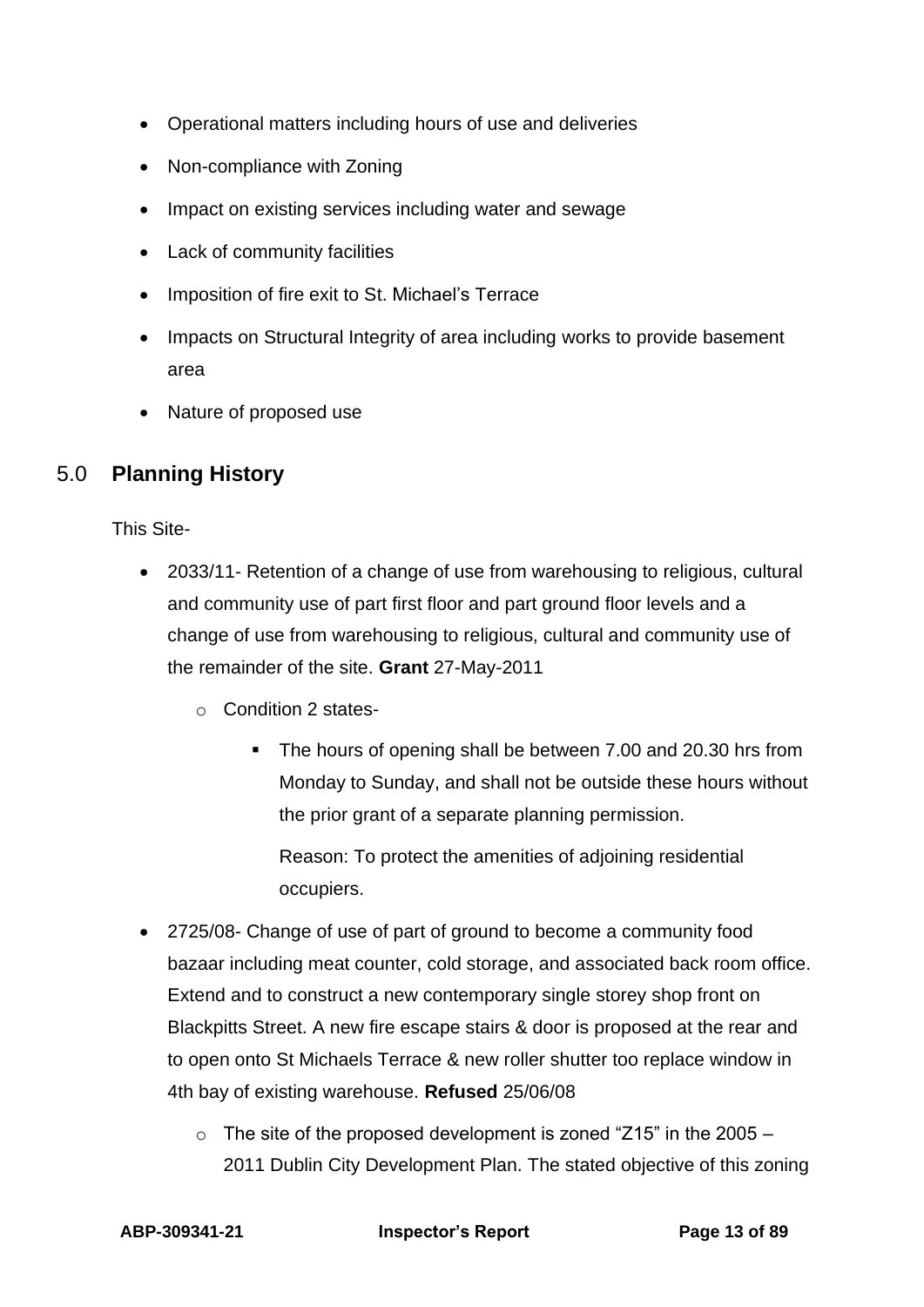- Operational matters including hours of use and deliveries
- Non-compliance with Zoning
- Impact on existing services including water and sewage
- Lack of community facilities
- Imposition of fire exit to St. Michael's Terrace
- Impacts on Structural Integrity of area including works to provide basement area
- Nature of proposed use

## 5.0 **Planning History**

This Site-

- 2033/11- Retention of a change of use from warehousing to religious, cultural and community use of part first floor and part ground floor levels and a change of use from warehousing to religious, cultural and community use of the remainder of the site. **Grant** 27-May-2011
  - Condition 2 states-
    - The hours of opening shall be between 7.00 and 20.30 hrs from Monday to Sunday, and shall not be outside these hours without the prior grant of a separate planning permission.

      Reason: To protect the amenities of adjoining residential occupiers.
- 2725/08- Change of use of part of ground to become a community food bazaar including meat counter, cold storage, and associated back room office. Extend and to construct a new contemporary single storey shop front on Blackpitts Street. A new fire escape stairs & door is proposed at the rear and to open onto St Michaels Terrace & new roller shutter too replace window in 4th bay of existing warehouse. **Refused** 25/06/08
  - The site of the proposed development is zoned "Z15" in the 2005 – 2011 Dublin City Development Plan. The stated objective of this zoning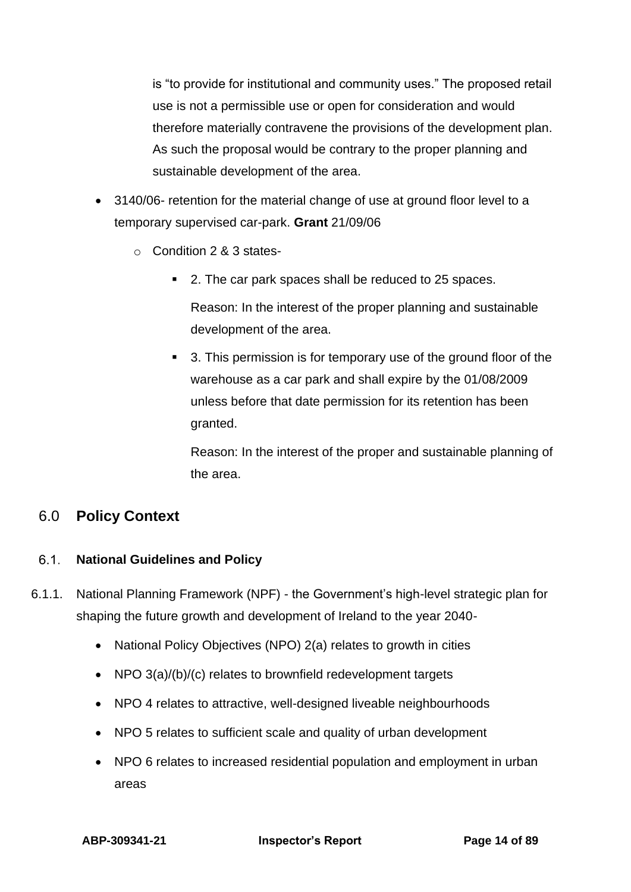is "to provide for institutional and community uses." The proposed retail use is not a permissible use or open for consideration and would therefore materially contravene the provisions of the development plan. As such the proposal would be contrary to the proper planning and sustainable development of the area.

- 3140/06- retention for the material change of use at ground floor level to a temporary supervised car-park. **Grant** 21/09/06
  - Condition 2 & 3 states-
    - 2. The car park spaces shall be reduced to 25 spaces.

      Reason: In the interest of the proper planning and sustainable development of the area.
    - 3. This permission is for temporary use of the ground floor of the warehouse as a car park and shall expire by the 01/08/2009 unless before that date permission for its retention has been granted.

      Reason: In the interest of the proper and sustainable planning of the area.

## 6.0 Policy Context

### 6.1. National Guidelines and Policy

6.1.1. National Planning Framework (NPF) - the Government's high-level strategic plan for shaping the future growth and development of Ireland to the year 2040-

- National Policy Objectives (NPO) 2(a) relates to growth in cities
- NPO 3(a)/(b)/(c) relates to brownfield redevelopment targets
- NPO 4 relates to attractive, well-designed liveable neighbourhoods
- NPO 5 relates to sufficient scale and quality of urban development
- NPO 6 relates to increased residential population and employment in urban areas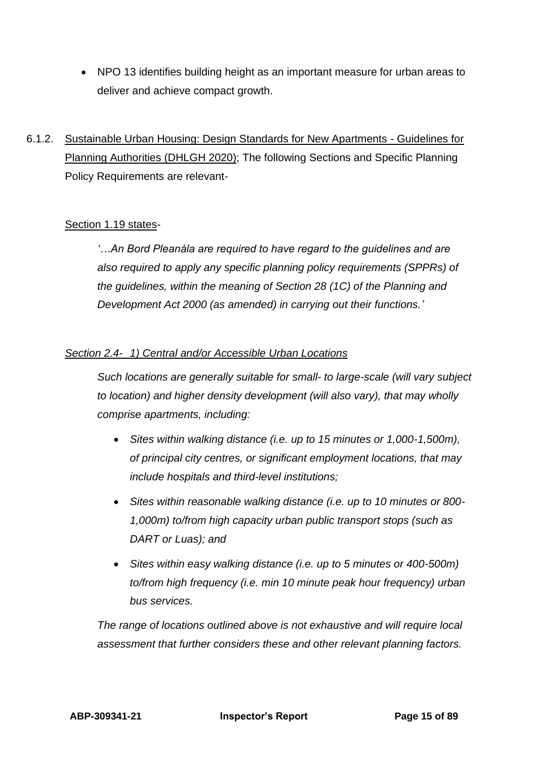- NPO 13 identifies building height as an important measure for urban areas to deliver and achieve compact growth.

6.1.2. <u>Sustainable Urban Housing: Design Standards for New Apartments - Guidelines for Planning Authorities (DHLGH 2020)</u>; The following Sections and Specific Planning Policy Requirements are relevant-

<u>Section 1.19 states</u>-

> *'…An Bord Pleanála are required to have regard to the guidelines and are also required to apply any specific planning policy requirements (SPPRs) of the guidelines, within the meaning of Section 28 (1C) of the Planning and Development Act 2000 (as amended) in carrying out their functions.'*

*<u>Section 2.4- 1) Central and/or Accessible Urban Locations</u>*

> *Such locations are generally suitable for small- to large-scale (will vary subject to location) and higher density development (will also vary), that may wholly comprise apartments, including:*
>
> - *Sites within walking distance (i.e. up to 15 minutes or 1,000-1,500m), of principal city centres, or significant employment locations, that may include hospitals and third-level institutions;*
> - *Sites within reasonable walking distance (i.e. up to 10 minutes or 800-1,000m) to/from high capacity urban public transport stops (such as DART or Luas); and*
> - *Sites within easy walking distance (i.e. up to 5 minutes or 400-500m) to/from high frequency (i.e. min 10 minute peak hour frequency) urban bus services.*
>
> *The range of locations outlined above is not exhaustive and will require local assessment that further considers these and other relevant planning factors.*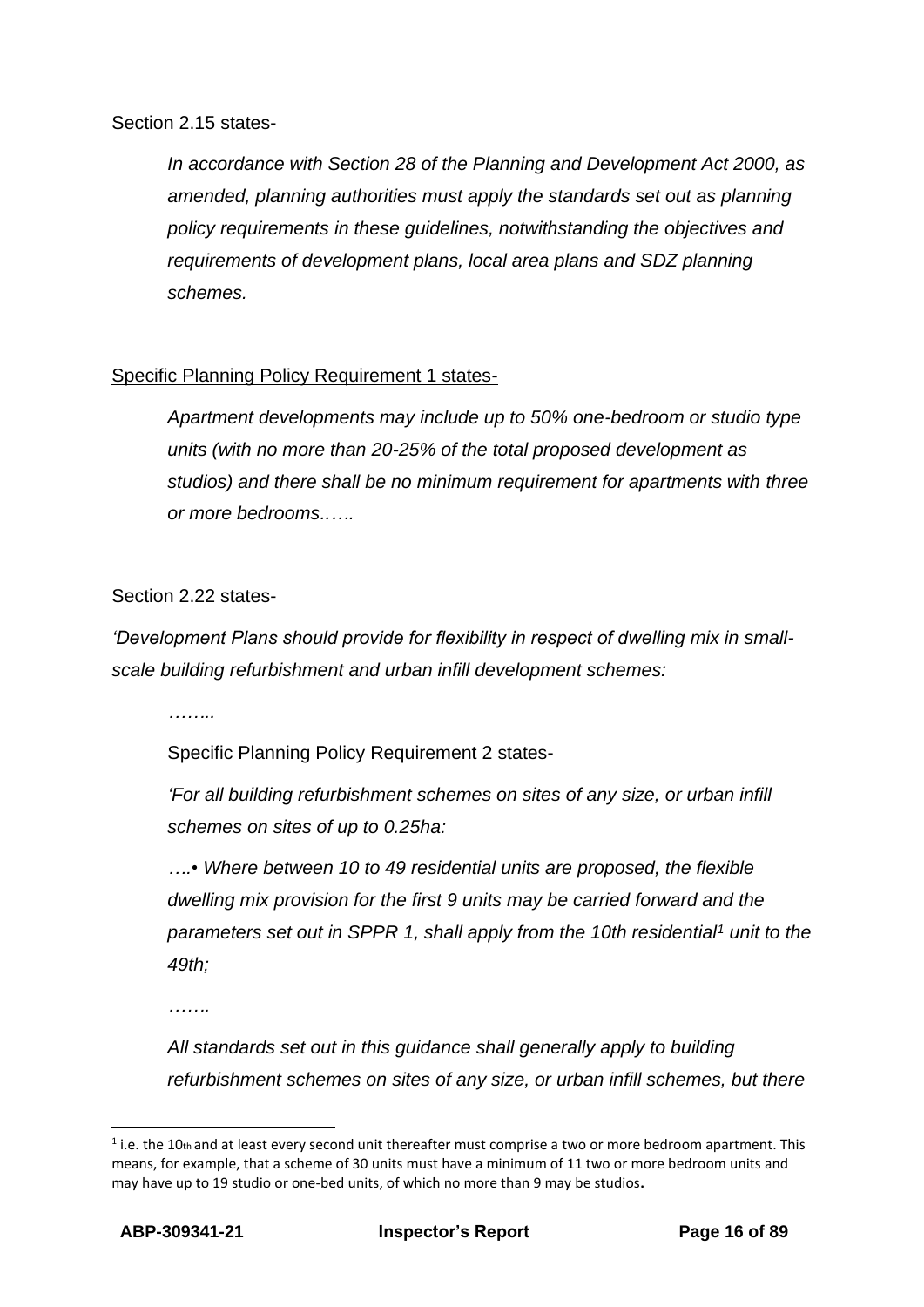Section 2.15 states-

*In accordance with Section 28 of the Planning and Development Act 2000, as amended, planning authorities must apply the standards set out as planning policy requirements in these guidelines, notwithstanding the objectives and requirements of development plans, local area plans and SDZ planning schemes.*

Specific Planning Policy Requirement 1 states-

*Apartment developments may include up to 50% one-bedroom or studio type units (with no more than 20-25% of the total proposed development as studios) and there shall be no minimum requirement for apartments with three or more bedrooms.….*

Section 2.22 states-

*'Development Plans should provide for flexibility in respect of dwelling mix in small-scale building refurbishment and urban infill development schemes:*

*……..*

Specific Planning Policy Requirement 2 states-

*'For all building refurbishment schemes on sites of any size, or urban infill schemes on sites of up to 0.25ha:*

*….• Where between 10 to 49 residential units are proposed, the flexible dwelling mix provision for the first 9 units may be carried forward and the parameters set out in SPPR 1, shall apply from the 10th residential[1] unit to the 49th;*

*…….*

*All standards set out in this guidance shall generally apply to building refurbishment schemes on sites of any size, or urban infill schemes, but there*

---

[1] i.e. the 10th and at least every second unit thereafter must comprise a two or more bedroom apartment. This means, for example, that a scheme of 30 units must have a minimum of 11 two or more bedroom units and may have up to 19 studio or one-bed units, of which no more than 9 may be studios.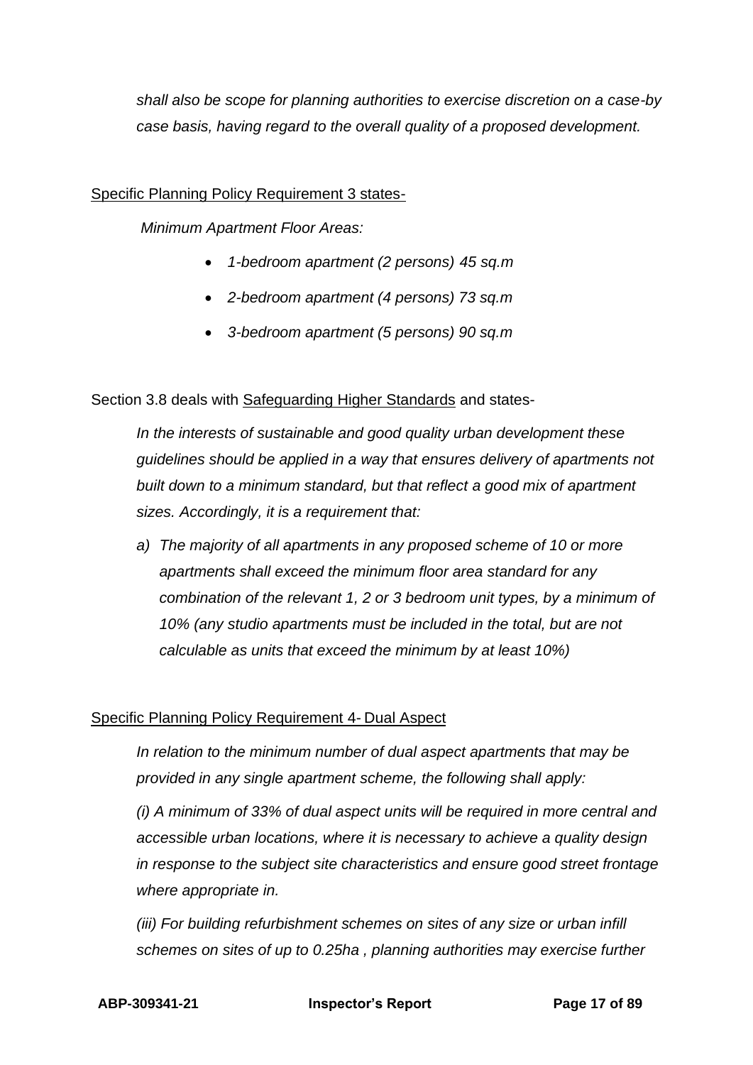*shall also be scope for planning authorities to exercise discretion on a case-by case basis, having regard to the overall quality of a proposed development.*

<u>Specific Planning Policy Requirement 3 states-</u>

*Minimum Apartment Floor Areas:*

- *1-bedroom apartment (2 persons) 45 sq.m*
- *2-bedroom apartment (4 persons) 73 sq.m*
- *3-bedroom apartment (5 persons) 90 sq.m*

Section 3.8 deals with <u>Safeguarding Higher Standards</u> and states-

*In the interests of sustainable and good quality urban development these guidelines should be applied in a way that ensures delivery of apartments not built down to a minimum standard, but that reflect a good mix of apartment sizes. Accordingly, it is a requirement that:*

*a) The majority of all apartments in any proposed scheme of 10 or more apartments shall exceed the minimum floor area standard for any combination of the relevant 1, 2 or 3 bedroom unit types, by a minimum of 10% (any studio apartments must be included in the total, but are not calculable as units that exceed the minimum by at least 10%)*

<u>Specific Planning Policy Requirement 4- Dual Aspect</u>

*In relation to the minimum number of dual aspect apartments that may be provided in any single apartment scheme, the following shall apply:*

*(i) A minimum of 33% of dual aspect units will be required in more central and accessible urban locations, where it is necessary to achieve a quality design in response to the subject site characteristics and ensure good street frontage where appropriate in.*

*(iii) For building refurbishment schemes on sites of any size or urban infill schemes on sites of up to 0.25ha , planning authorities may exercise further*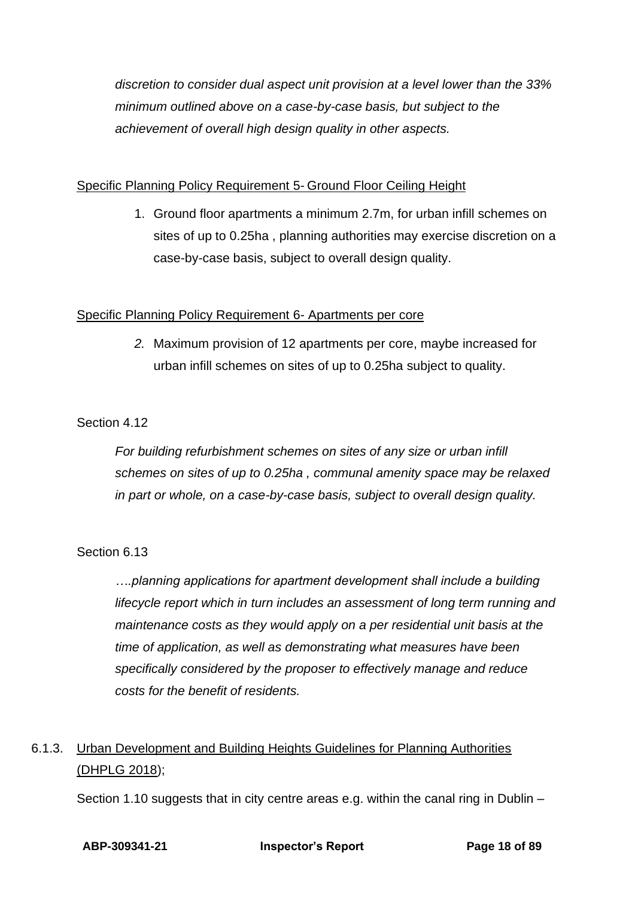*discretion to consider dual aspect unit provision at a level lower than the 33% minimum outlined above on a case-by-case basis, but subject to the achievement of overall high design quality in other aspects.*

Specific Planning Policy Requirement 5- Ground Floor Ceiling Height

1. Ground floor apartments a minimum 2.7m, for urban infill schemes on sites of up to 0.25ha , planning authorities may exercise discretion on a case-by-case basis, subject to overall design quality.

Specific Planning Policy Requirement 6- Apartments per core

2. Maximum provision of 12 apartments per core, maybe increased for urban infill schemes on sites of up to 0.25ha subject to quality.

Section 4.12

*For building refurbishment schemes on sites of any size or urban infill schemes on sites of up to 0.25ha , communal amenity space may be relaxed in part or whole, on a case-by-case basis, subject to overall design quality.*

Section 6.13

*….planning applications for apartment development shall include a building lifecycle report which in turn includes an assessment of long term running and maintenance costs as they would apply on a per residential unit basis at the time of application, as well as demonstrating what measures have been specifically considered by the proposer to effectively manage and reduce costs for the benefit of residents.*

6.1.3. Urban Development and Building Heights Guidelines for Planning Authorities (DHPLG 2018);

Section 1.10 suggests that in city centre areas e.g. within the canal ring in Dublin –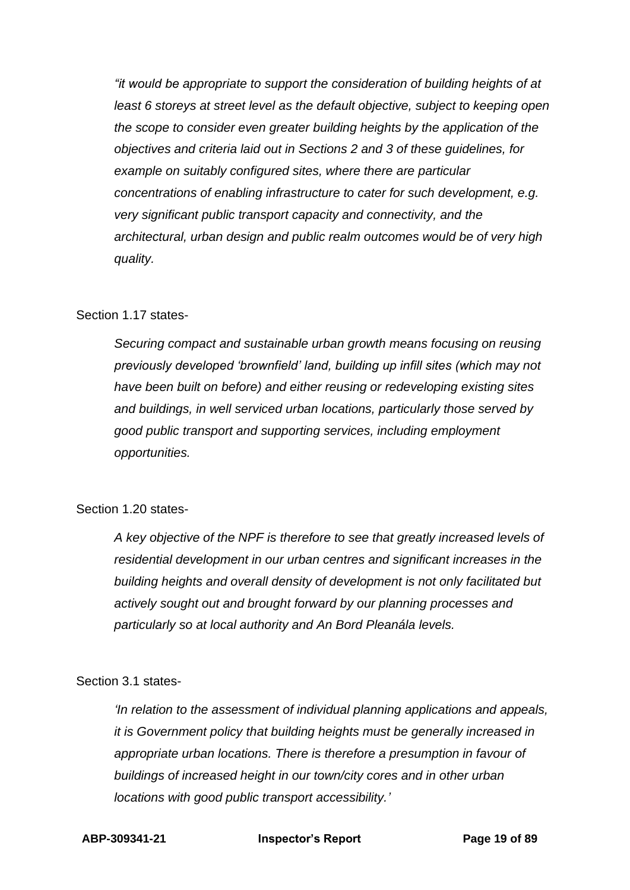*"it would be appropriate to support the consideration of building heights of at least 6 storeys at street level as the default objective, subject to keeping open the scope to consider even greater building heights by the application of the objectives and criteria laid out in Sections 2 and 3 of these guidelines, for example on suitably configured sites, where there are particular concentrations of enabling infrastructure to cater for such development, e.g. very significant public transport capacity and connectivity, and the architectural, urban design and public realm outcomes would be of very high quality.*

Section 1.17 states-

*Securing compact and sustainable urban growth means focusing on reusing previously developed 'brownfield' land, building up infill sites (which may not have been built on before) and either reusing or redeveloping existing sites and buildings, in well serviced urban locations, particularly those served by good public transport and supporting services, including employment opportunities.*

Section 1.20 states-

*A key objective of the NPF is therefore to see that greatly increased levels of residential development in our urban centres and significant increases in the building heights and overall density of development is not only facilitated but actively sought out and brought forward by our planning processes and particularly so at local authority and An Bord Pleanála levels.*

Section 3.1 states-

*'In relation to the assessment of individual planning applications and appeals, it is Government policy that building heights must be generally increased in appropriate urban locations. There is therefore a presumption in favour of buildings of increased height in our town/city cores and in other urban locations with good public transport accessibility.'*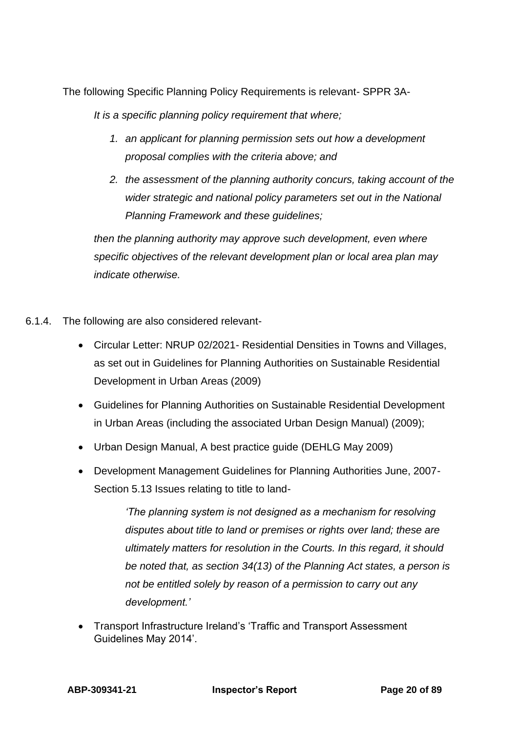The following Specific Planning Policy Requirements is relevant- SPPR 3A-

*It is a specific planning policy requirement that where;*

1. *an applicant for planning permission sets out how a development proposal complies with the criteria above; and*
2. *the assessment of the planning authority concurs, taking account of the wider strategic and national policy parameters set out in the National Planning Framework and these guidelines;*

*then the planning authority may approve such development, even where specific objectives of the relevant development plan or local area plan may indicate otherwise.*

6.1.4. The following are also considered relevant-

- Circular Letter: NRUP 02/2021- Residential Densities in Towns and Villages, as set out in Guidelines for Planning Authorities on Sustainable Residential Development in Urban Areas (2009)
- Guidelines for Planning Authorities on Sustainable Residential Development in Urban Areas (including the associated Urban Design Manual) (2009);
- Urban Design Manual, A best practice guide (DEHLG May 2009)
- Development Management Guidelines for Planning Authorities June, 2007- Section 5.13 Issues relating to title to land-

  *'The planning system is not designed as a mechanism for resolving disputes about title to land or premises or rights over land; these are ultimately matters for resolution in the Courts. In this regard, it should be noted that, as section 34(13) of the Planning Act states, a person is not be entitled solely by reason of a permission to carry out any development.'*

- Transport Infrastructure Ireland's 'Traffic and Transport Assessment Guidelines May 2014'.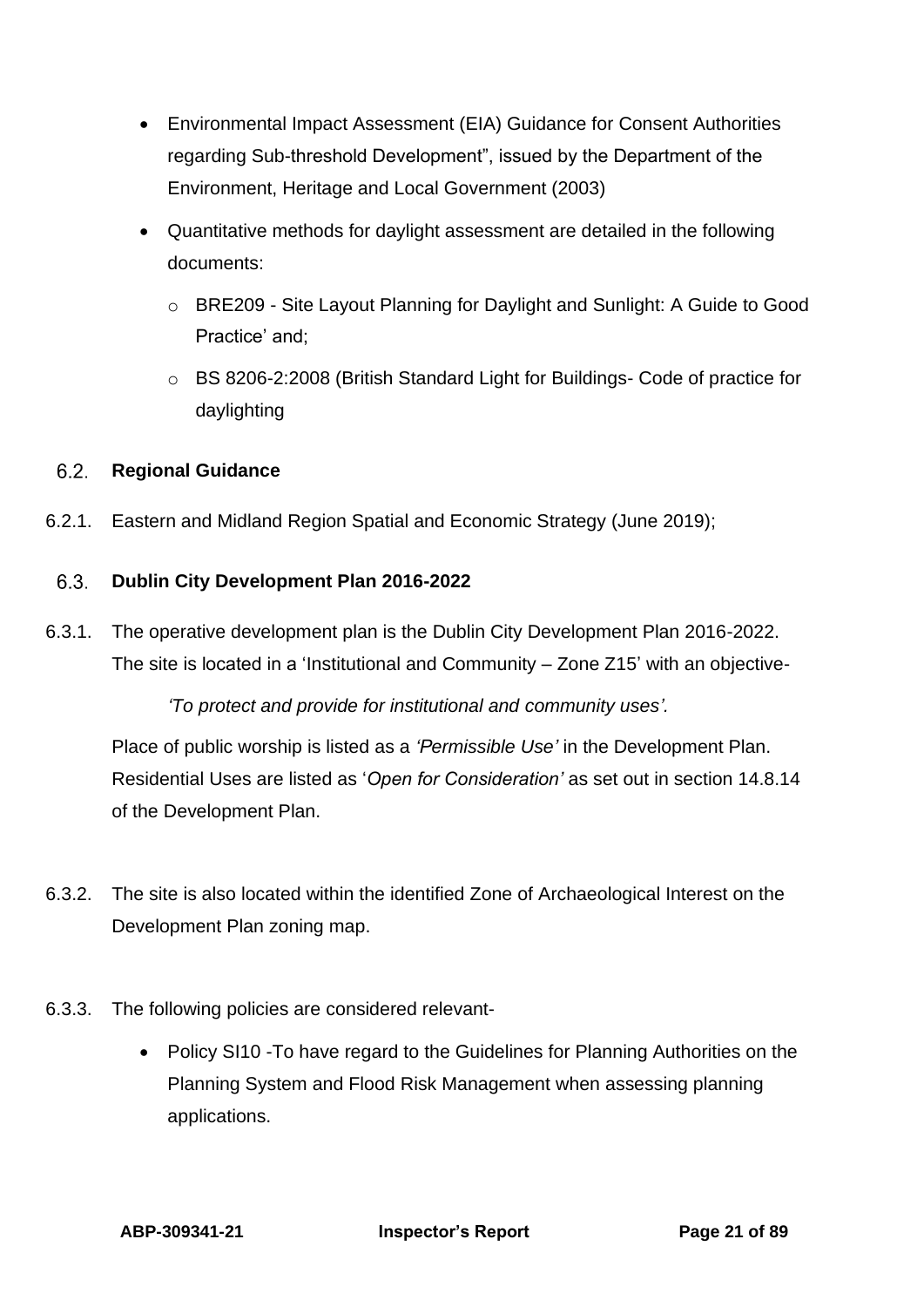- Environmental Impact Assessment (EIA) Guidance for Consent Authorities regarding Sub-threshold Development", issued by the Department of the Environment, Heritage and Local Government (2003)
- Quantitative methods for daylight assessment are detailed in the following documents:
  - BRE209 - Site Layout Planning for Daylight and Sunlight: A Guide to Good Practice' and;
  - BS 8206-2:2008 (British Standard Light for Buildings- Code of practice for daylighting

## 6.2. Regional Guidance

6.2.1. Eastern and Midland Region Spatial and Economic Strategy (June 2019);

## 6.3. Dublin City Development Plan 2016-2022

6.3.1. The operative development plan is the Dublin City Development Plan 2016-2022. The site is located in a 'Institutional and Community – Zone Z15' with an objective-

*'To protect and provide for institutional and community uses'.*

Place of public worship is listed as a *'Permissible Use'* in the Development Plan. Residential Uses are listed as '*Open for Consideration'* as set out in section 14.8.14 of the Development Plan.

6.3.2. The site is also located within the identified Zone of Archaeological Interest on the Development Plan zoning map.

6.3.3. The following policies are considered relevant-

- Policy SI10 -To have regard to the Guidelines for Planning Authorities on the Planning System and Flood Risk Management when assessing planning applications.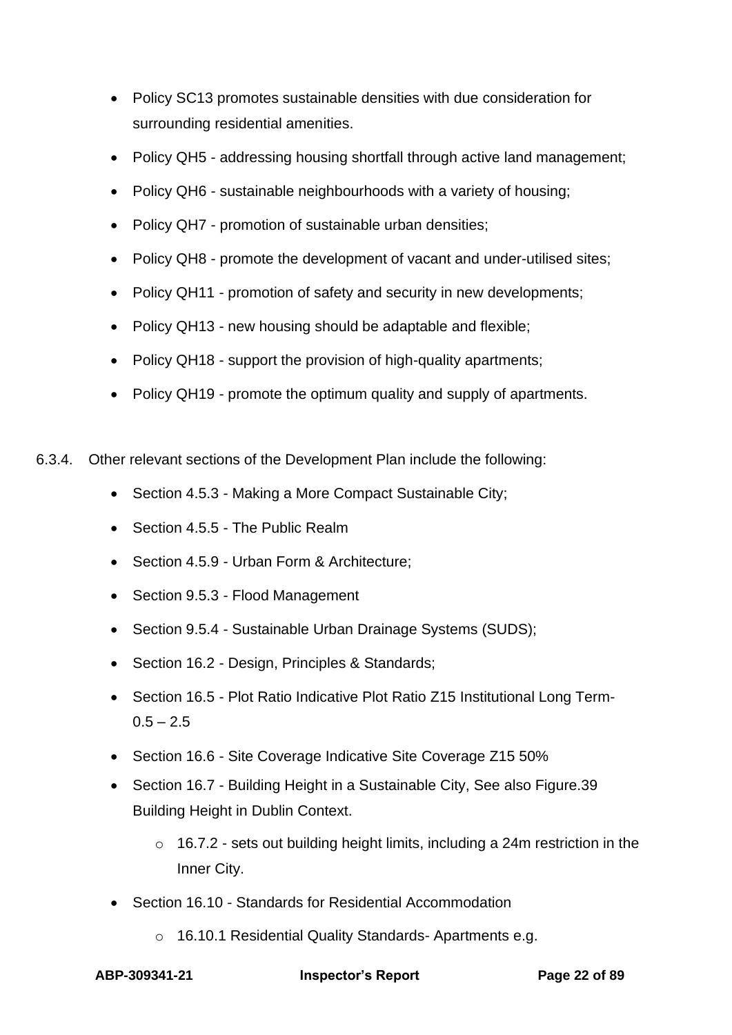- Policy SC13 promotes sustainable densities with due consideration for surrounding residential amenities.
- Policy QH5 - addressing housing shortfall through active land management;
- Policy QH6 - sustainable neighbourhoods with a variety of housing;
- Policy QH7 - promotion of sustainable urban densities;
- Policy QH8 - promote the development of vacant and under-utilised sites;
- Policy QH11 - promotion of safety and security in new developments;
- Policy QH13 - new housing should be adaptable and flexible;
- Policy QH18 - support the provision of high-quality apartments;
- Policy QH19 - promote the optimum quality and supply of apartments.

6.3.4. Other relevant sections of the Development Plan include the following:

- Section 4.5.3 - Making a More Compact Sustainable City;
- Section 4.5.5 - The Public Realm
- Section 4.5.9 - Urban Form & Architecture;
- Section 9.5.3 - Flood Management
- Section 9.5.4 - Sustainable Urban Drainage Systems (SUDS);
- Section 16.2 - Design, Principles & Standards;
- Section 16.5 - Plot Ratio Indicative Plot Ratio Z15 Institutional Long Term- 0.5 – 2.5
- Section 16.6 - Site Coverage Indicative Site Coverage Z15 50%
- Section 16.7 - Building Height in a Sustainable City, See also Figure.39 Building Height in Dublin Context.
  - 16.7.2 - sets out building height limits, including a 24m restriction in the Inner City.
- Section 16.10 - Standards for Residential Accommodation
  - 16.10.1 Residential Quality Standards- Apartments e.g.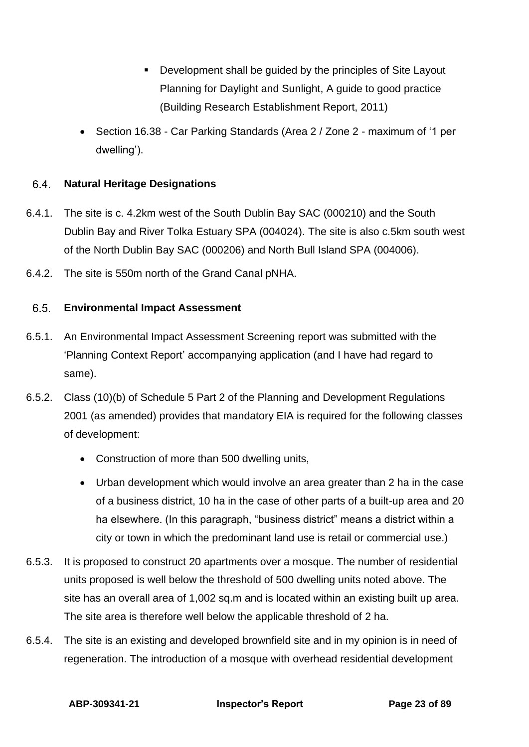- Development shall be guided by the principles of Site Layout Planning for Daylight and Sunlight, A guide to good practice (Building Research Establishment Report, 2011)

- Section 16.38 - Car Parking Standards (Area 2 / Zone 2 - maximum of '1 per dwelling').

### 6.4. Natural Heritage Designations

6.4.1. The site is c. 4.2km west of the South Dublin Bay SAC (000210) and the South Dublin Bay and River Tolka Estuary SPA (004024). The site is also c.5km south west of the North Dublin Bay SAC (000206) and North Bull Island SPA (004006).

6.4.2. The site is 550m north of the Grand Canal pNHA.

### 6.5. Environmental Impact Assessment

6.5.1. An Environmental Impact Assessment Screening report was submitted with the 'Planning Context Report' accompanying application (and I have had regard to same).

6.5.2. Class (10)(b) of Schedule 5 Part 2 of the Planning and Development Regulations 2001 (as amended) provides that mandatory EIA is required for the following classes of development:

- Construction of more than 500 dwelling units,
- Urban development which would involve an area greater than 2 ha in the case of a business district, 10 ha in the case of other parts of a built-up area and 20 ha elsewhere. (In this paragraph, "business district" means a district within a city or town in which the predominant land use is retail or commercial use.)

6.5.3. It is proposed to construct 20 apartments over a mosque. The number of residential units proposed is well below the threshold of 500 dwelling units noted above. The site has an overall area of 1,002 sq.m and is located within an existing built up area. The site area is therefore well below the applicable threshold of 2 ha.

6.5.4. The site is an existing and developed brownfield site and in my opinion is in need of regeneration. The introduction of a mosque with overhead residential development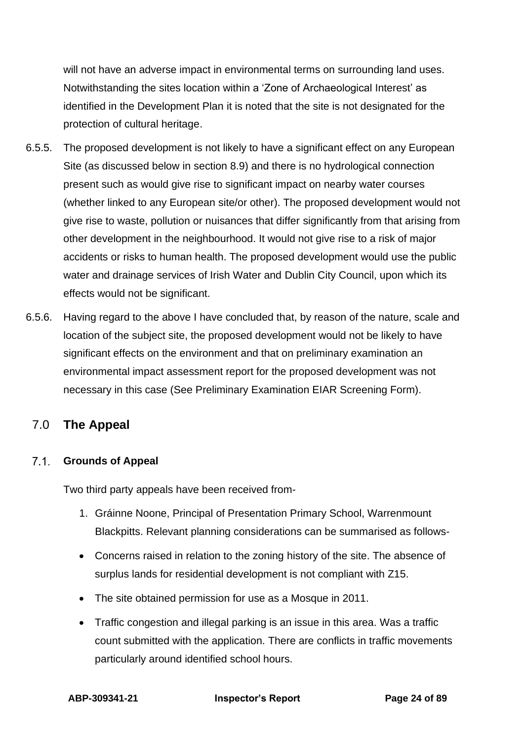will not have an adverse impact in environmental terms on surrounding land uses. Notwithstanding the sites location within a 'Zone of Archaeological Interest' as identified in the Development Plan it is noted that the site is not designated for the protection of cultural heritage.

6.5.5. The proposed development is not likely to have a significant effect on any European Site (as discussed below in section 8.9) and there is no hydrological connection present such as would give rise to significant impact on nearby water courses (whether linked to any European site/or other). The proposed development would not give rise to waste, pollution or nuisances that differ significantly from that arising from other development in the neighbourhood. It would not give rise to a risk of major accidents or risks to human health. The proposed development would use the public water and drainage services of Irish Water and Dublin City Council, upon which its effects would not be significant.

6.5.6. Having regard to the above I have concluded that, by reason of the nature, scale and location of the subject site, the proposed development would not be likely to have significant effects on the environment and that on preliminary examination an environmental impact assessment report for the proposed development was not necessary in this case (See Preliminary Examination EIAR Screening Form).

## 7.0 The Appeal

### 7.1. Grounds of Appeal

Two third party appeals have been received from-

1. Gráinne Noone, Principal of Presentation Primary School, Warrenmount Blackpitts. Relevant planning considerations can be summarised as follows-

- Concerns raised in relation to the zoning history of the site. The absence of surplus lands for residential development is not compliant with Z15.
- The site obtained permission for use as a Mosque in 2011.
- Traffic congestion and illegal parking is an issue in this area. Was a traffic count submitted with the application. There are conflicts in traffic movements particularly around identified school hours.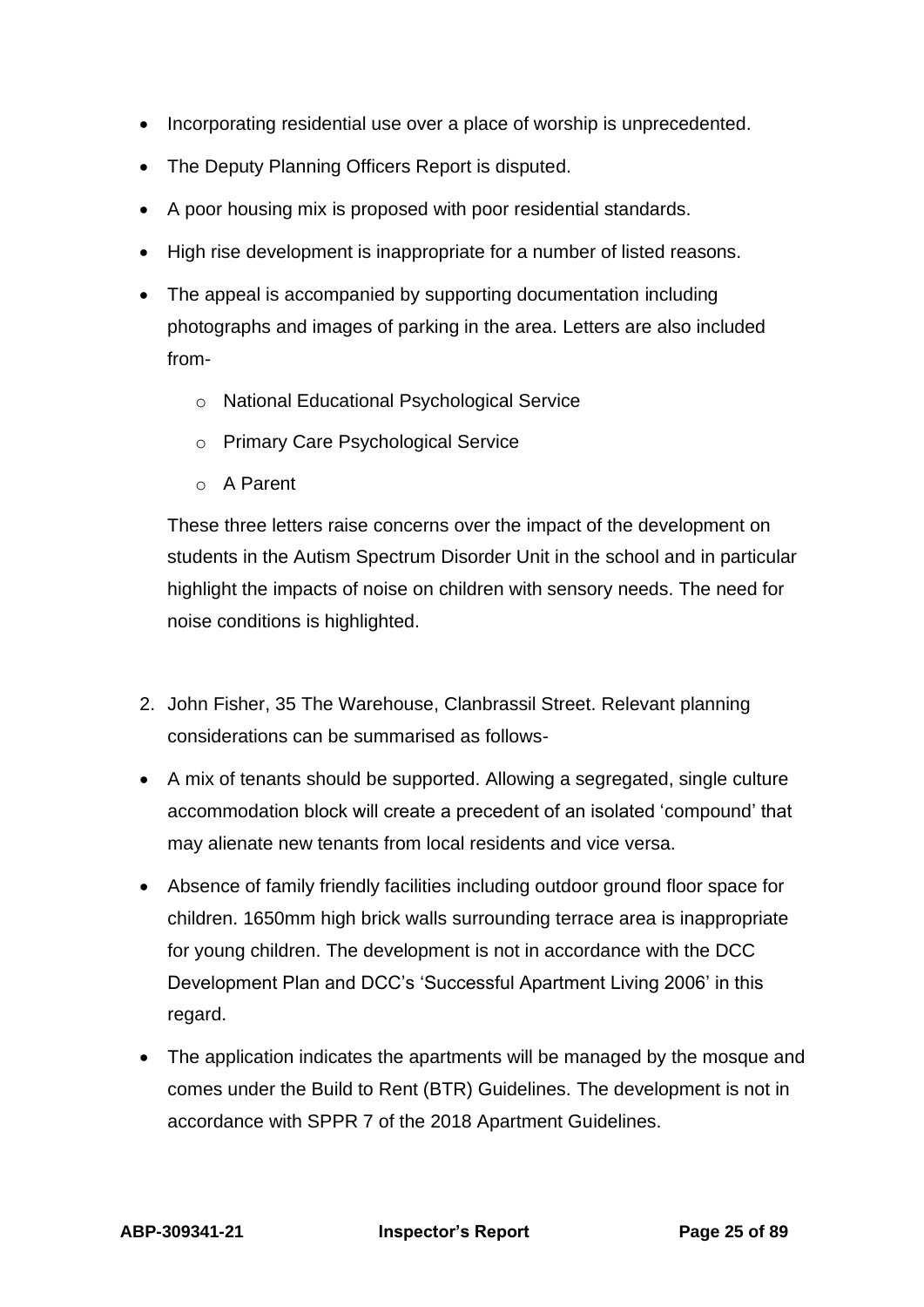- Incorporating residential use over a place of worship is unprecedented.
- The Deputy Planning Officers Report is disputed.
- A poor housing mix is proposed with poor residential standards.
- High rise development is inappropriate for a number of listed reasons.
- The appeal is accompanied by supporting documentation including photographs and images of parking in the area. Letters are also included from-
    - National Educational Psychological Service
    - Primary Care Psychological Service
    - A Parent

  These three letters raise concerns over the impact of the development on students in the Autism Spectrum Disorder Unit in the school and in particular highlight the impacts of noise on children with sensory needs. The need for noise conditions is highlighted.

2. John Fisher, 35 The Warehouse, Clanbrassil Street. Relevant planning considerations can be summarised as follows-

- A mix of tenants should be supported. Allowing a segregated, single culture accommodation block will create a precedent of an isolated 'compound' that may alienate new tenants from local residents and vice versa.
- Absence of family friendly facilities including outdoor ground floor space for children. 1650mm high brick walls surrounding terrace area is inappropriate for young children. The development is not in accordance with the DCC Development Plan and DCC's 'Successful Apartment Living 2006' in this regard.
- The application indicates the apartments will be managed by the mosque and comes under the Build to Rent (BTR) Guidelines. The development is not in accordance with SPPR 7 of the 2018 Apartment Guidelines.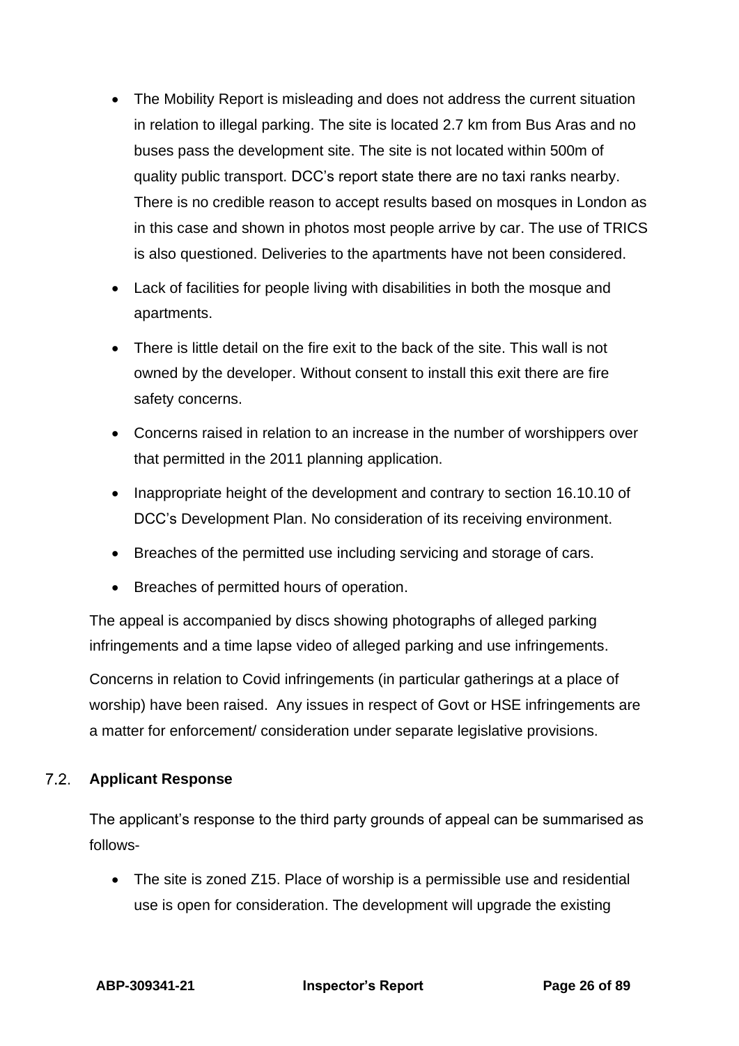- The Mobility Report is misleading and does not address the current situation in relation to illegal parking. The site is located 2.7 km from Bus Aras and no buses pass the development site. The site is not located within 500m of quality public transport. DCC's report state there are no taxi ranks nearby. There is no credible reason to accept results based on mosques in London as in this case and shown in photos most people arrive by car. The use of TRICS is also questioned. Deliveries to the apartments have not been considered.
- Lack of facilities for people living with disabilities in both the mosque and apartments.
- There is little detail on the fire exit to the back of the site. This wall is not owned by the developer. Without consent to install this exit there are fire safety concerns.
- Concerns raised in relation to an increase in the number of worshippers over that permitted in the 2011 planning application.
- Inappropriate height of the development and contrary to section 16.10.10 of DCC's Development Plan. No consideration of its receiving environment.
- Breaches of the permitted use including servicing and storage of cars.
- Breaches of permitted hours of operation.

The appeal is accompanied by discs showing photographs of alleged parking infringements and a time lapse video of alleged parking and use infringements.

Concerns in relation to Covid infringements (in particular gatherings at a place of worship) have been raised. Any issues in respect of Govt or HSE infringements are a matter for enforcement/ consideration under separate legislative provisions.

## 7.2. Applicant Response

The applicant's response to the third party grounds of appeal can be summarised as follows-

- The site is zoned Z15. Place of worship is a permissible use and residential use is open for consideration. The development will upgrade the existing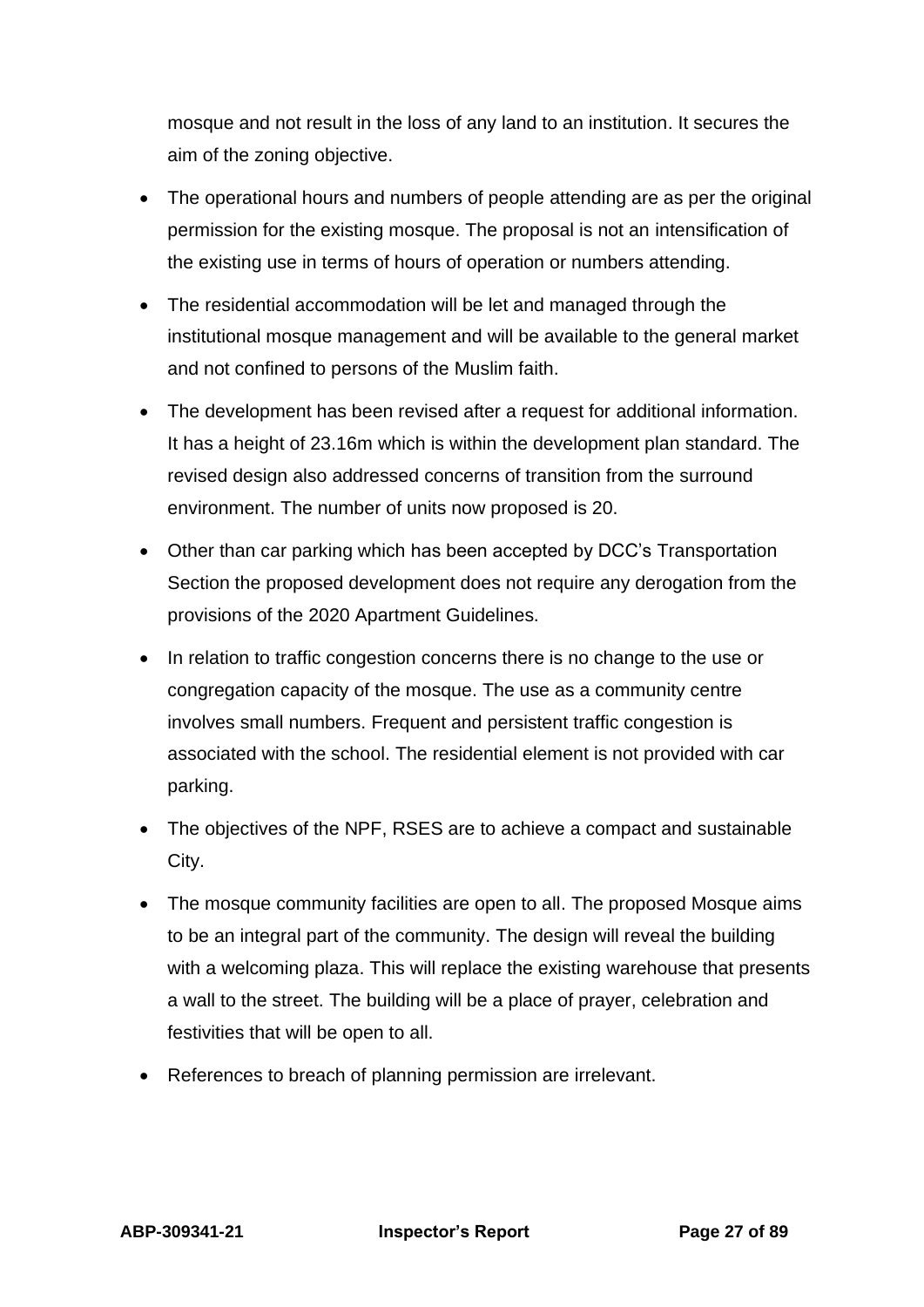mosque and not result in the loss of any land to an institution. It secures the aim of the zoning objective.

- The operational hours and numbers of people attending are as per the original permission for the existing mosque. The proposal is not an intensification of the existing use in terms of hours of operation or numbers attending.
- The residential accommodation will be let and managed through the institutional mosque management and will be available to the general market and not confined to persons of the Muslim faith.
- The development has been revised after a request for additional information. It has a height of 23.16m which is within the development plan standard. The revised design also addressed concerns of transition from the surround environment. The number of units now proposed is 20.
- Other than car parking which has been accepted by DCC's Transportation Section the proposed development does not require any derogation from the provisions of the 2020 Apartment Guidelines.
- In relation to traffic congestion concerns there is no change to the use or congregation capacity of the mosque. The use as a community centre involves small numbers. Frequent and persistent traffic congestion is associated with the school. The residential element is not provided with car parking.
- The objectives of the NPF, RSES are to achieve a compact and sustainable City.
- The mosque community facilities are open to all. The proposed Mosque aims to be an integral part of the community. The design will reveal the building with a welcoming plaza. This will replace the existing warehouse that presents a wall to the street. The building will be a place of prayer, celebration and festivities that will be open to all.
- References to breach of planning permission are irrelevant.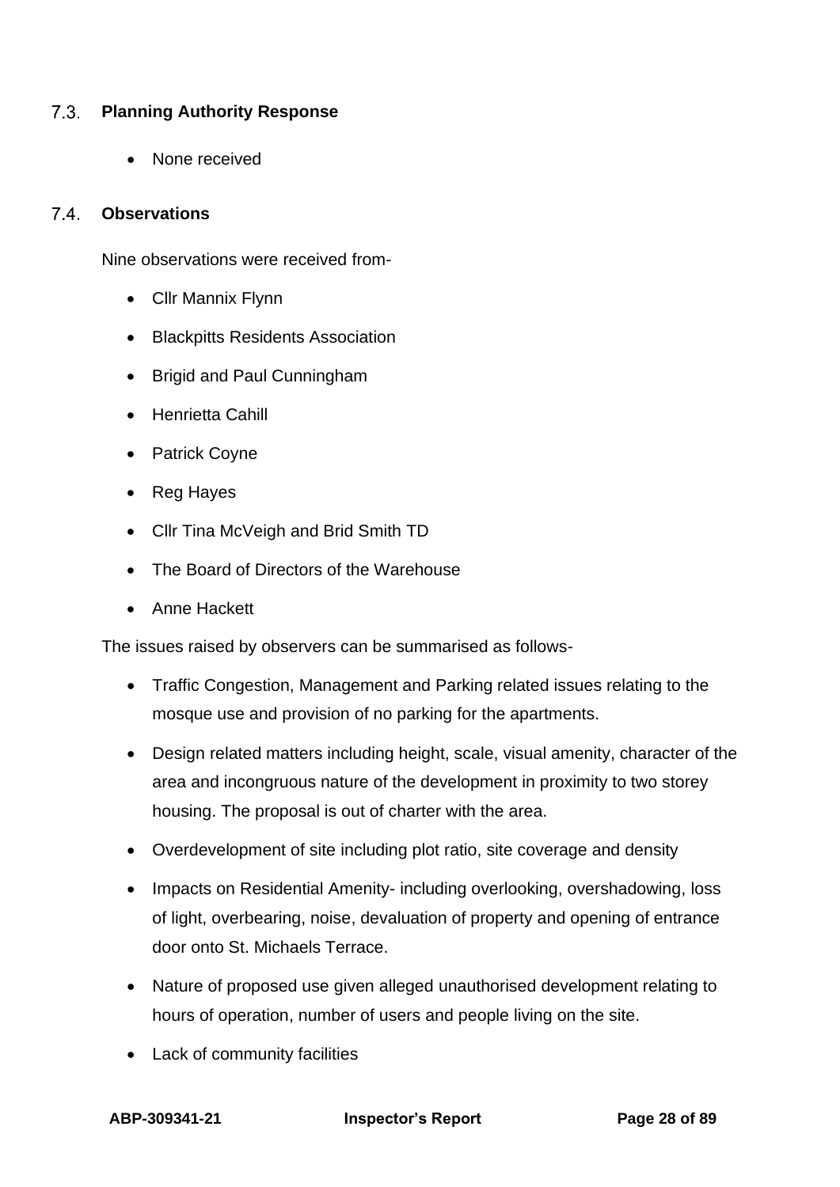## 7.3. Planning Authority Response

- None received

## 7.4. Observations

Nine observations were received from-

- Cllr Mannix Flynn
- Blackpitts Residents Association
- Brigid and Paul Cunningham
- Henrietta Cahill
- Patrick Coyne
- Reg Hayes
- Cllr Tina McVeigh and Brid Smith TD
- The Board of Directors of the Warehouse
- Anne Hackett

The issues raised by observers can be summarised as follows-

- Traffic Congestion, Management and Parking related issues relating to the mosque use and provision of no parking for the apartments.
- Design related matters including height, scale, visual amenity, character of the area and incongruous nature of the development in proximity to two storey housing. The proposal is out of charter with the area.
- Overdevelopment of site including plot ratio, site coverage and density
- Impacts on Residential Amenity- including overlooking, overshadowing, loss of light, overbearing, noise, devaluation of property and opening of entrance door onto St. Michaels Terrace.
- Nature of proposed use given alleged unauthorised development relating to hours of operation, number of users and people living on the site.
- Lack of community facilities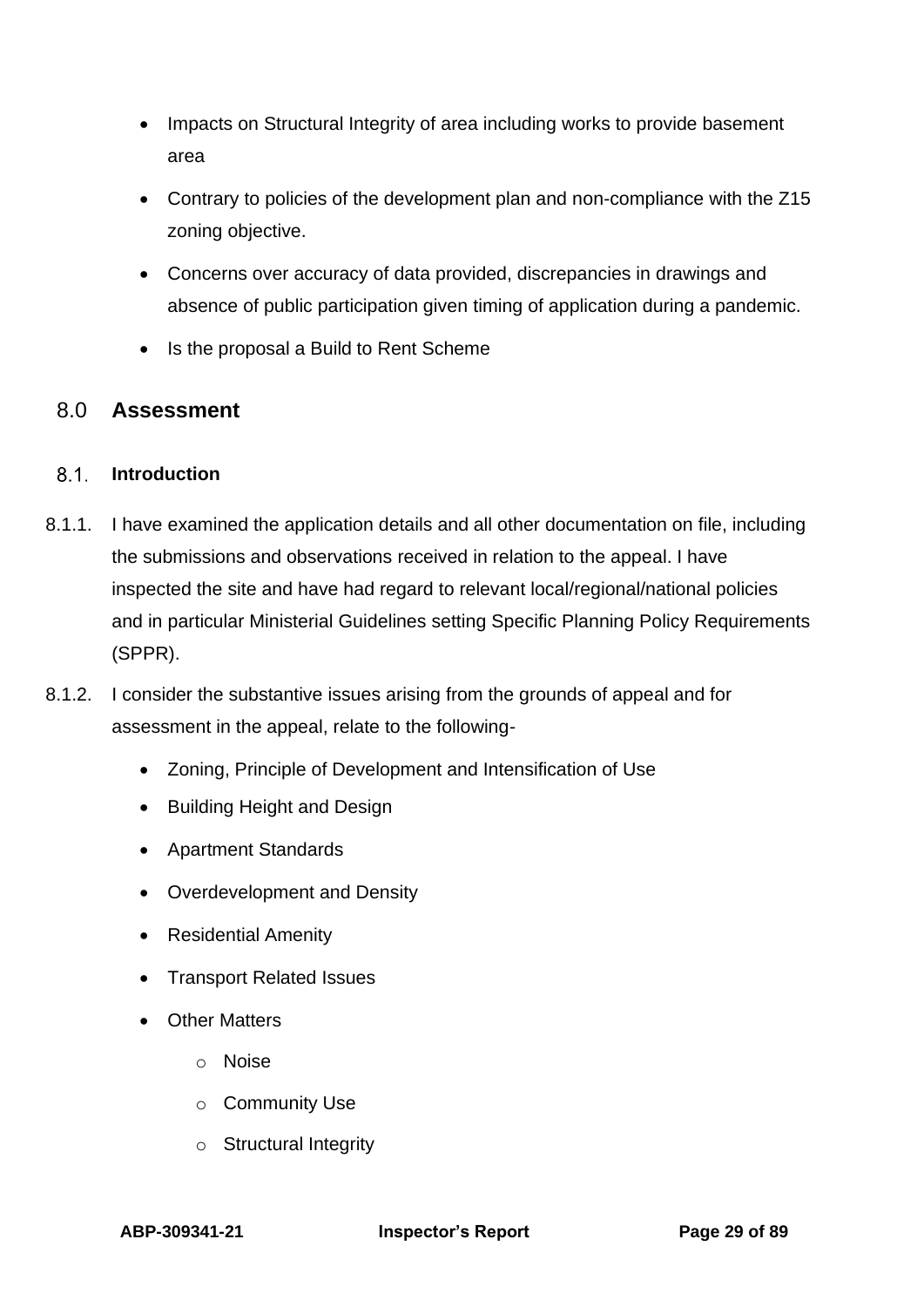- Impacts on Structural Integrity of area including works to provide basement area
- Contrary to policies of the development plan and non-compliance with the Z15 zoning objective.
- Concerns over accuracy of data provided, discrepancies in drawings and absence of public participation given timing of application during a pandemic.
- Is the proposal a Build to Rent Scheme

## 8.0 Assessment

### 8.1. Introduction

8.1.1. I have examined the application details and all other documentation on file, including the submissions and observations received in relation to the appeal. I have inspected the site and have had regard to relevant local/regional/national policies and in particular Ministerial Guidelines setting Specific Planning Policy Requirements (SPPR).

8.1.2. I consider the substantive issues arising from the grounds of appeal and for assessment in the appeal, relate to the following-

- Zoning, Principle of Development and Intensification of Use
- Building Height and Design
- Apartment Standards
- Overdevelopment and Density
- Residential Amenity
- Transport Related Issues
- Other Matters
    - Noise
    - Community Use
    - Structural Integrity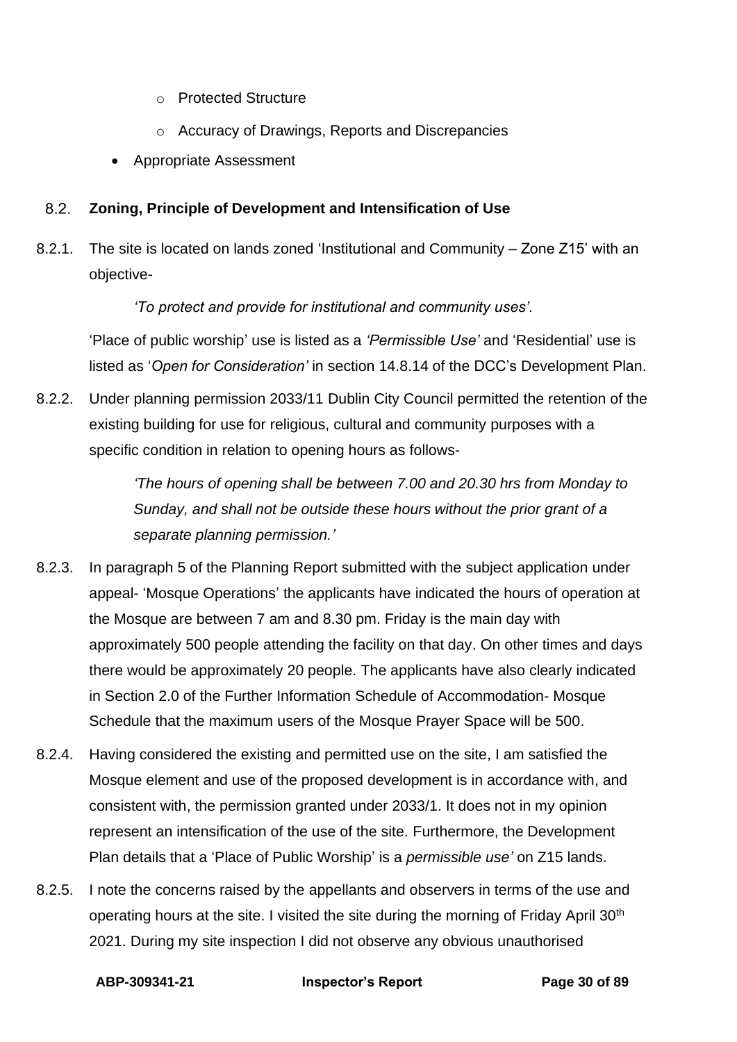- Protected Structure
   - Accuracy of Drawings, Reports and Discrepancies
- Appropriate Assessment

### 8.2. Zoning, Principle of Development and Intensification of Use

8.2.1. The site is located on lands zoned 'Institutional and Community – Zone Z15' with an objective-

*'To protect and provide for institutional and community uses'.*

'Place of public worship' use is listed as a *'Permissible Use'* and 'Residential' use is listed as '*Open for Consideration'* in section 14.8.14 of the DCC's Development Plan.

8.2.2. Under planning permission 2033/11 Dublin City Council permitted the retention of the existing building for use for religious, cultural and community purposes with a specific condition in relation to opening hours as follows-

*'The hours of opening shall be between 7.00 and 20.30 hrs from Monday to Sunday, and shall not be outside these hours without the prior grant of a separate planning permission.'*

8.2.3. In paragraph 5 of the Planning Report submitted with the subject application under appeal- 'Mosque Operations' the applicants have indicated the hours of operation at the Mosque are between 7 am and 8.30 pm. Friday is the main day with approximately 500 people attending the facility on that day. On other times and days there would be approximately 20 people. The applicants have also clearly indicated in Section 2.0 of the Further Information Schedule of Accommodation- Mosque Schedule that the maximum users of the Mosque Prayer Space will be 500.

8.2.4. Having considered the existing and permitted use on the site, I am satisfied the Mosque element and use of the proposed development is in accordance with, and consistent with, the permission granted under 2033/1. It does not in my opinion represent an intensification of the use of the site. Furthermore, the Development Plan details that a 'Place of Public Worship' is a *permissible use'* on Z15 lands.

8.2.5. I note the concerns raised by the appellants and observers in terms of the use and operating hours at the site. I visited the site during the morning of Friday April 30th 2021. During my site inspection I did not observe any obvious unauthorised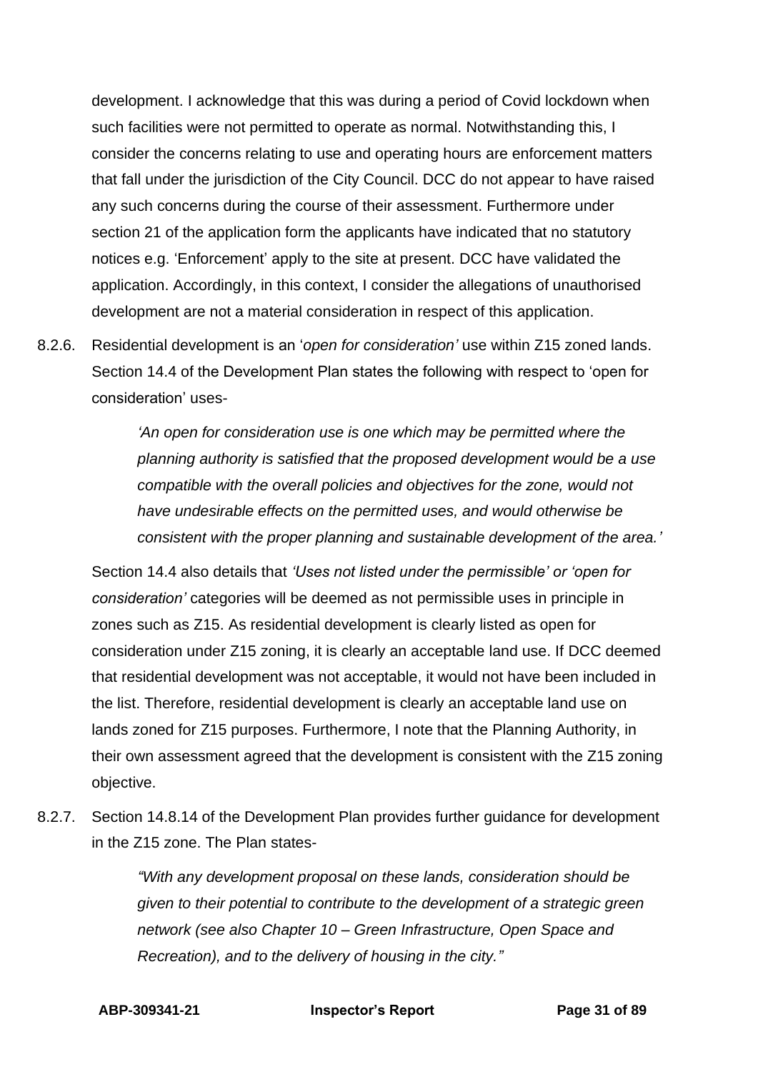development. I acknowledge that this was during a period of Covid lockdown when such facilities were not permitted to operate as normal. Notwithstanding this, I consider the concerns relating to use and operating hours are enforcement matters that fall under the jurisdiction of the City Council. DCC do not appear to have raised any such concerns during the course of their assessment. Furthermore under section 21 of the application form the applicants have indicated that no statutory notices e.g. 'Enforcement' apply to the site at present. DCC have validated the application. Accordingly, in this context, I consider the allegations of unauthorised development are not a material consideration in respect of this application.

8.2.6. Residential development is an '*open for consideration'* use within Z15 zoned lands. Section 14.4 of the Development Plan states the following with respect to 'open for consideration' uses-

> *'An open for consideration use is one which may be permitted where the planning authority is satisfied that the proposed development would be a use compatible with the overall policies and objectives for the zone, would not have undesirable effects on the permitted uses, and would otherwise be consistent with the proper planning and sustainable development of the area.'*

Section 14.4 also details that *'Uses not listed under the permissible' or 'open for consideration'* categories will be deemed as not permissible uses in principle in zones such as Z15. As residential development is clearly listed as open for consideration under Z15 zoning, it is clearly an acceptable land use. If DCC deemed that residential development was not acceptable, it would not have been included in the list. Therefore, residential development is clearly an acceptable land use on lands zoned for Z15 purposes. Furthermore, I note that the Planning Authority, in their own assessment agreed that the development is consistent with the Z15 zoning objective.

8.2.7. Section 14.8.14 of the Development Plan provides further guidance for development in the Z15 zone. The Plan states-

> *"With any development proposal on these lands, consideration should be given to their potential to contribute to the development of a strategic green network (see also Chapter 10 – Green Infrastructure, Open Space and Recreation), and to the delivery of housing in the city."*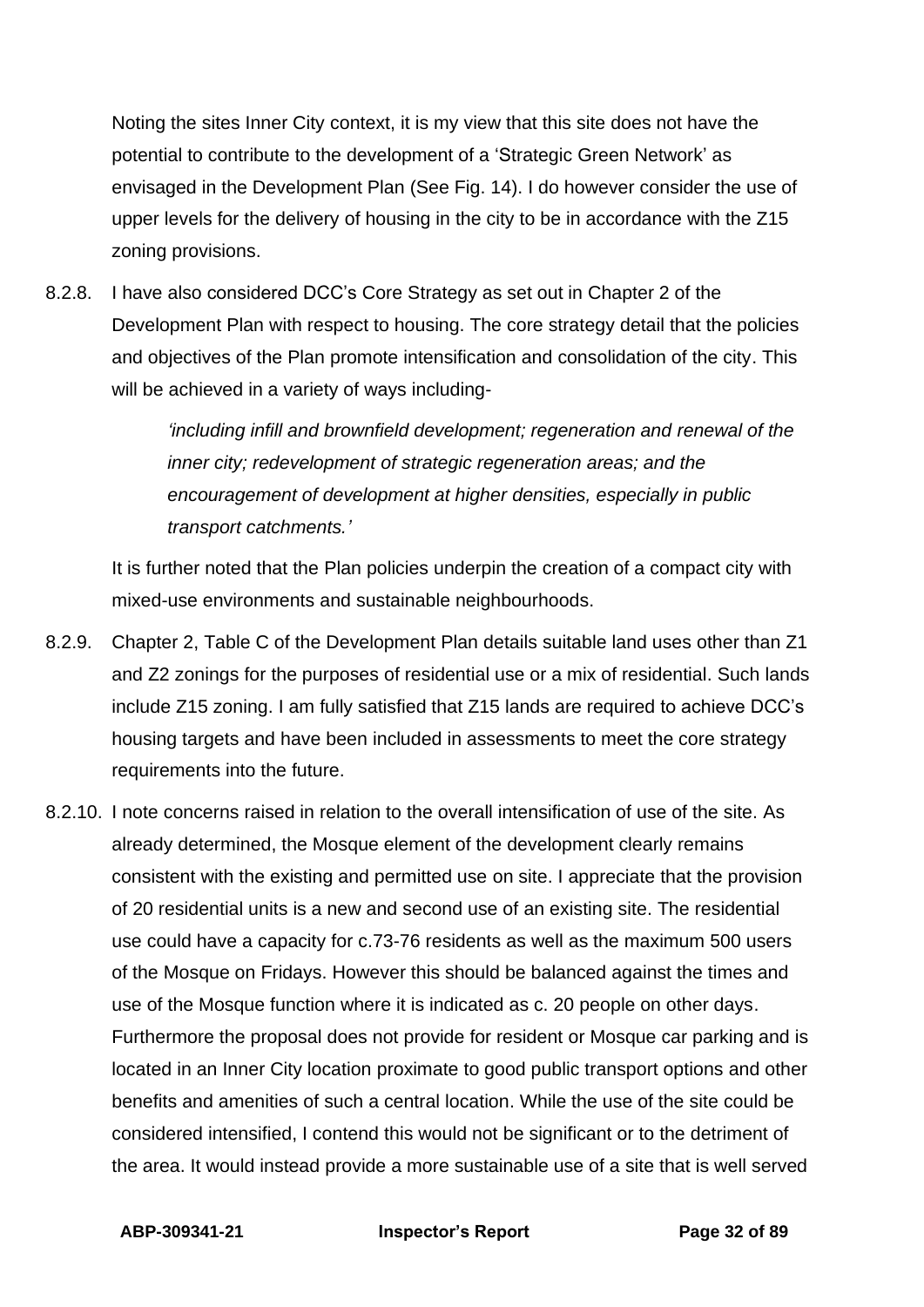Noting the sites Inner City context, it is my view that this site does not have the potential to contribute to the development of a 'Strategic Green Network' as envisaged in the Development Plan (See Fig. 14). I do however consider the use of upper levels for the delivery of housing in the city to be in accordance with the Z15 zoning provisions.

8.2.8. I have also considered DCC's Core Strategy as set out in Chapter 2 of the Development Plan with respect to housing. The core strategy detail that the policies and objectives of the Plan promote intensification and consolidation of the city. This will be achieved in a variety of ways including-

> *'including infill and brownfield development; regeneration and renewal of the inner city; redevelopment of strategic regeneration areas; and the encouragement of development at higher densities, especially in public transport catchments.'*

It is further noted that the Plan policies underpin the creation of a compact city with mixed-use environments and sustainable neighbourhoods.

8.2.9. Chapter 2, Table C of the Development Plan details suitable land uses other than Z1 and Z2 zonings for the purposes of residential use or a mix of residential. Such lands include Z15 zoning. I am fully satisfied that Z15 lands are required to achieve DCC's housing targets and have been included in assessments to meet the core strategy requirements into the future.

8.2.10. I note concerns raised in relation to the overall intensification of use of the site. As already determined, the Mosque element of the development clearly remains consistent with the existing and permitted use on site. I appreciate that the provision of 20 residential units is a new and second use of an existing site. The residential use could have a capacity for c.73-76 residents as well as the maximum 500 users of the Mosque on Fridays. However this should be balanced against the times and use of the Mosque function where it is indicated as c. 20 people on other days. Furthermore the proposal does not provide for resident or Mosque car parking and is located in an Inner City location proximate to good public transport options and other benefits and amenities of such a central location. While the use of the site could be considered intensified, I contend this would not be significant or to the detriment of the area. It would instead provide a more sustainable use of a site that is well served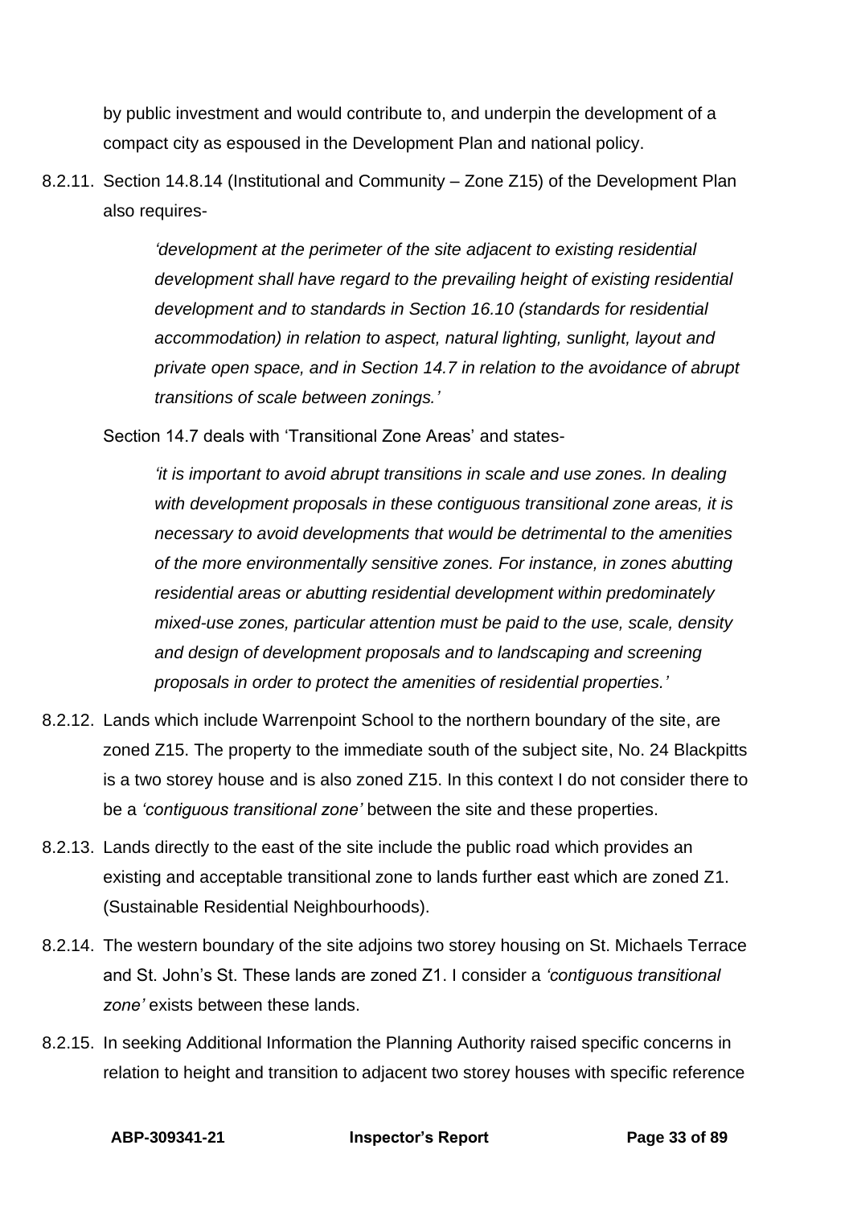by public investment and would contribute to, and underpin the development of a compact city as espoused in the Development Plan and national policy.

8.2.11. Section 14.8.14 (Institutional and Community – Zone Z15) of the Development Plan also requires-

> *'development at the perimeter of the site adjacent to existing residential development shall have regard to the prevailing height of existing residential development and to standards in Section 16.10 (standards for residential accommodation) in relation to aspect, natural lighting, sunlight, layout and private open space, and in Section 14.7 in relation to the avoidance of abrupt transitions of scale between zonings.'*

Section 14.7 deals with 'Transitional Zone Areas' and states-

> *'it is important to avoid abrupt transitions in scale and use zones. In dealing with development proposals in these contiguous transitional zone areas, it is necessary to avoid developments that would be detrimental to the amenities of the more environmentally sensitive zones. For instance, in zones abutting residential areas or abutting residential development within predominately mixed-use zones, particular attention must be paid to the use, scale, density and design of development proposals and to landscaping and screening proposals in order to protect the amenities of residential properties.'*

8.2.12. Lands which include Warrenpoint School to the northern boundary of the site, are zoned Z15. The property to the immediate south of the subject site, No. 24 Blackpitts is a two storey house and is also zoned Z15. In this context I do not consider there to be a *'contiguous transitional zone'* between the site and these properties.

8.2.13. Lands directly to the east of the site include the public road which provides an existing and acceptable transitional zone to lands further east which are zoned Z1. (Sustainable Residential Neighbourhoods).

8.2.14. The western boundary of the site adjoins two storey housing on St. Michaels Terrace and St. John's St. These lands are zoned Z1. I consider a *'contiguous transitional zone'* exists between these lands.

8.2.15. In seeking Additional Information the Planning Authority raised specific concerns in relation to height and transition to adjacent two storey houses with specific reference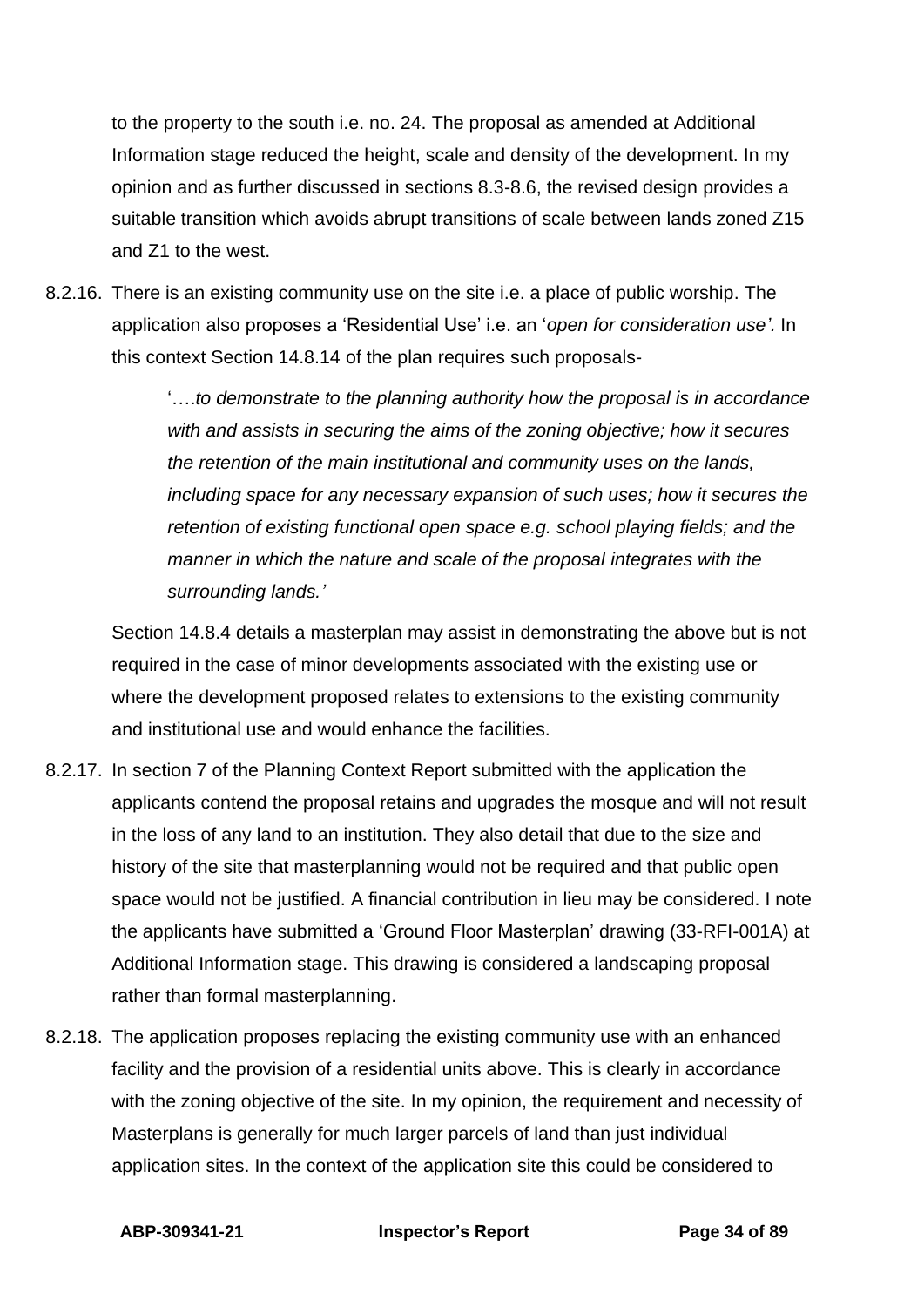to the property to the south i.e. no. 24. The proposal as amended at Additional Information stage reduced the height, scale and density of the development. In my opinion and as further discussed in sections 8.3-8.6, the revised design provides a suitable transition which avoids abrupt transitions of scale between lands zoned Z15 and Z1 to the west.

8.2.16. There is an existing community use on the site i.e. a place of public worship. The application also proposes a 'Residential Use' i.e. an '*open for consideration use'.* In this context Section 14.8.14 of the plan requires such proposals-

> '….*to demonstrate to the planning authority how the proposal is in accordance with and assists in securing the aims of the zoning objective; how it secures the retention of the main institutional and community uses on the lands, including space for any necessary expansion of such uses; how it secures the retention of existing functional open space e.g. school playing fields; and the manner in which the nature and scale of the proposal integrates with the surrounding lands.'*

Section 14.8.4 details a masterplan may assist in demonstrating the above but is not required in the case of minor developments associated with the existing use or where the development proposed relates to extensions to the existing community and institutional use and would enhance the facilities.

8.2.17. In section 7 of the Planning Context Report submitted with the application the applicants contend the proposal retains and upgrades the mosque and will not result in the loss of any land to an institution. They also detail that due to the size and history of the site that masterplanning would not be required and that public open space would not be justified. A financial contribution in lieu may be considered. I note the applicants have submitted a 'Ground Floor Masterplan' drawing (33-RFI-001A) at Additional Information stage. This drawing is considered a landscaping proposal rather than formal masterplanning.

8.2.18. The application proposes replacing the existing community use with an enhanced facility and the provision of a residential units above. This is clearly in accordance with the zoning objective of the site. In my opinion, the requirement and necessity of Masterplans is generally for much larger parcels of land than just individual application sites. In the context of the application site this could be considered to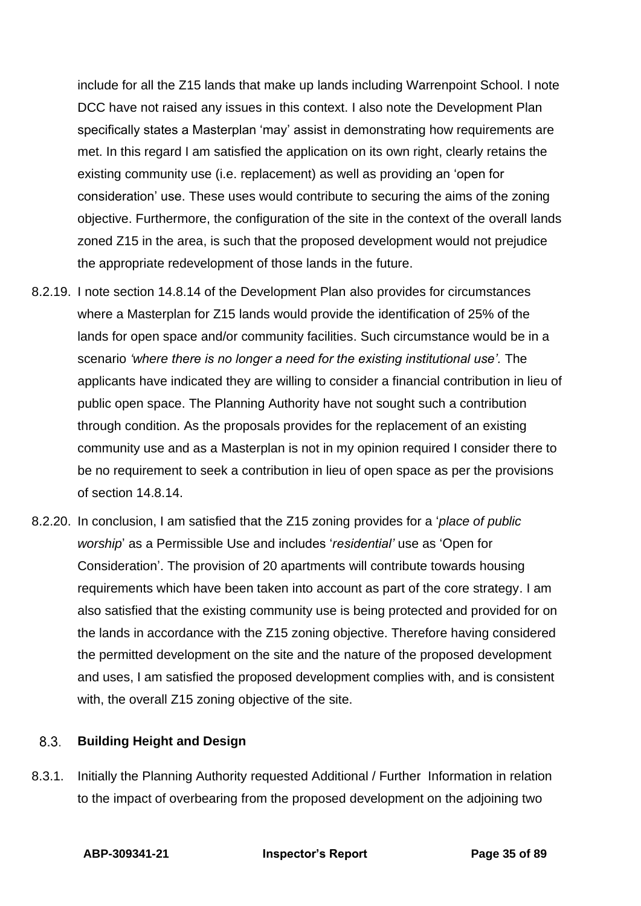include for all the Z15 lands that make up lands including Warrenpoint School. I note DCC have not raised any issues in this context. I also note the Development Plan specifically states a Masterplan 'may' assist in demonstrating how requirements are met. In this regard I am satisfied the application on its own right, clearly retains the existing community use (i.e. replacement) as well as providing an 'open for consideration' use. These uses would contribute to securing the aims of the zoning objective. Furthermore, the configuration of the site in the context of the overall lands zoned Z15 in the area, is such that the proposed development would not prejudice the appropriate redevelopment of those lands in the future.

8.2.19. I note section 14.8.14 of the Development Plan also provides for circumstances where a Masterplan for Z15 lands would provide the identification of 25% of the lands for open space and/or community facilities. Such circumstance would be in a scenario *'where there is no longer a need for the existing institutional use'.* The applicants have indicated they are willing to consider a financial contribution in lieu of public open space. The Planning Authority have not sought such a contribution through condition. As the proposals provides for the replacement of an existing community use and as a Masterplan is not in my opinion required I consider there to be no requirement to seek a contribution in lieu of open space as per the provisions of section 14.8.14.

8.2.20. In conclusion, I am satisfied that the Z15 zoning provides for a '*place of public worship*' as a Permissible Use and includes '*residential'* use as 'Open for Consideration'. The provision of 20 apartments will contribute towards housing requirements which have been taken into account as part of the core strategy. I am also satisfied that the existing community use is being protected and provided for on the lands in accordance with the Z15 zoning objective. Therefore having considered the permitted development on the site and the nature of the proposed development and uses, I am satisfied the proposed development complies with, and is consistent with, the overall Z15 zoning objective of the site.

## 8.3. Building Height and Design

8.3.1. Initially the Planning Authority requested Additional / Further Information in relation to the impact of overbearing from the proposed development on the adjoining two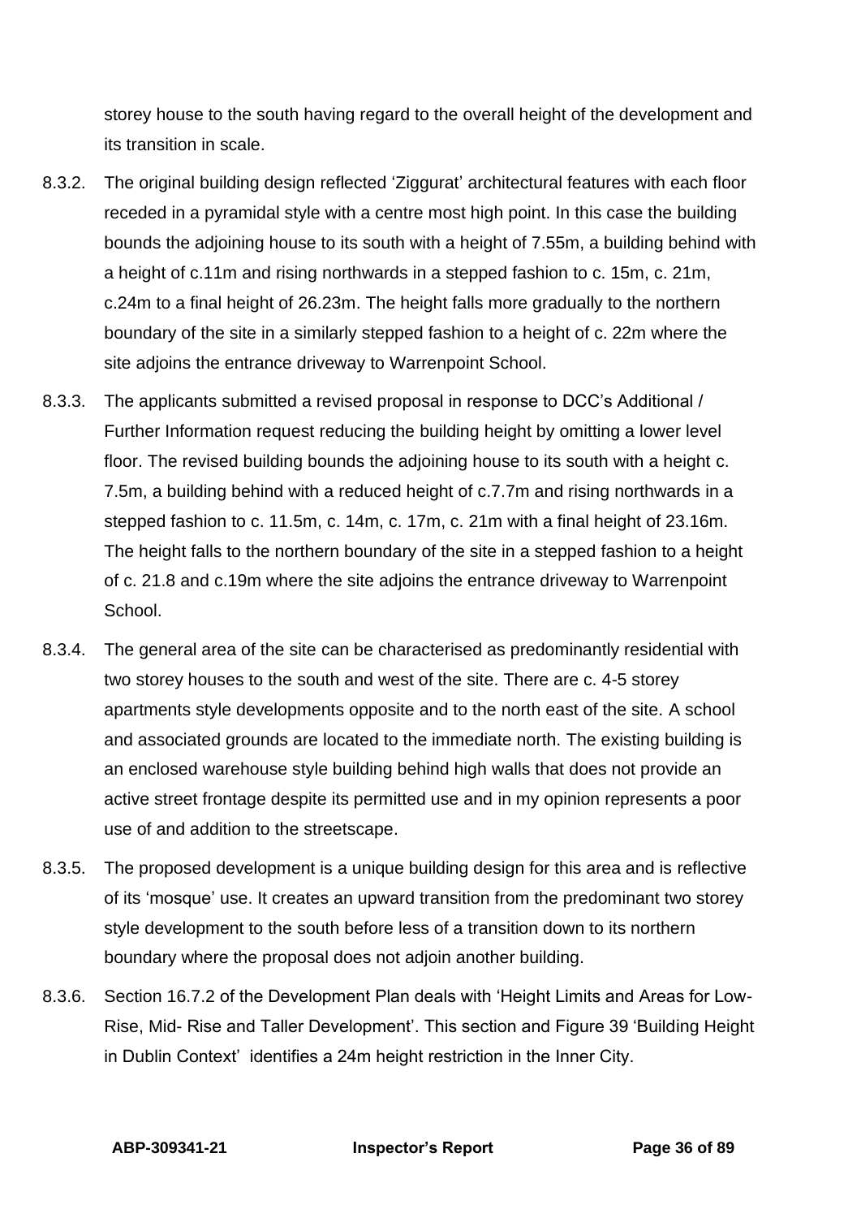storey house to the south having regard to the overall height of the development and its transition in scale.

8.3.2. The original building design reflected 'Ziggurat' architectural features with each floor receded in a pyramidal style with a centre most high point. In this case the building bounds the adjoining house to its south with a height of 7.55m, a building behind with a height of c.11m and rising northwards in a stepped fashion to c. 15m, c. 21m, c.24m to a final height of 26.23m. The height falls more gradually to the northern boundary of the site in a similarly stepped fashion to a height of c. 22m where the site adjoins the entrance driveway to Warrenpoint School.

8.3.3. The applicants submitted a revised proposal in response to DCC's Additional / Further Information request reducing the building height by omitting a lower level floor. The revised building bounds the adjoining house to its south with a height c. 7.5m, a building behind with a reduced height of c.7.7m and rising northwards in a stepped fashion to c. 11.5m, c. 14m, c. 17m, c. 21m with a final height of 23.16m. The height falls to the northern boundary of the site in a stepped fashion to a height of c. 21.8 and c.19m where the site adjoins the entrance driveway to Warrenpoint School.

8.3.4. The general area of the site can be characterised as predominantly residential with two storey houses to the south and west of the site. There are c. 4-5 storey apartments style developments opposite and to the north east of the site. A school and associated grounds are located to the immediate north. The existing building is an enclosed warehouse style building behind high walls that does not provide an active street frontage despite its permitted use and in my opinion represents a poor use of and addition to the streetscape.

8.3.5. The proposed development is a unique building design for this area and is reflective of its 'mosque' use. It creates an upward transition from the predominant two storey style development to the south before less of a transition down to its northern boundary where the proposal does not adjoin another building.

8.3.6. Section 16.7.2 of the Development Plan deals with 'Height Limits and Areas for Low-Rise, Mid- Rise and Taller Development'. This section and Figure 39 'Building Height in Dublin Context' identifies a 24m height restriction in the Inner City.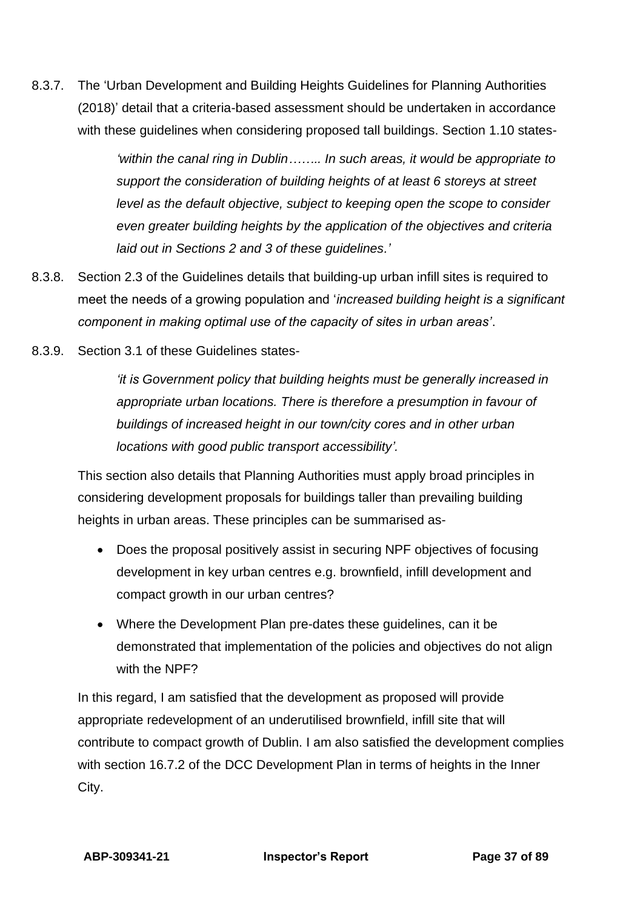8.3.7. The 'Urban Development and Building Heights Guidelines for Planning Authorities (2018)' detail that a criteria-based assessment should be undertaken in accordance with these guidelines when considering proposed tall buildings. Section 1.10 states-

> *'within the canal ring in Dublin…….. In such areas, it would be appropriate to support the consideration of building heights of at least 6 storeys at street level as the default objective, subject to keeping open the scope to consider even greater building heights by the application of the objectives and criteria laid out in Sections 2 and 3 of these guidelines.'*

8.3.8. Section 2.3 of the Guidelines details that building-up urban infill sites is required to meet the needs of a growing population and '*increased building height is a significant component in making optimal use of the capacity of sites in urban areas'*.

8.3.9. Section 3.1 of these Guidelines states-

> *'it is Government policy that building heights must be generally increased in appropriate urban locations. There is therefore a presumption in favour of buildings of increased height in our town/city cores and in other urban locations with good public transport accessibility'.*

This section also details that Planning Authorities must apply broad principles in considering development proposals for buildings taller than prevailing building heights in urban areas. These principles can be summarised as-

- Does the proposal positively assist in securing NPF objectives of focusing development in key urban centres e.g. brownfield, infill development and compact growth in our urban centres?
- Where the Development Plan pre-dates these guidelines, can it be demonstrated that implementation of the policies and objectives do not align with the NPF?

In this regard, I am satisfied that the development as proposed will provide appropriate redevelopment of an underutilised brownfield, infill site that will contribute to compact growth of Dublin. I am also satisfied the development complies with section 16.7.2 of the DCC Development Plan in terms of heights in the Inner City.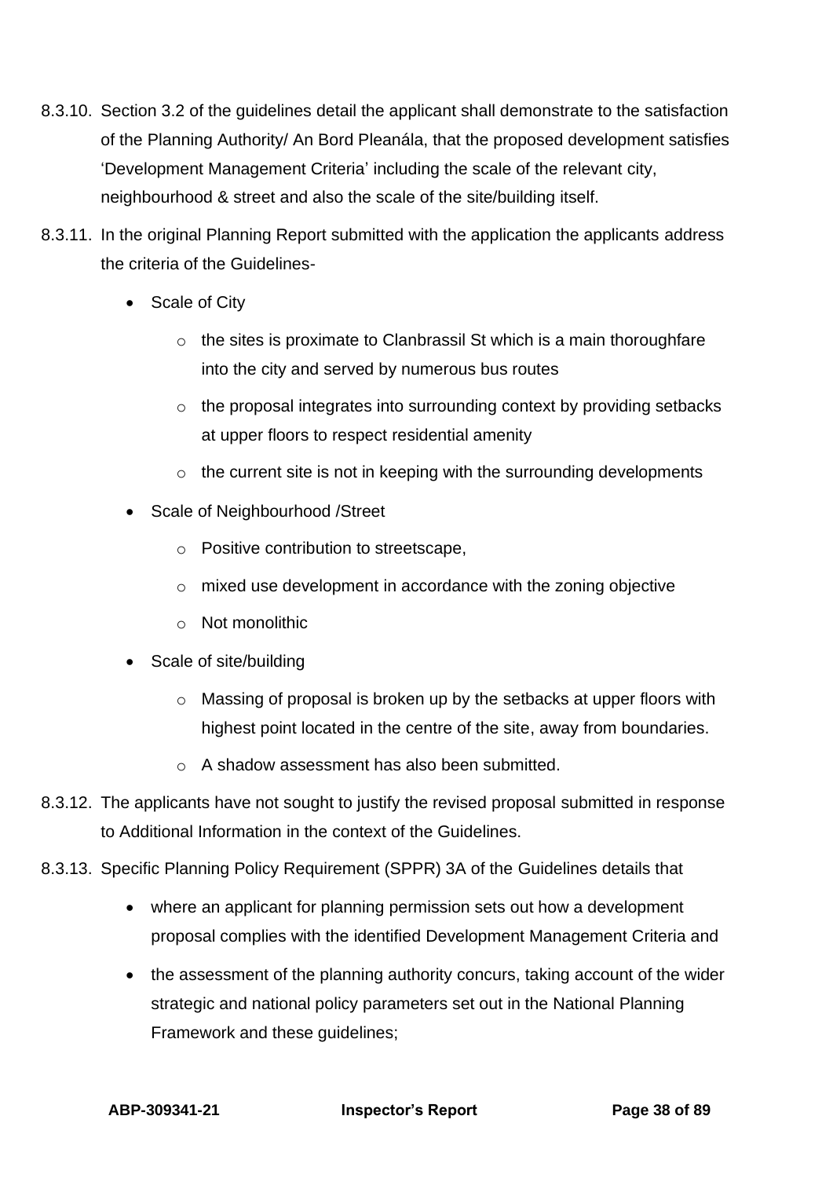8.3.10. Section 3.2 of the guidelines detail the applicant shall demonstrate to the satisfaction of the Planning Authority/ An Bord Pleanála, that the proposed development satisfies 'Development Management Criteria' including the scale of the relevant city, neighbourhood & street and also the scale of the site/building itself.

8.3.11. In the original Planning Report submitted with the application the applicants address the criteria of the Guidelines-

- Scale of City
  - the sites is proximate to Clanbrassil St which is a main thoroughfare into the city and served by numerous bus routes
  - the proposal integrates into surrounding context by providing setbacks at upper floors to respect residential amenity
  - the current site is not in keeping with the surrounding developments
- Scale of Neighbourhood /Street
  - Positive contribution to streetscape,
  - mixed use development in accordance with the zoning objective
  - Not monolithic
- Scale of site/building
  - Massing of proposal is broken up by the setbacks at upper floors with highest point located in the centre of the site, away from boundaries.
  - A shadow assessment has also been submitted.

8.3.12. The applicants have not sought to justify the revised proposal submitted in response to Additional Information in the context of the Guidelines.

8.3.13. Specific Planning Policy Requirement (SPPR) 3A of the Guidelines details that

- where an applicant for planning permission sets out how a development proposal complies with the identified Development Management Criteria and
- the assessment of the planning authority concurs, taking account of the wider strategic and national policy parameters set out in the National Planning Framework and these guidelines;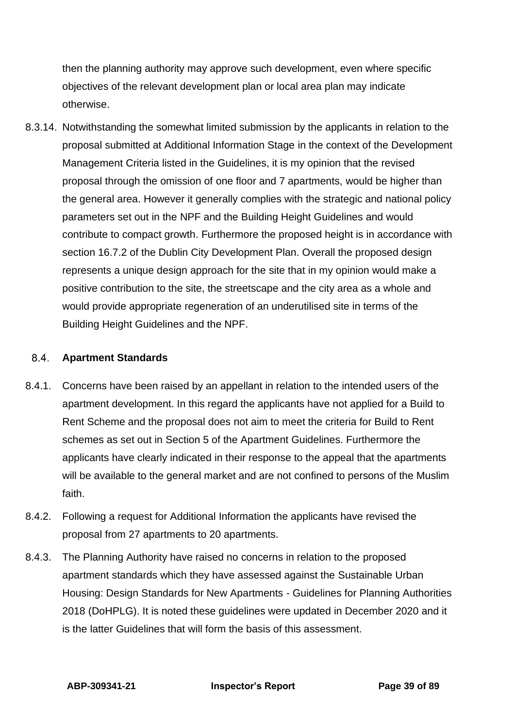then the planning authority may approve such development, even where specific objectives of the relevant development plan or local area plan may indicate otherwise.

8.3.14. Notwithstanding the somewhat limited submission by the applicants in relation to the proposal submitted at Additional Information Stage in the context of the Development Management Criteria listed in the Guidelines, it is my opinion that the revised proposal through the omission of one floor and 7 apartments, would be higher than the general area. However it generally complies with the strategic and national policy parameters set out in the NPF and the Building Height Guidelines and would contribute to compact growth. Furthermore the proposed height is in accordance with section 16.7.2 of the Dublin City Development Plan. Overall the proposed design represents a unique design approach for the site that in my opinion would make a positive contribution to the site, the streetscape and the city area as a whole and would provide appropriate regeneration of an underutilised site in terms of the Building Height Guidelines and the NPF.

### 8.4. Apartment Standards

8.4.1. Concerns have been raised by an appellant in relation to the intended users of the apartment development. In this regard the applicants have not applied for a Build to Rent Scheme and the proposal does not aim to meet the criteria for Build to Rent schemes as set out in Section 5 of the Apartment Guidelines. Furthermore the applicants have clearly indicated in their response to the appeal that the apartments will be available to the general market and are not confined to persons of the Muslim faith.

8.4.2. Following a request for Additional Information the applicants have revised the proposal from 27 apartments to 20 apartments.

8.4.3. The Planning Authority have raised no concerns in relation to the proposed apartment standards which they have assessed against the Sustainable Urban Housing: Design Standards for New Apartments - Guidelines for Planning Authorities 2018 (DoHPLG). It is noted these guidelines were updated in December 2020 and it is the latter Guidelines that will form the basis of this assessment.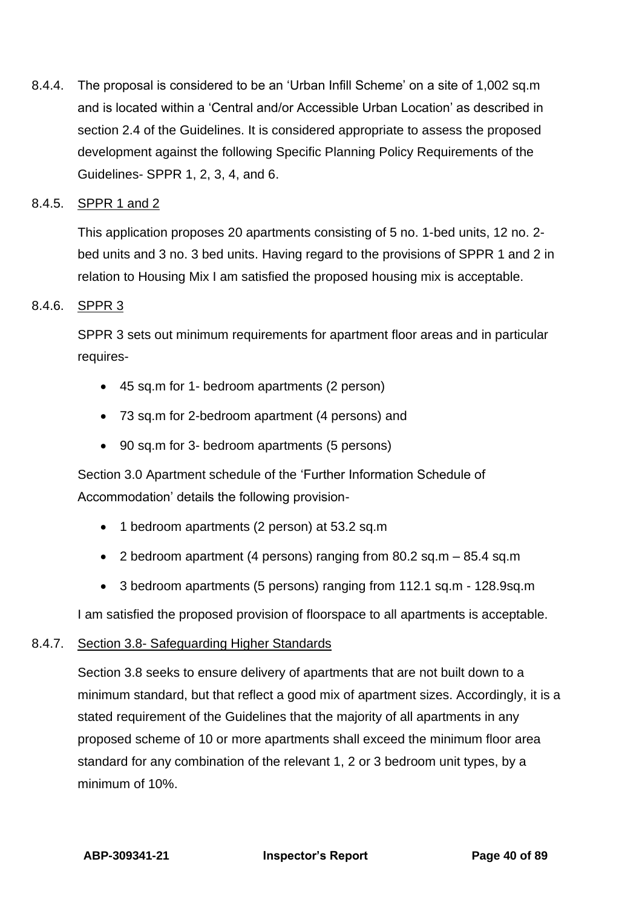8.4.4. The proposal is considered to be an 'Urban Infill Scheme' on a site of 1,002 sq.m and is located within a 'Central and/or Accessible Urban Location' as described in section 2.4 of the Guidelines. It is considered appropriate to assess the proposed development against the following Specific Planning Policy Requirements of the Guidelines- SPPR 1, 2, 3, 4, and 6.

8.4.5. <u>SPPR 1 and 2</u>

This application proposes 20 apartments consisting of 5 no. 1-bed units, 12 no. 2-bed units and 3 no. 3 bed units. Having regard to the provisions of SPPR 1 and 2 in relation to Housing Mix I am satisfied the proposed housing mix is acceptable.

8.4.6. <u>SPPR 3</u>

SPPR 3 sets out minimum requirements for apartment floor areas and in particular requires-

- 45 sq.m for 1- bedroom apartments (2 person)
- 73 sq.m for 2-bedroom apartment (4 persons) and
- 90 sq.m for 3- bedroom apartments (5 persons)

Section 3.0 Apartment schedule of the 'Further Information Schedule of Accommodation' details the following provision-

- 1 bedroom apartments (2 person) at 53.2 sq.m
- 2 bedroom apartment (4 persons) ranging from 80.2 sq.m – 85.4 sq.m
- 3 bedroom apartments (5 persons) ranging from 112.1 sq.m - 128.9sq.m

I am satisfied the proposed provision of floorspace to all apartments is acceptable.

8.4.7. <u>Section 3.8- Safeguarding Higher Standards</u>

Section 3.8 seeks to ensure delivery of apartments that are not built down to a minimum standard, but that reflect a good mix of apartment sizes. Accordingly, it is a stated requirement of the Guidelines that the majority of all apartments in any proposed scheme of 10 or more apartments shall exceed the minimum floor area standard for any combination of the relevant 1, 2 or 3 bedroom unit types, by a minimum of 10%.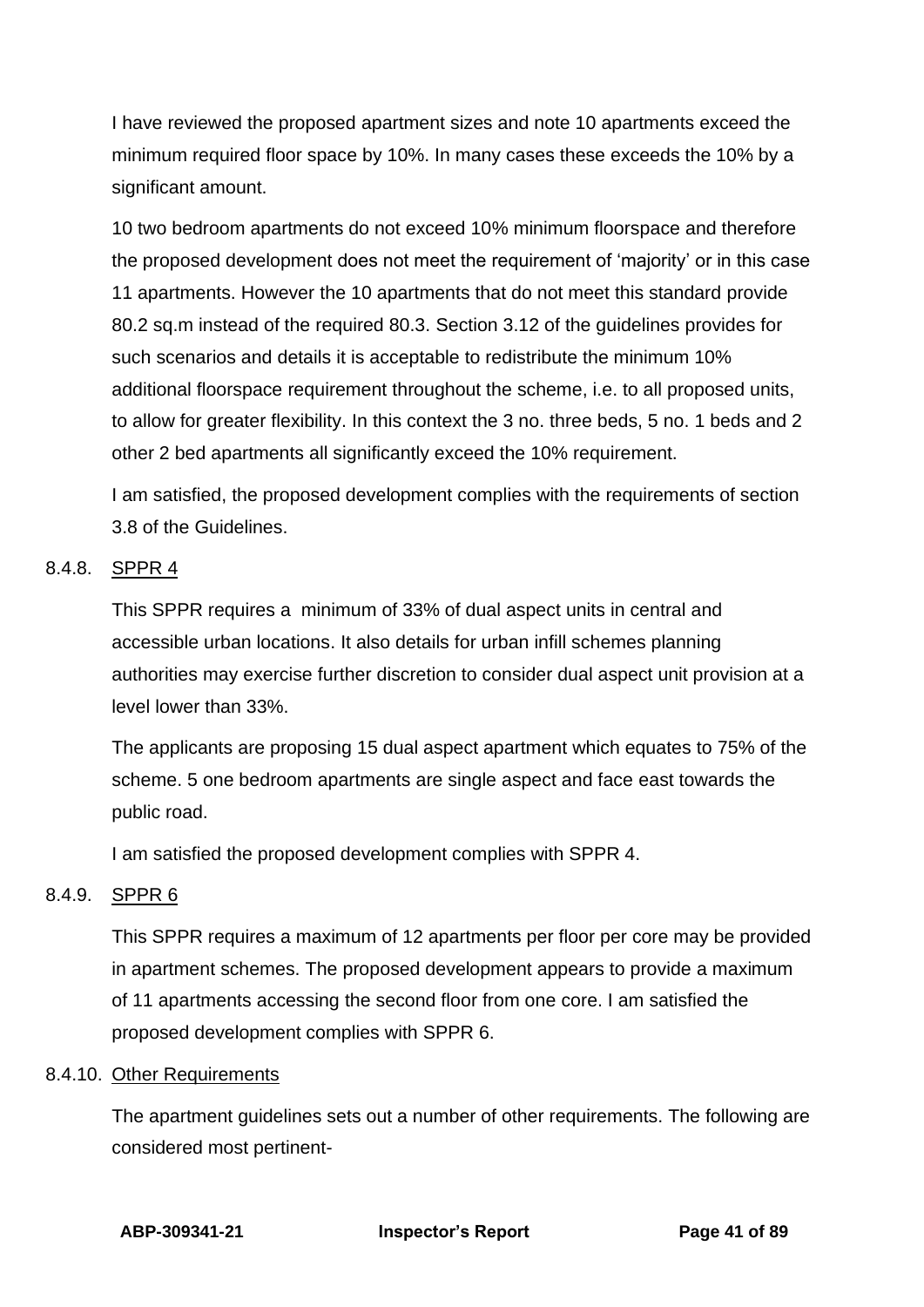I have reviewed the proposed apartment sizes and note 10 apartments exceed the minimum required floor space by 10%. In many cases these exceeds the 10% by a significant amount.

10 two bedroom apartments do not exceed 10% minimum floorspace and therefore the proposed development does not meet the requirement of 'majority' or in this case 11 apartments. However the 10 apartments that do not meet this standard provide 80.2 sq.m instead of the required 80.3. Section 3.12 of the guidelines provides for such scenarios and details it is acceptable to redistribute the minimum 10% additional floorspace requirement throughout the scheme, i.e. to all proposed units, to allow for greater flexibility. In this context the 3 no. three beds, 5 no. 1 beds and 2 other 2 bed apartments all significantly exceed the 10% requirement.

I am satisfied, the proposed development complies with the requirements of section 3.8 of the Guidelines.

8.4.8. SPPR 4

This SPPR requires a  minimum of 33% of dual aspect units in central and accessible urban locations. It also details for urban infill schemes planning authorities may exercise further discretion to consider dual aspect unit provision at a level lower than 33%.

The applicants are proposing 15 dual aspect apartment which equates to 75% of the scheme. 5 one bedroom apartments are single aspect and face east towards the public road.

I am satisfied the proposed development complies with SPPR 4.

8.4.9. SPPR 6

This SPPR requires a maximum of 12 apartments per floor per core may be provided in apartment schemes. The proposed development appears to provide a maximum of 11 apartments accessing the second floor from one core. I am satisfied the proposed development complies with SPPR 6.

8.4.10. Other Requirements

The apartment guidelines sets out a number of other requirements. The following are considered most pertinent-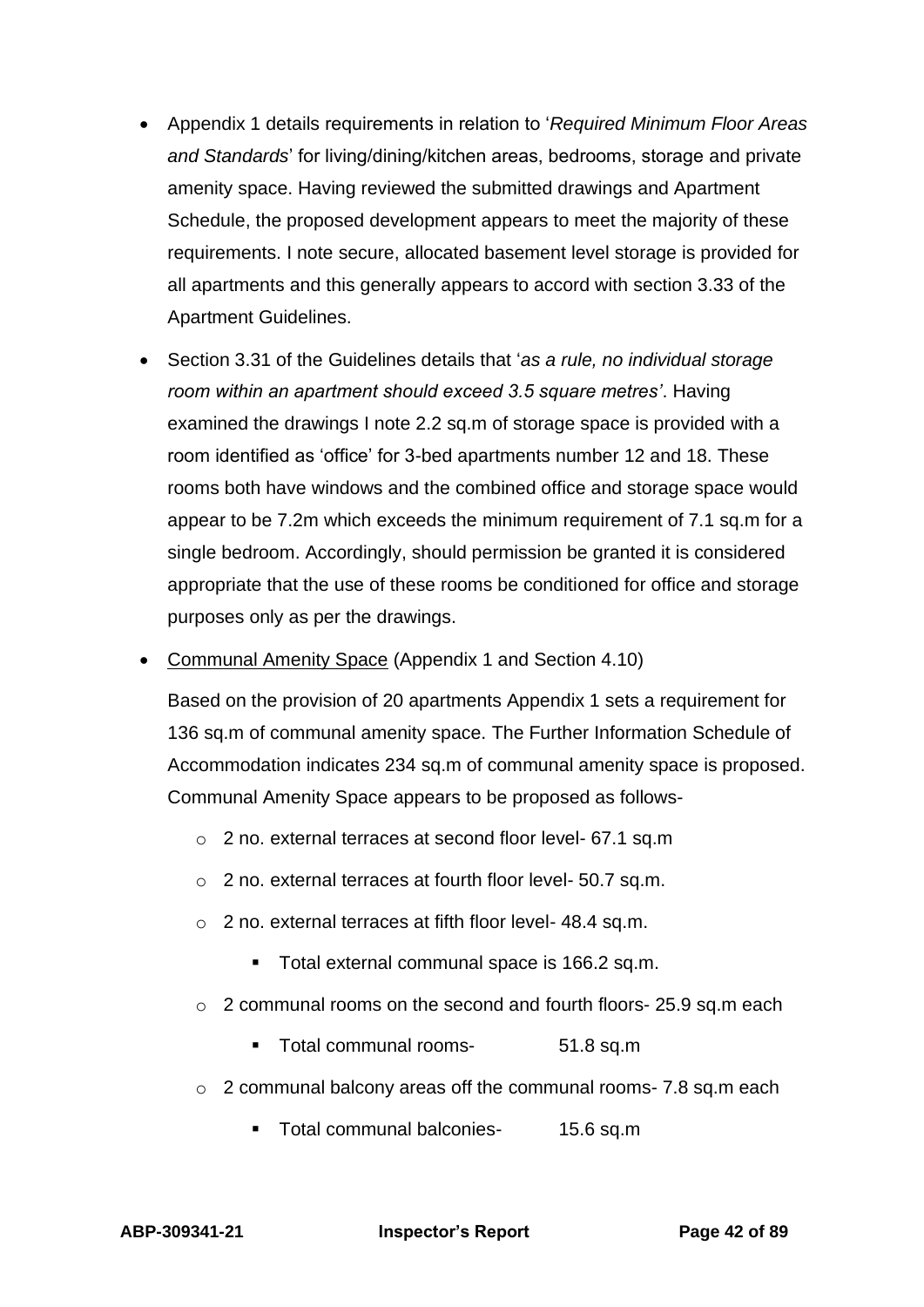- Appendix 1 details requirements in relation to '*Required Minimum Floor Areas and Standards*' for living/dining/kitchen areas, bedrooms, storage and private amenity space. Having reviewed the submitted drawings and Apartment Schedule, the proposed development appears to meet the majority of these requirements. I note secure, allocated basement level storage is provided for all apartments and this generally appears to accord with section 3.33 of the Apartment Guidelines.

- Section 3.31 of the Guidelines details that '*as a rule, no individual storage room within an apartment should exceed 3.5 square metres'*. Having examined the drawings I note 2.2 sq.m of storage space is provided with a room identified as 'office' for 3-bed apartments number 12 and 18. These rooms both have windows and the combined office and storage space would appear to be 7.2m which exceeds the minimum requirement of 7.1 sq.m for a single bedroom. Accordingly, should permission be granted it is considered appropriate that the use of these rooms be conditioned for office and storage purposes only as per the drawings.

- <u>Communal Amenity Space</u> (Appendix 1 and Section 4.10)

  Based on the provision of 20 apartments Appendix 1 sets a requirement for 136 sq.m of communal amenity space. The Further Information Schedule of Accommodation indicates 234 sq.m of communal amenity space is proposed. Communal Amenity Space appears to be proposed as follows-

  - 2 no. external terraces at second floor level- 67.1 sq.m
  - 2 no. external terraces at fourth floor level- 50.7 sq.m.
  - 2 no. external terraces at fifth floor level- 48.4 sq.m.
    - Total external communal space is 166.2 sq.m.
  - 2 communal rooms on the second and fourth floors- 25.9 sq.m each
    - Total communal rooms- 51.8 sq.m
  - 2 communal balcony areas off the communal rooms- 7.8 sq.m each
    - Total communal balconies- 15.6 sq.m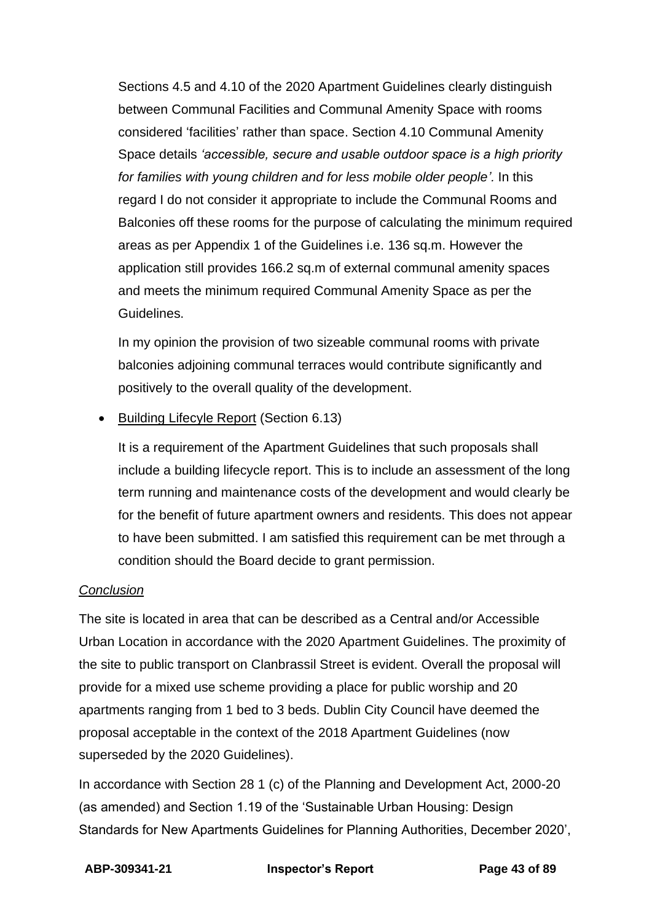Sections 4.5 and 4.10 of the 2020 Apartment Guidelines clearly distinguish between Communal Facilities and Communal Amenity Space with rooms considered 'facilities' rather than space. Section 4.10 Communal Amenity Space details *'accessible, secure and usable outdoor space is a high priority for families with young children and for less mobile older people'.* In this regard I do not consider it appropriate to include the Communal Rooms and Balconies off these rooms for the purpose of calculating the minimum required areas as per Appendix 1 of the Guidelines i.e. 136 sq.m. However the application still provides 166.2 sq.m of external communal amenity spaces and meets the minimum required Communal Amenity Space as per the Guidelines.

In my opinion the provision of two sizeable communal rooms with private balconies adjoining communal terraces would contribute significantly and positively to the overall quality of the development.

- Building Lifecyle Report (Section 6.13)

  It is a requirement of the Apartment Guidelines that such proposals shall include a building lifecycle report. This is to include an assessment of the long term running and maintenance costs of the development and would clearly be for the benefit of future apartment owners and residents. This does not appear to have been submitted. I am satisfied this requirement can be met through a condition should the Board decide to grant permission.

*Conclusion*

The site is located in area that can be described as a Central and/or Accessible Urban Location in accordance with the 2020 Apartment Guidelines. The proximity of the site to public transport on Clanbrassil Street is evident. Overall the proposal will provide for a mixed use scheme providing a place for public worship and 20 apartments ranging from 1 bed to 3 beds. Dublin City Council have deemed the proposal acceptable in the context of the 2018 Apartment Guidelines (now superseded by the 2020 Guidelines).

In accordance with Section 28 1 (c) of the Planning and Development Act, 2000-20 (as amended) and Section 1.19 of the 'Sustainable Urban Housing: Design Standards for New Apartments Guidelines for Planning Authorities, December 2020',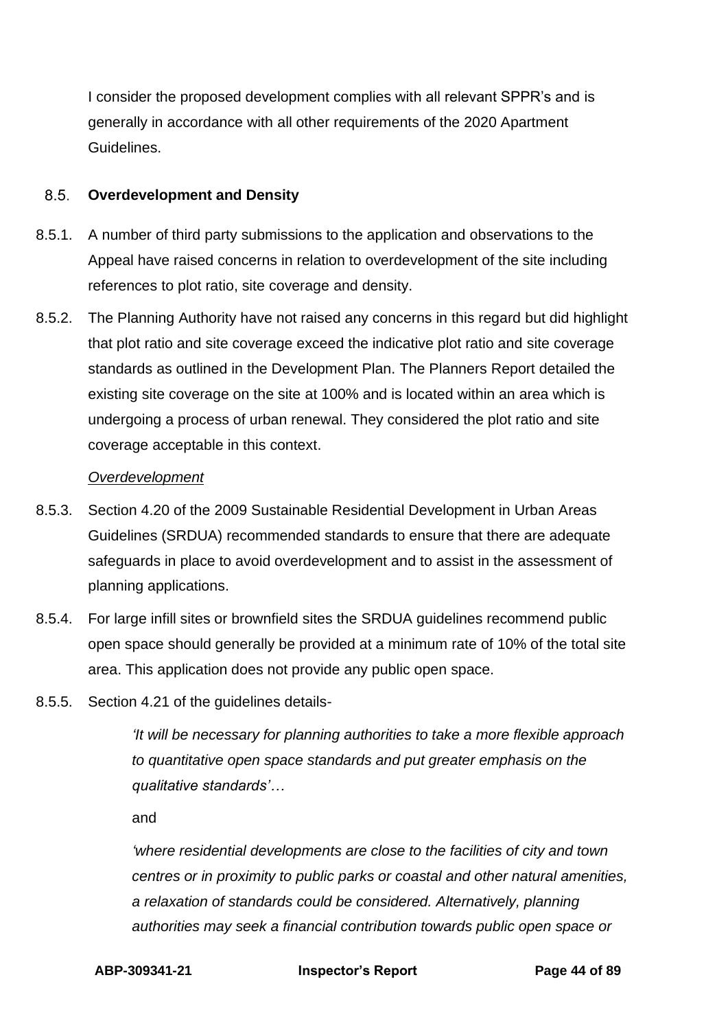I consider the proposed development complies with all relevant SPPR's and is generally in accordance with all other requirements of the 2020 Apartment Guidelines.

## 8.5. Overdevelopment and Density

8.5.1. A number of third party submissions to the application and observations to the Appeal have raised concerns in relation to overdevelopment of the site including references to plot ratio, site coverage and density.

8.5.2. The Planning Authority have not raised any concerns in this regard but did highlight that plot ratio and site coverage exceed the indicative plot ratio and site coverage standards as outlined in the Development Plan. The Planners Report detailed the existing site coverage on the site at 100% and is located within an area which is undergoing a process of urban renewal. They considered the plot ratio and site coverage acceptable in this context.

*Overdevelopment*

8.5.3. Section 4.20 of the 2009 Sustainable Residential Development in Urban Areas Guidelines (SRDUA) recommended standards to ensure that there are adequate safeguards in place to avoid overdevelopment and to assist in the assessment of planning applications.

8.5.4. For large infill sites or brownfield sites the SRDUA guidelines recommend public open space should generally be provided at a minimum rate of 10% of the total site area. This application does not provide any public open space.

8.5.5. Section 4.21 of the guidelines details-

> *'It will be necessary for planning authorities to take a more flexible approach to quantitative open space standards and put greater emphasis on the qualitative standards'…*
>
> and
>
> *'where residential developments are close to the facilities of city and town centres or in proximity to public parks or coastal and other natural amenities, a relaxation of standards could be considered. Alternatively, planning authorities may seek a financial contribution towards public open space or*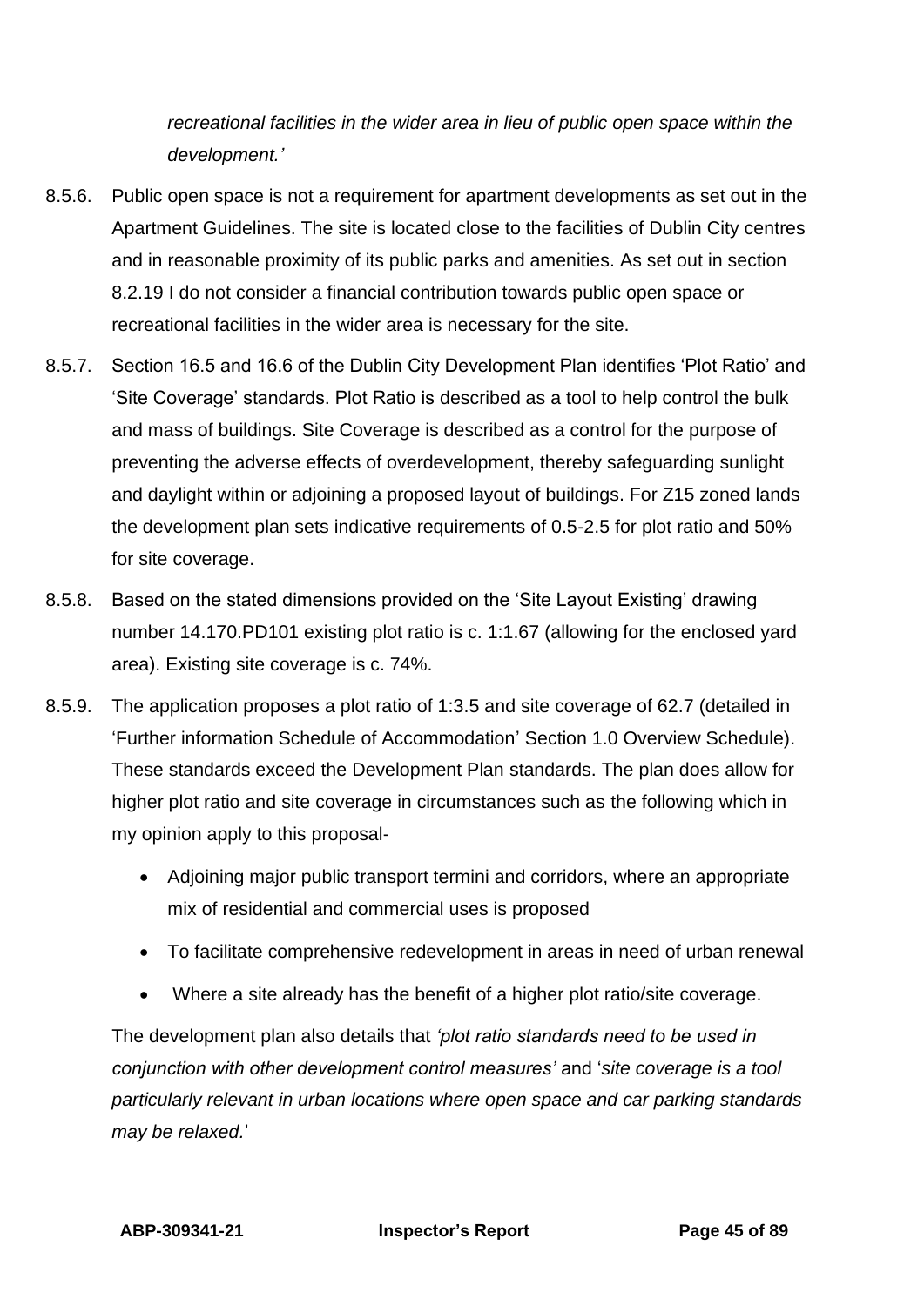*recreational facilities in the wider area in lieu of public open space within the development.'*

8.5.6. Public open space is not a requirement for apartment developments as set out in the Apartment Guidelines. The site is located close to the facilities of Dublin City centres and in reasonable proximity of its public parks and amenities. As set out in section 8.2.19 I do not consider a financial contribution towards public open space or recreational facilities in the wider area is necessary for the site.

8.5.7. Section 16.5 and 16.6 of the Dublin City Development Plan identifies 'Plot Ratio' and 'Site Coverage' standards. Plot Ratio is described as a tool to help control the bulk and mass of buildings. Site Coverage is described as a control for the purpose of preventing the adverse effects of overdevelopment, thereby safeguarding sunlight and daylight within or adjoining a proposed layout of buildings. For Z15 zoned lands the development plan sets indicative requirements of 0.5-2.5 for plot ratio and 50% for site coverage.

8.5.8. Based on the stated dimensions provided on the 'Site Layout Existing' drawing number 14.170.PD101 existing plot ratio is c. 1:1.67 (allowing for the enclosed yard area). Existing site coverage is c. 74%.

8.5.9. The application proposes a plot ratio of 1:3.5 and site coverage of 62.7 (detailed in 'Further information Schedule of Accommodation' Section 1.0 Overview Schedule). These standards exceed the Development Plan standards. The plan does allow for higher plot ratio and site coverage in circumstances such as the following which in my opinion apply to this proposal-

- Adjoining major public transport termini and corridors, where an appropriate mix of residential and commercial uses is proposed
- To facilitate comprehensive redevelopment in areas in need of urban renewal
- Where a site already has the benefit of a higher plot ratio/site coverage.

The development plan also details that *'plot ratio standards need to be used in conjunction with other development control measures'* and '*site coverage is a tool particularly relevant in urban locations where open space and car parking standards may be relaxed.*'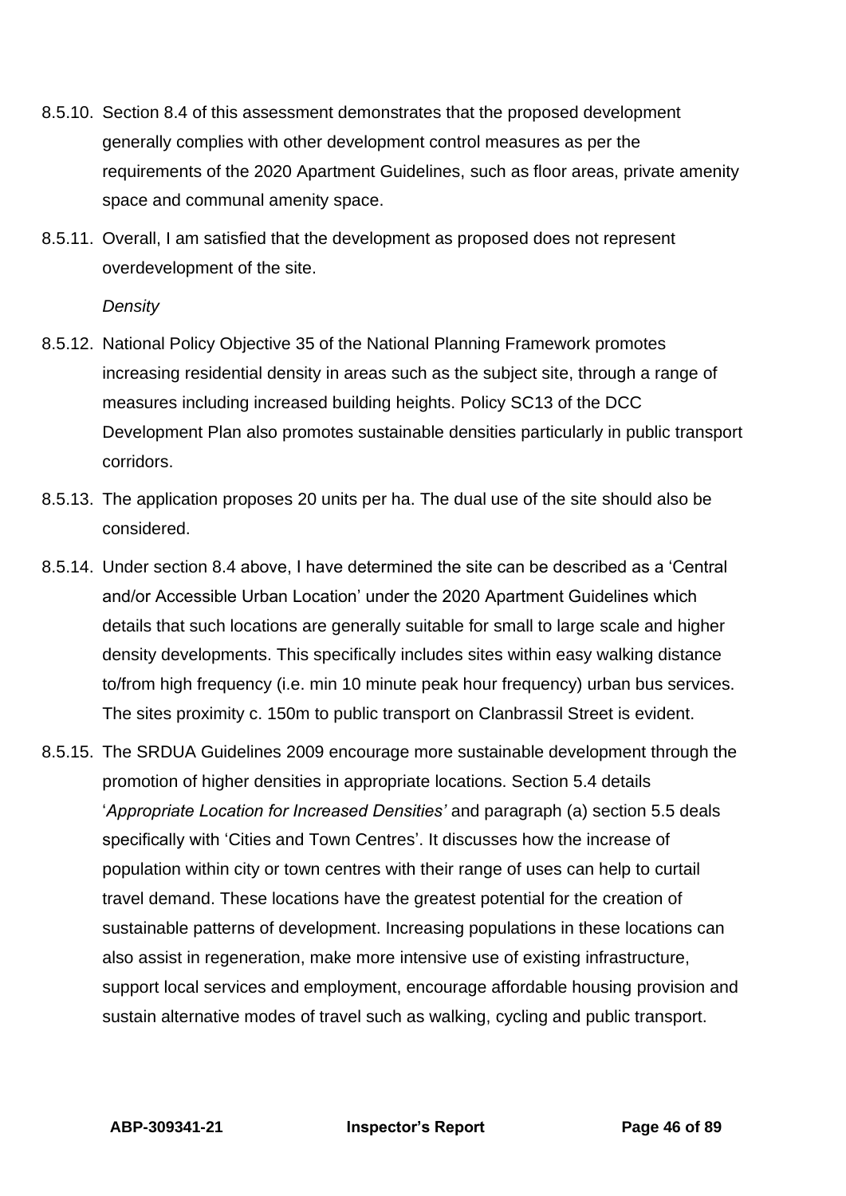8.5.10. Section 8.4 of this assessment demonstrates that the proposed development generally complies with other development control measures as per the requirements of the 2020 Apartment Guidelines, such as floor areas, private amenity space and communal amenity space.

8.5.11. Overall, I am satisfied that the development as proposed does not represent overdevelopment of the site.

*Density*

8.5.12. National Policy Objective 35 of the National Planning Framework promotes increasing residential density in areas such as the subject site, through a range of measures including increased building heights. Policy SC13 of the DCC Development Plan also promotes sustainable densities particularly in public transport corridors.

8.5.13. The application proposes 20 units per ha. The dual use of the site should also be considered.

8.5.14. Under section 8.4 above, I have determined the site can be described as a 'Central and/or Accessible Urban Location' under the 2020 Apartment Guidelines which details that such locations are generally suitable for small to large scale and higher density developments. This specifically includes sites within easy walking distance to/from high frequency (i.e. min 10 minute peak hour frequency) urban bus services. The sites proximity c. 150m to public transport on Clanbrassil Street is evident.

8.5.15. The SRDUA Guidelines 2009 encourage more sustainable development through the promotion of higher densities in appropriate locations. Section 5.4 details '*Appropriate Location for Increased Densities'* and paragraph (a) section 5.5 deals specifically with 'Cities and Town Centres'. It discusses how the increase of population within city or town centres with their range of uses can help to curtail travel demand. These locations have the greatest potential for the creation of sustainable patterns of development. Increasing populations in these locations can also assist in regeneration, make more intensive use of existing infrastructure, support local services and employment, encourage affordable housing provision and sustain alternative modes of travel such as walking, cycling and public transport.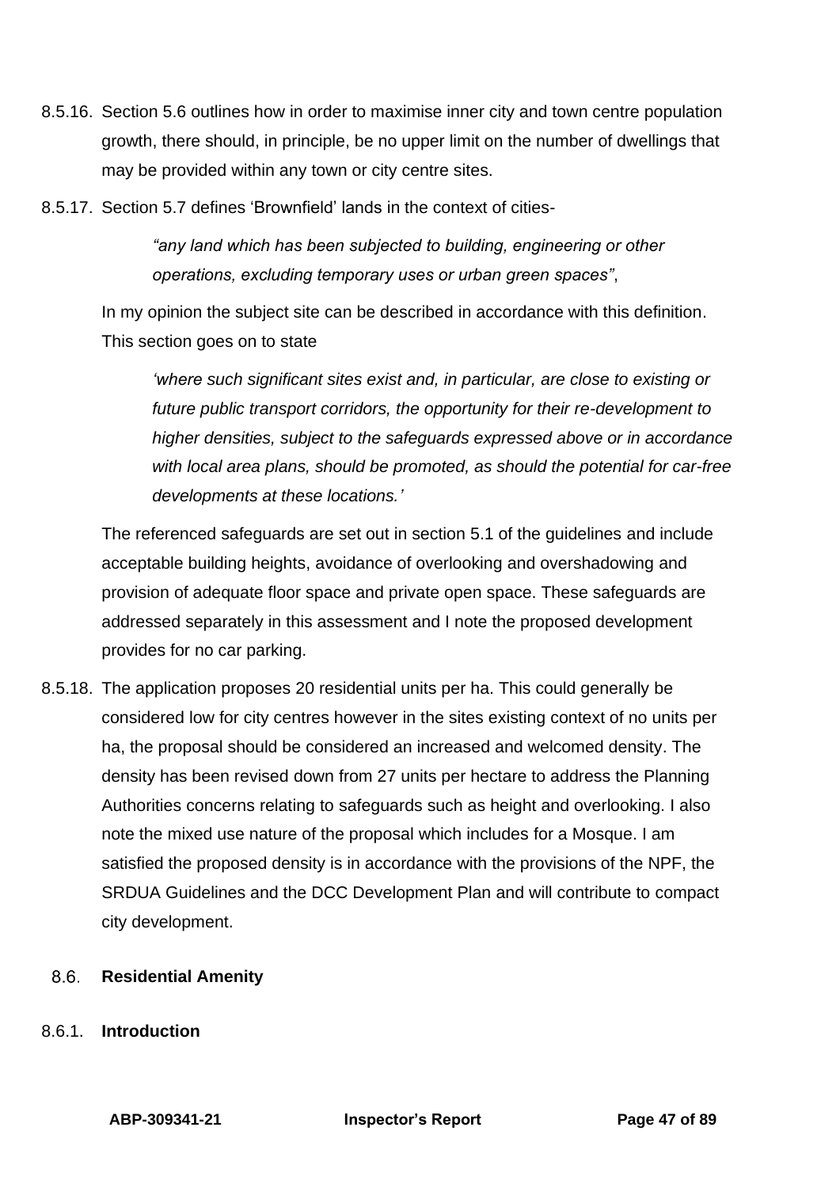8.5.16. Section 5.6 outlines how in order to maximise inner city and town centre population growth, there should, in principle, be no upper limit on the number of dwellings that may be provided within any town or city centre sites.

8.5.17. Section 5.7 defines 'Brownfield' lands in the context of cities-

> *"any land which has been subjected to building, engineering or other operations, excluding temporary uses or urban green spaces"*,

In my opinion the subject site can be described in accordance with this definition. This section goes on to state

> *'where such significant sites exist and, in particular, are close to existing or future public transport corridors, the opportunity for their re-development to higher densities, subject to the safeguards expressed above or in accordance with local area plans, should be promoted, as should the potential for car-free developments at these locations.'*

The referenced safeguards are set out in section 5.1 of the guidelines and include acceptable building heights, avoidance of overlooking and overshadowing and provision of adequate floor space and private open space. These safeguards are addressed separately in this assessment and I note the proposed development provides for no car parking.

8.5.18. The application proposes 20 residential units per ha. This could generally be considered low for city centres however in the sites existing context of no units per ha, the proposal should be considered an increased and welcomed density. The density has been revised down from 27 units per hectare to address the Planning Authorities concerns relating to safeguards such as height and overlooking. I also note the mixed use nature of the proposal which includes for a Mosque. I am satisfied the proposed density is in accordance with the provisions of the NPF, the SRDUA Guidelines and the DCC Development Plan and will contribute to compact city development.

## 8.6. Residential Amenity

### 8.6.1. Introduction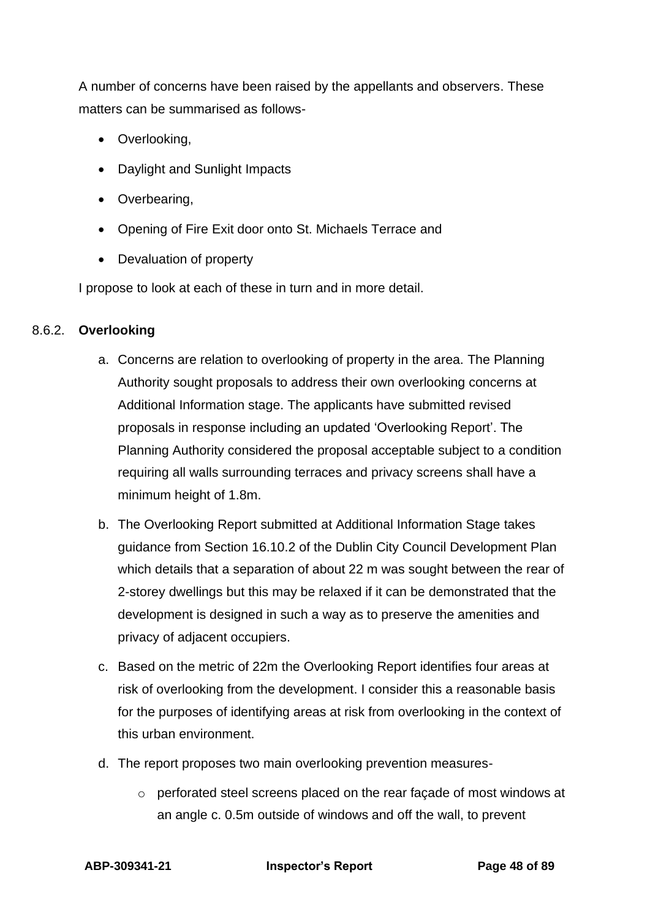A number of concerns have been raised by the appellants and observers. These matters can be summarised as follows-

- Overlooking,
- Daylight and Sunlight Impacts
- Overbearing,
- Opening of Fire Exit door onto St. Michaels Terrace and
- Devaluation of property

I propose to look at each of these in turn and in more detail.

8.6.2. **Overlooking**

a. Concerns are relation to overlooking of property in the area. The Planning Authority sought proposals to address their own overlooking concerns at Additional Information stage. The applicants have submitted revised proposals in response including an updated 'Overlooking Report'. The Planning Authority considered the proposal acceptable subject to a condition requiring all walls surrounding terraces and privacy screens shall have a minimum height of 1.8m.

b. The Overlooking Report submitted at Additional Information Stage takes guidance from Section 16.10.2 of the Dublin City Council Development Plan which details that a separation of about 22 m was sought between the rear of 2-storey dwellings but this may be relaxed if it can be demonstrated that the development is designed in such a way as to preserve the amenities and privacy of adjacent occupiers.

c. Based on the metric of 22m the Overlooking Report identifies four areas at risk of overlooking from the development. I consider this a reasonable basis for the purposes of identifying areas at risk from overlooking in the context of this urban environment.

d. The report proposes two main overlooking prevention measures-

   - perforated steel screens placed on the rear façade of most windows at an angle c. 0.5m outside of windows and off the wall, to prevent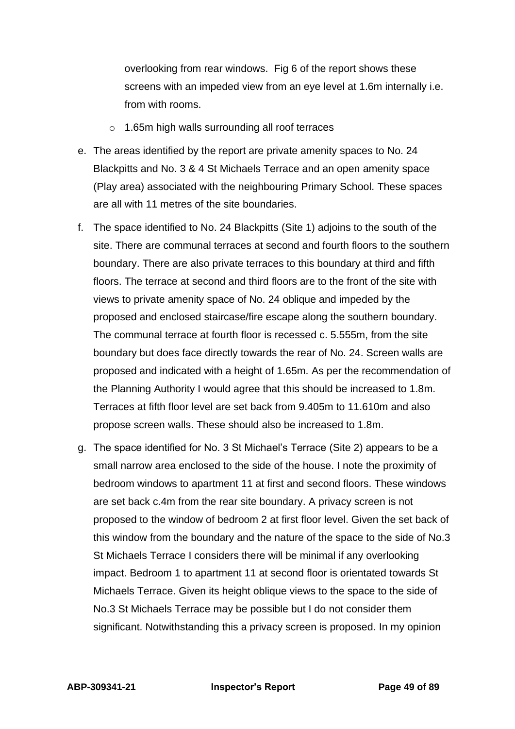overlooking from rear windows. Fig 6 of the report shows these screens with an impeded view from an eye level at 1.6m internally i.e. from with rooms.

  - 1.65m high walls surrounding all roof terraces

e. The areas identified by the report are private amenity spaces to No. 24 Blackpitts and No. 3 & 4 St Michaels Terrace and an open amenity space (Play area) associated with the neighbouring Primary School. These spaces are all with 11 metres of the site boundaries.

f. The space identified to No. 24 Blackpitts (Site 1) adjoins to the south of the site. There are communal terraces at second and fourth floors to the southern boundary. There are also private terraces to this boundary at third and fifth floors. The terrace at second and third floors are to the front of the site with views to private amenity space of No. 24 oblique and impeded by the proposed and enclosed staircase/fire escape along the southern boundary. The communal terrace at fourth floor is recessed c. 5.555m, from the site boundary but does face directly towards the rear of No. 24. Screen walls are proposed and indicated with a height of 1.65m. As per the recommendation of the Planning Authority I would agree that this should be increased to 1.8m. Terraces at fifth floor level are set back from 9.405m to 11.610m and also propose screen walls. These should also be increased to 1.8m.

g. The space identified for No. 3 St Michael's Terrace (Site 2) appears to be a small narrow area enclosed to the side of the house. I note the proximity of bedroom windows to apartment 11 at first and second floors. These windows are set back c.4m from the rear site boundary. A privacy screen is not proposed to the window of bedroom 2 at first floor level. Given the set back of this window from the boundary and the nature of the space to the side of No.3 St Michaels Terrace I considers there will be minimal if any overlooking impact. Bedroom 1 to apartment 11 at second floor is orientated towards St Michaels Terrace. Given its height oblique views to the space to the side of No.3 St Michaels Terrace may be possible but I do not consider them significant. Notwithstanding this a privacy screen is proposed. In my opinion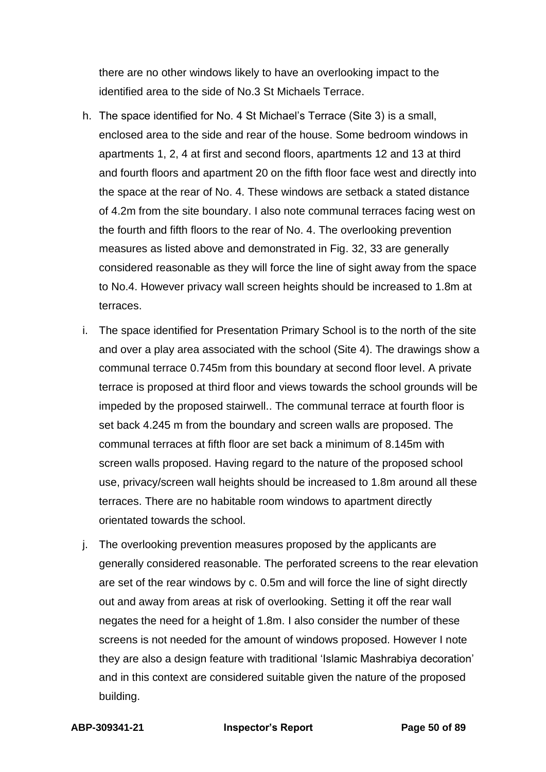there are no other windows likely to have an overlooking impact to the identified area to the side of No.3 St Michaels Terrace.

h. The space identified for No. 4 St Michael's Terrace (Site 3) is a small, enclosed area to the side and rear of the house. Some bedroom windows in apartments 1, 2, 4 at first and second floors, apartments 12 and 13 at third and fourth floors and apartment 20 on the fifth floor face west and directly into the space at the rear of No. 4. These windows are setback a stated distance of 4.2m from the site boundary. I also note communal terraces facing west on the fourth and fifth floors to the rear of No. 4. The overlooking prevention measures as listed above and demonstrated in Fig. 32, 33 are generally considered reasonable as they will force the line of sight away from the space to No.4. However privacy wall screen heights should be increased to 1.8m at terraces.

i. The space identified for Presentation Primary School is to the north of the site and over a play area associated with the school (Site 4). The drawings show a communal terrace 0.745m from this boundary at second floor level. A private terrace is proposed at third floor and views towards the school grounds will be impeded by the proposed stairwell.. The communal terrace at fourth floor is set back 4.245 m from the boundary and screen walls are proposed. The communal terraces at fifth floor are set back a minimum of 8.145m with screen walls proposed. Having regard to the nature of the proposed school use, privacy/screen wall heights should be increased to 1.8m around all these terraces. There are no habitable room windows to apartment directly orientated towards the school.

j. The overlooking prevention measures proposed by the applicants are generally considered reasonable. The perforated screens to the rear elevation are set of the rear windows by c. 0.5m and will force the line of sight directly out and away from areas at risk of overlooking. Setting it off the rear wall negates the need for a height of 1.8m. I also consider the number of these screens is not needed for the amount of windows proposed. However I note they are also a design feature with traditional 'Islamic Mashrabiya decoration' and in this context are considered suitable given the nature of the proposed building.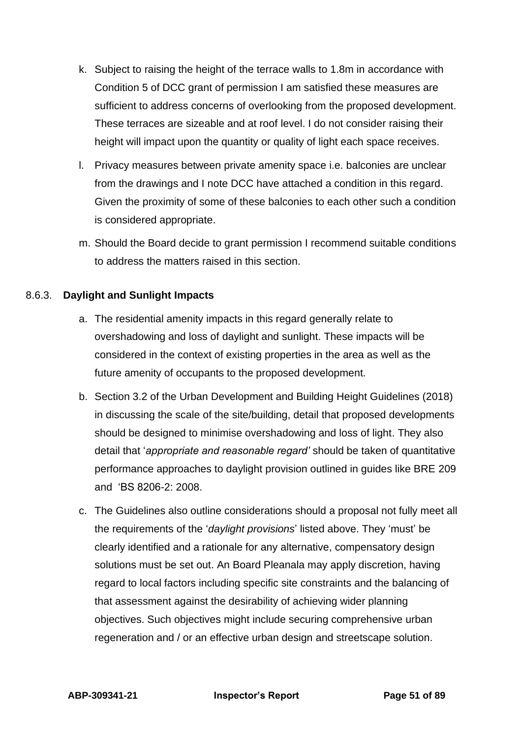k. Subject to raising the height of the terrace walls to 1.8m in accordance with Condition 5 of DCC grant of permission I am satisfied these measures are sufficient to address concerns of overlooking from the proposed development. These terraces are sizeable and at roof level. I do not consider raising their height will impact upon the quantity or quality of light each space receives.

l. Privacy measures between private amenity space i.e. balconies are unclear from the drawings and I note DCC have attached a condition in this regard. Given the proximity of some of these balconies to each other such a condition is considered appropriate.

m. Should the Board decide to grant permission I recommend suitable conditions to address the matters raised in this section.

### 8.6.3. **Daylight and Sunlight Impacts**

a. The residential amenity impacts in this regard generally relate to overshadowing and loss of daylight and sunlight. These impacts will be considered in the context of existing properties in the area as well as the future amenity of occupants to the proposed development.

b. Section 3.2 of the Urban Development and Building Height Guidelines (2018) in discussing the scale of the site/building, detail that proposed developments should be designed to minimise overshadowing and loss of light. They also detail that '*appropriate and reasonable regard'* should be taken of quantitative performance approaches to daylight provision outlined in guides like BRE 209 and 'BS 8206-2: 2008.

c. The Guidelines also outline considerations should a proposal not fully meet all the requirements of the '*daylight provisions*' listed above. They 'must' be clearly identified and a rationale for any alternative, compensatory design solutions must be set out. An Board Pleanala may apply discretion, having regard to local factors including specific site constraints and the balancing of that assessment against the desirability of achieving wider planning objectives. Such objectives might include securing comprehensive urban regeneration and / or an effective urban design and streetscape solution.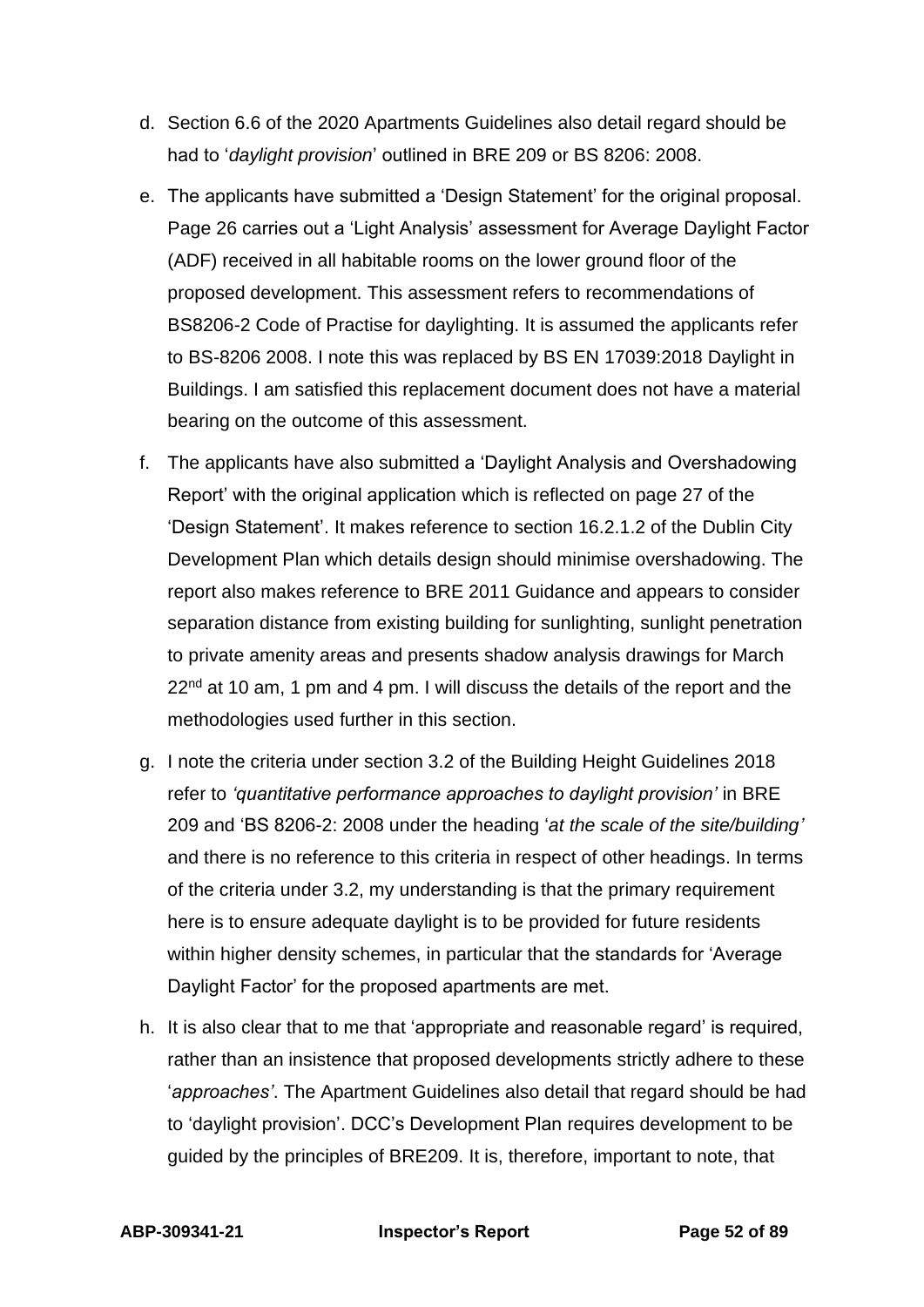d. Section 6.6 of the 2020 Apartments Guidelines also detail regard should be had to '*daylight provision*' outlined in BRE 209 or BS 8206: 2008.

e. The applicants have submitted a 'Design Statement' for the original proposal. Page 26 carries out a 'Light Analysis' assessment for Average Daylight Factor (ADF) received in all habitable rooms on the lower ground floor of the proposed development. This assessment refers to recommendations of BS8206-2 Code of Practise for daylighting. It is assumed the applicants refer to BS-8206 2008. I note this was replaced by BS EN 17039:2018 Daylight in Buildings. I am satisfied this replacement document does not have a material bearing on the outcome of this assessment.

f. The applicants have also submitted a 'Daylight Analysis and Overshadowing Report' with the original application which is reflected on page 27 of the 'Design Statement'. It makes reference to section 16.2.1.2 of the Dublin City Development Plan which details design should minimise overshadowing. The report also makes reference to BRE 2011 Guidance and appears to consider separation distance from existing building for sunlighting, sunlight penetration to private amenity areas and presents shadow analysis drawings for March 22nd at 10 am, 1 pm and 4 pm. I will discuss the details of the report and the methodologies used further in this section.

g. I note the criteria under section 3.2 of the Building Height Guidelines 2018 refer to *'quantitative performance approaches to daylight provision'* in BRE 209 and 'BS 8206-2: 2008 under the heading '*at the scale of the site/building'* and there is no reference to this criteria in respect of other headings. In terms of the criteria under 3.2, my understanding is that the primary requirement here is to ensure adequate daylight is to be provided for future residents within higher density schemes, in particular that the standards for 'Average Daylight Factor' for the proposed apartments are met.

h. It is also clear that to me that 'appropriate and reasonable regard' is required, rather than an insistence that proposed developments strictly adhere to these '*approaches'*. The Apartment Guidelines also detail that regard should be had to 'daylight provision'. DCC's Development Plan requires development to be guided by the principles of BRE209. It is, therefore, important to note, that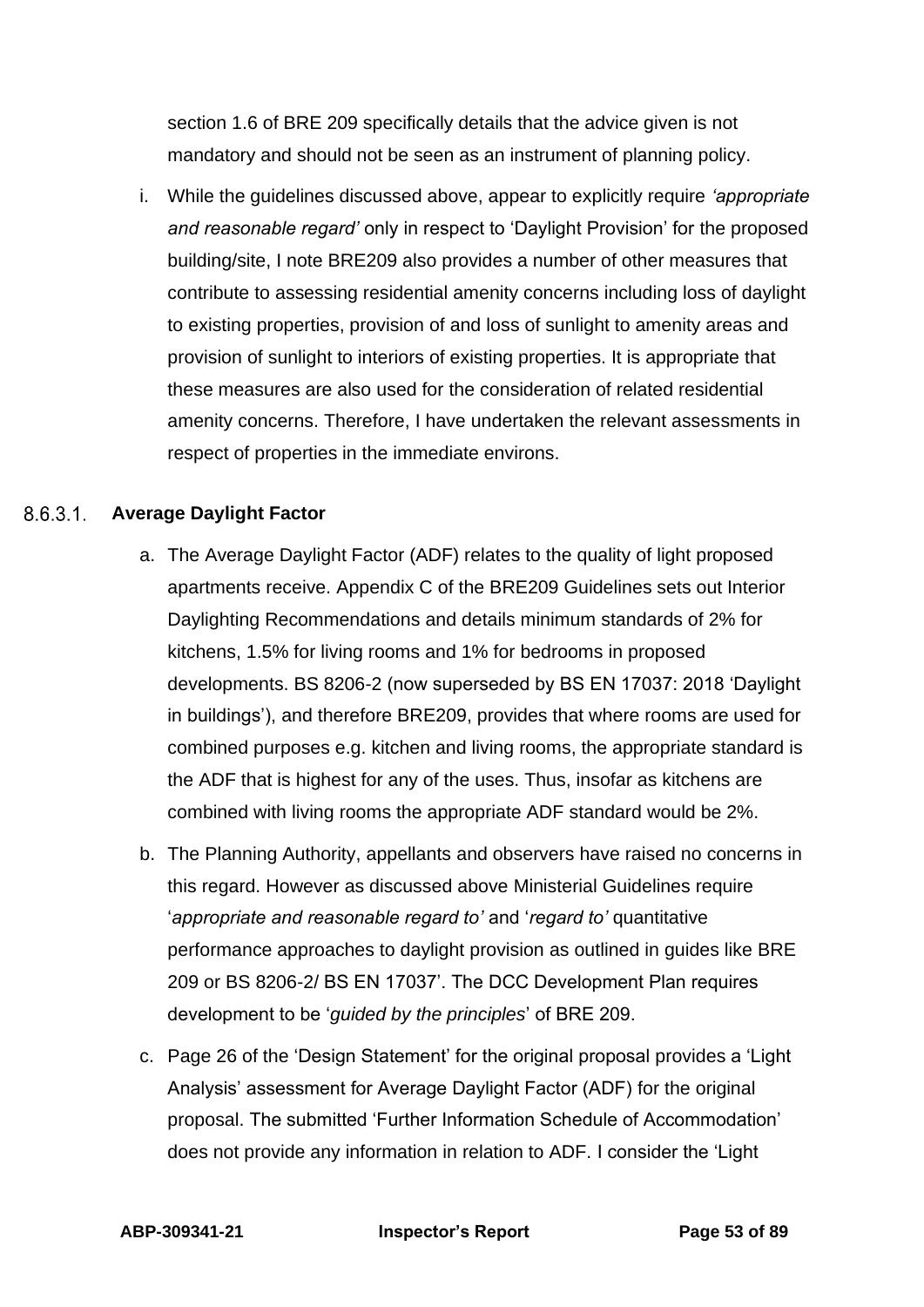section 1.6 of BRE 209 specifically details that the advice given is not mandatory and should not be seen as an instrument of planning policy.

i. While the guidelines discussed above, appear to explicitly require *'appropriate and reasonable regard'* only in respect to 'Daylight Provision' for the proposed building/site, I note BRE209 also provides a number of other measures that contribute to assessing residential amenity concerns including loss of daylight to existing properties, provision of and loss of sunlight to amenity areas and provision of sunlight to interiors of existing properties. It is appropriate that these measures are also used for the consideration of related residential amenity concerns. Therefore, I have undertaken the relevant assessments in respect of properties in the immediate environs.

#### 8.6.3.1. **Average Daylight Factor**

a. The Average Daylight Factor (ADF) relates to the quality of light proposed apartments receive. Appendix C of the BRE209 Guidelines sets out Interior Daylighting Recommendations and details minimum standards of 2% for kitchens, 1.5% for living rooms and 1% for bedrooms in proposed developments. BS 8206-2 (now superseded by BS EN 17037: 2018 'Daylight in buildings'), and therefore BRE209, provides that where rooms are used for combined purposes e.g. kitchen and living rooms, the appropriate standard is the ADF that is highest for any of the uses. Thus, insofar as kitchens are combined with living rooms the appropriate ADF standard would be 2%.

b. The Planning Authority, appellants and observers have raised no concerns in this regard. However as discussed above Ministerial Guidelines require '*appropriate and reasonable regard to'* and '*regard to'* quantitative performance approaches to daylight provision as outlined in guides like BRE 209 or BS 8206-2/ BS EN 17037'. The DCC Development Plan requires development to be '*guided by the principles*' of BRE 209.

c. Page 26 of the 'Design Statement' for the original proposal provides a 'Light Analysis' assessment for Average Daylight Factor (ADF) for the original proposal. The submitted 'Further Information Schedule of Accommodation' does not provide any information in relation to ADF. I consider the 'Light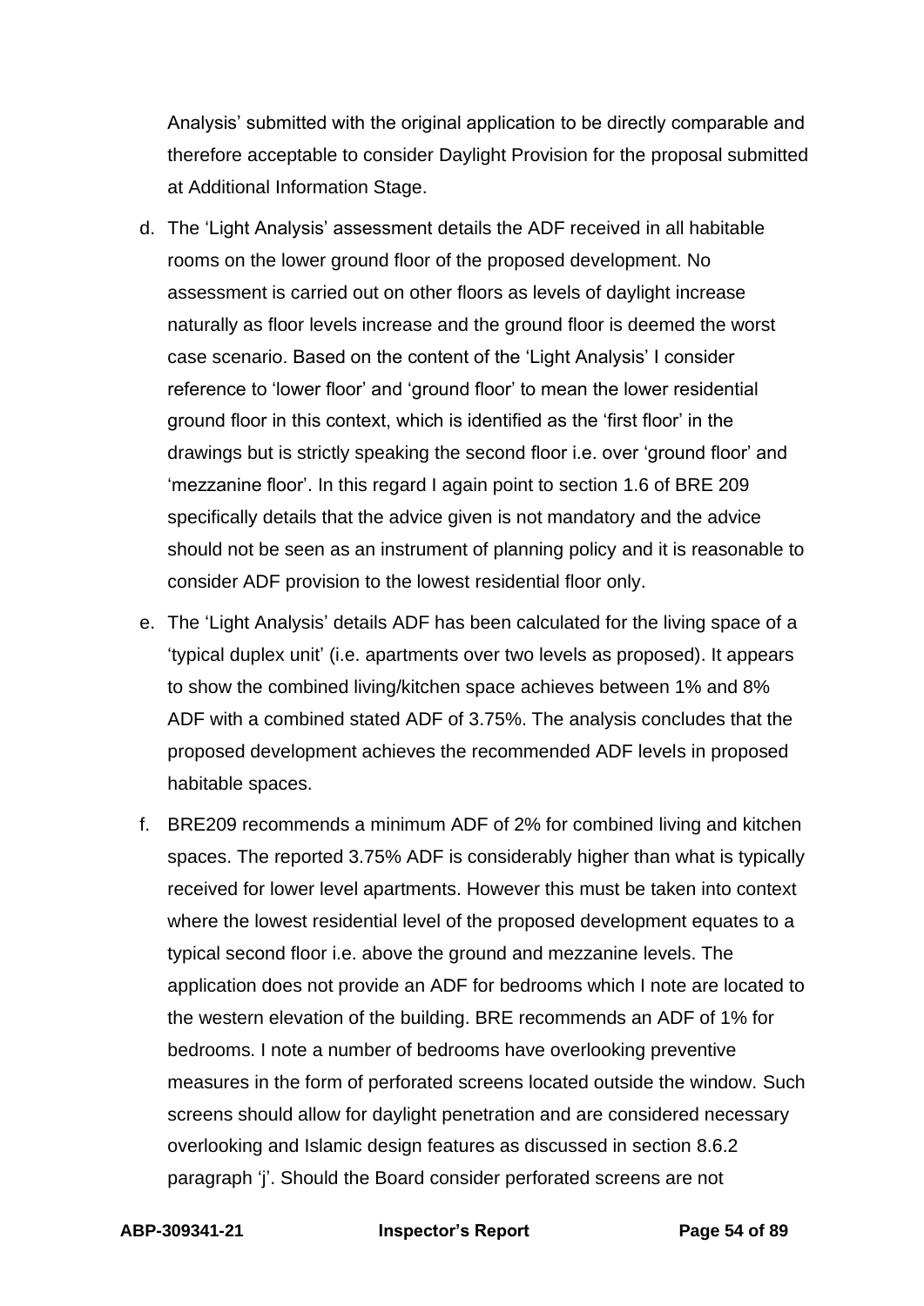Analysis' submitted with the original application to be directly comparable and therefore acceptable to consider Daylight Provision for the proposal submitted at Additional Information Stage.

d. The 'Light Analysis' assessment details the ADF received in all habitable rooms on the lower ground floor of the proposed development. No assessment is carried out on other floors as levels of daylight increase naturally as floor levels increase and the ground floor is deemed the worst case scenario. Based on the content of the 'Light Analysis' I consider reference to 'lower floor' and 'ground floor' to mean the lower residential ground floor in this context, which is identified as the 'first floor' in the drawings but is strictly speaking the second floor i.e. over 'ground floor' and 'mezzanine floor'. In this regard I again point to section 1.6 of BRE 209 specifically details that the advice given is not mandatory and the advice should not be seen as an instrument of planning policy and it is reasonable to consider ADF provision to the lowest residential floor only.

e. The 'Light Analysis' details ADF has been calculated for the living space of a 'typical duplex unit' (i.e. apartments over two levels as proposed). It appears to show the combined living/kitchen space achieves between 1% and 8% ADF with a combined stated ADF of 3.75%. The analysis concludes that the proposed development achieves the recommended ADF levels in proposed habitable spaces.

f. BRE209 recommends a minimum ADF of 2% for combined living and kitchen spaces. The reported 3.75% ADF is considerably higher than what is typically received for lower level apartments. However this must be taken into context where the lowest residential level of the proposed development equates to a typical second floor i.e. above the ground and mezzanine levels. The application does not provide an ADF for bedrooms which I note are located to the western elevation of the building. BRE recommends an ADF of 1% for bedrooms. I note a number of bedrooms have overlooking preventive measures in the form of perforated screens located outside the window. Such screens should allow for daylight penetration and are considered necessary overlooking and Islamic design features as discussed in section 8.6.2 paragraph 'j'. Should the Board consider perforated screens are not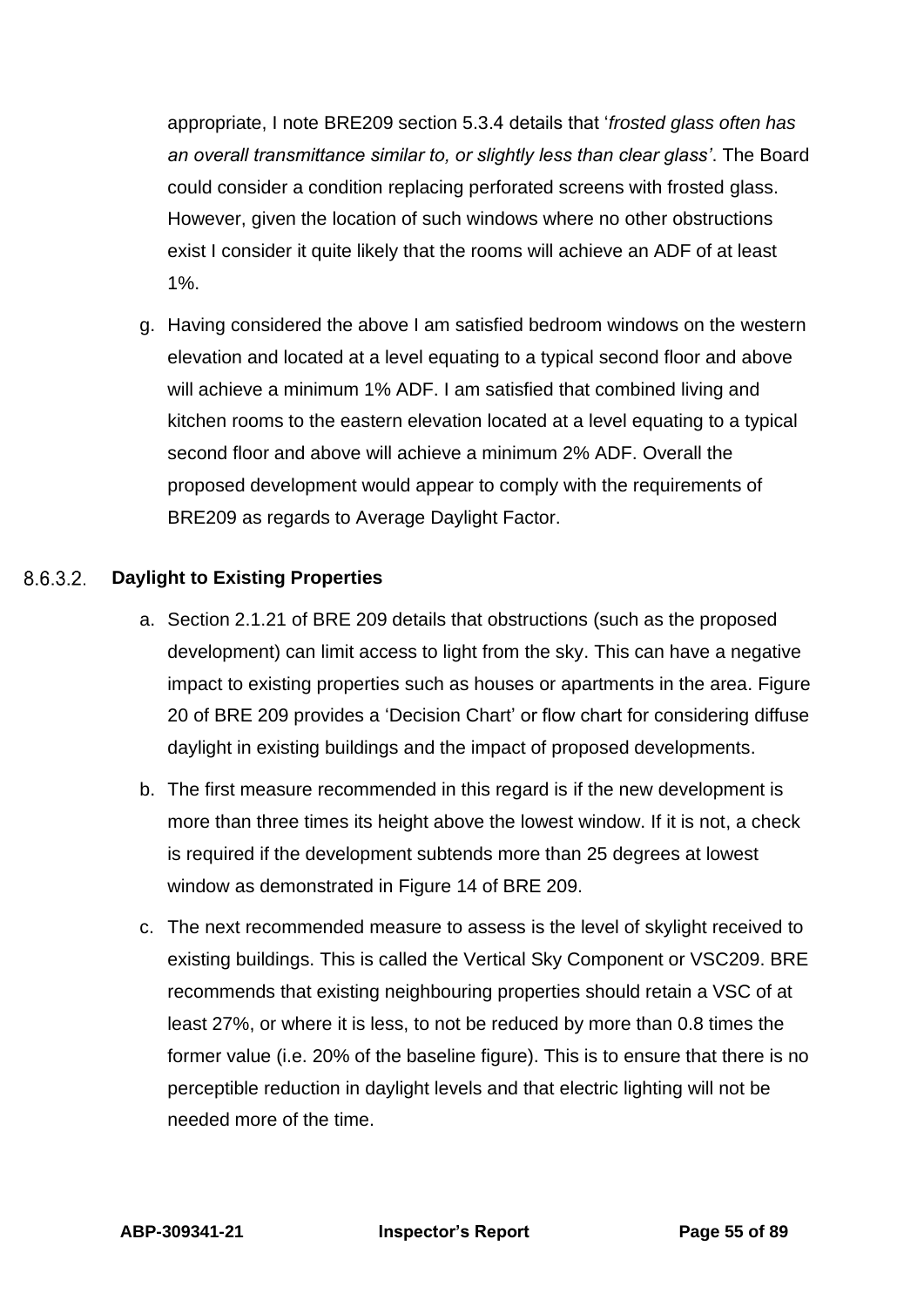appropriate, I note BRE209 section 5.3.4 details that '*frosted glass often has an overall transmittance similar to, or slightly less than clear glass'*. The Board could consider a condition replacing perforated screens with frosted glass. However, given the location of such windows where no other obstructions exist I consider it quite likely that the rooms will achieve an ADF of at least 1%.

g. Having considered the above I am satisfied bedroom windows on the western elevation and located at a level equating to a typical second floor and above will achieve a minimum 1% ADF. I am satisfied that combined living and kitchen rooms to the eastern elevation located at a level equating to a typical second floor and above will achieve a minimum 2% ADF. Overall the proposed development would appear to comply with the requirements of BRE209 as regards to Average Daylight Factor.

#### 8.6.3.2. Daylight to Existing Properties

a. Section 2.1.21 of BRE 209 details that obstructions (such as the proposed development) can limit access to light from the sky. This can have a negative impact to existing properties such as houses or apartments in the area. Figure 20 of BRE 209 provides a 'Decision Chart' or flow chart for considering diffuse daylight in existing buildings and the impact of proposed developments.

b. The first measure recommended in this regard is if the new development is more than three times its height above the lowest window. If it is not, a check is required if the development subtends more than 25 degrees at lowest window as demonstrated in Figure 14 of BRE 209.

c. The next recommended measure to assess is the level of skylight received to existing buildings. This is called the Vertical Sky Component or VSC209. BRE recommends that existing neighbouring properties should retain a VSC of at least 27%, or where it is less, to not be reduced by more than 0.8 times the former value (i.e. 20% of the baseline figure). This is to ensure that there is no perceptible reduction in daylight levels and that electric lighting will not be needed more of the time.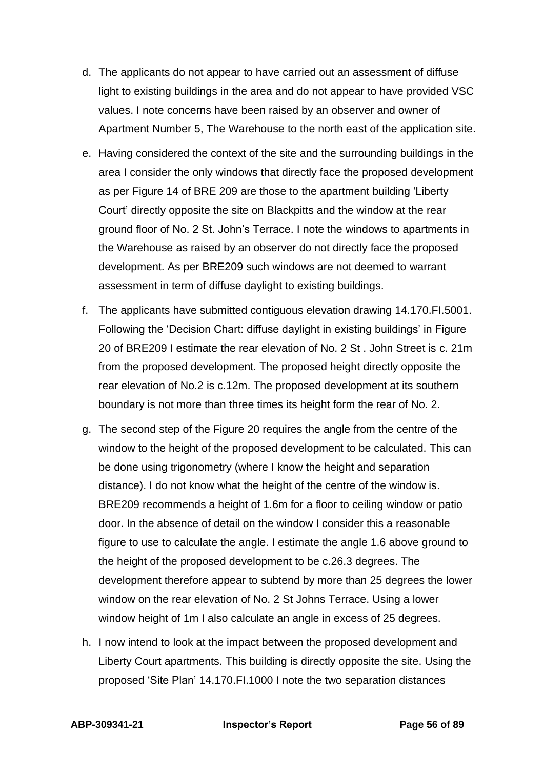d. The applicants do not appear to have carried out an assessment of diffuse light to existing buildings in the area and do not appear to have provided VSC values. I note concerns have been raised by an observer and owner of Apartment Number 5, The Warehouse to the north east of the application site.

e. Having considered the context of the site and the surrounding buildings in the area I consider the only windows that directly face the proposed development as per Figure 14 of BRE 209 are those to the apartment building 'Liberty Court' directly opposite the site on Blackpitts and the window at the rear ground floor of No. 2 St. John's Terrace. I note the windows to apartments in the Warehouse as raised by an observer do not directly face the proposed development. As per BRE209 such windows are not deemed to warrant assessment in term of diffuse daylight to existing buildings.

f. The applicants have submitted contiguous elevation drawing 14.170.FI.5001. Following the 'Decision Chart: diffuse daylight in existing buildings' in Figure 20 of BRE209 I estimate the rear elevation of No. 2 St . John Street is c. 21m from the proposed development. The proposed height directly opposite the rear elevation of No.2 is c.12m. The proposed development at its southern boundary is not more than three times its height form the rear of No. 2.

g. The second step of the Figure 20 requires the angle from the centre of the window to the height of the proposed development to be calculated. This can be done using trigonometry (where I know the height and separation distance). I do not know what the height of the centre of the window is. BRE209 recommends a height of 1.6m for a floor to ceiling window or patio door. In the absence of detail on the window I consider this a reasonable figure to use to calculate the angle. I estimate the angle 1.6 above ground to the height of the proposed development to be c.26.3 degrees. The development therefore appear to subtend by more than 25 degrees the lower window on the rear elevation of No. 2 St Johns Terrace. Using a lower window height of 1m I also calculate an angle in excess of 25 degrees.

h. I now intend to look at the impact between the proposed development and Liberty Court apartments. This building is directly opposite the site. Using the proposed 'Site Plan' 14.170.FI.1000 I note the two separation distances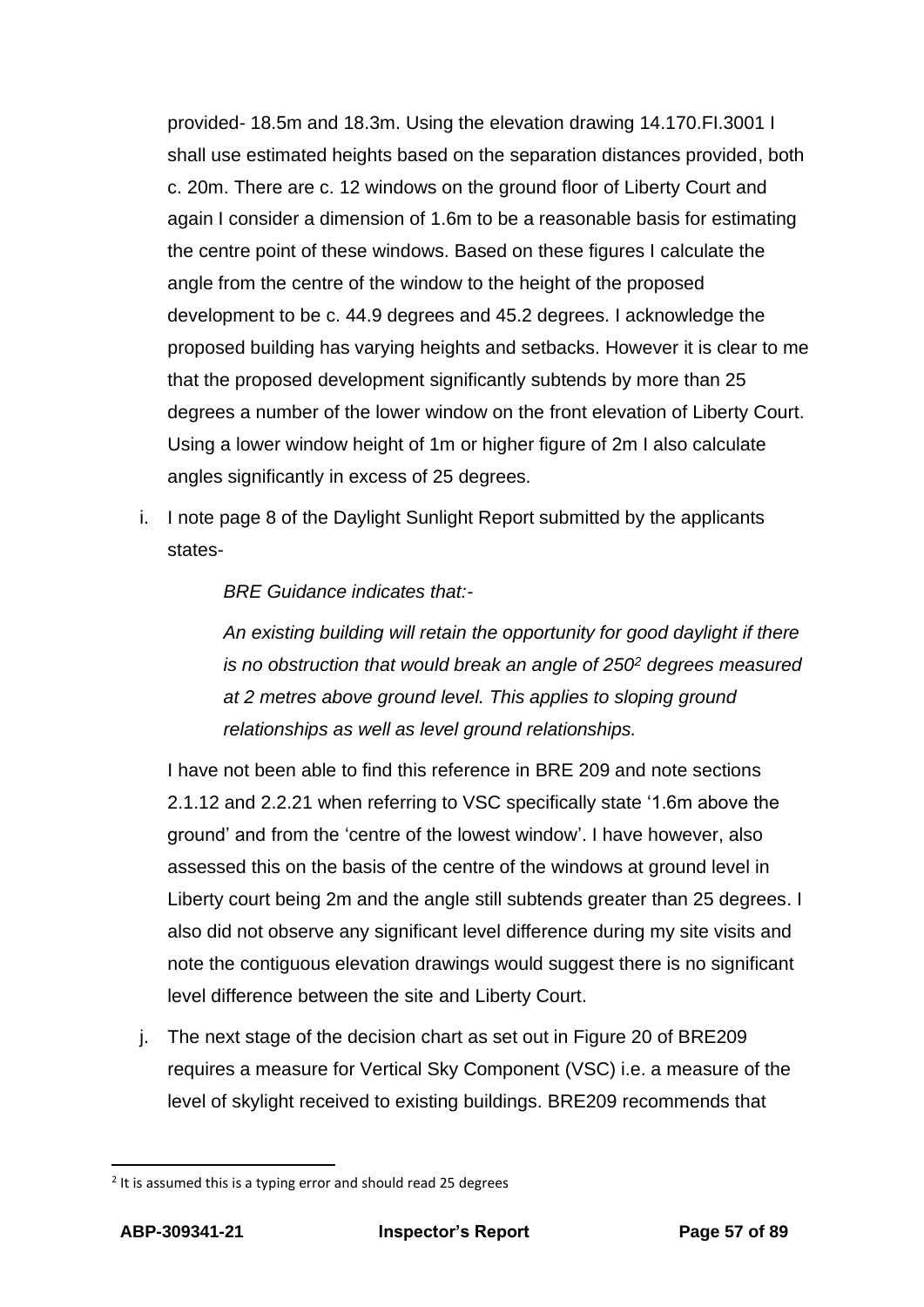provided- 18.5m and 18.3m. Using the elevation drawing 14.170.FI.3001 I shall use estimated heights based on the separation distances provided, both c. 20m. There are c. 12 windows on the ground floor of Liberty Court and again I consider a dimension of 1.6m to be a reasonable basis for estimating the centre point of these windows. Based on these figures I calculate the angle from the centre of the window to the height of the proposed development to be c. 44.9 degrees and 45.2 degrees. I acknowledge the proposed building has varying heights and setbacks. However it is clear to me that the proposed development significantly subtends by more than 25 degrees a number of the lower window on the front elevation of Liberty Court. Using a lower window height of 1m or higher figure of 2m I also calculate angles significantly in excess of 25 degrees.

i. I note page 8 of the Daylight Sunlight Report submitted by the applicants states-

   *BRE Guidance indicates that:-*

   *An existing building will retain the opportunity for good daylight if there is no obstruction that would break an angle of 250*[2] *degrees measured at 2 metres above ground level. This applies to sloping ground relationships as well as level ground relationships.*

   I have not been able to find this reference in BRE 209 and note sections 2.1.12 and 2.2.21 when referring to VSC specifically state '1.6m above the ground' and from the 'centre of the lowest window'. I have however, also assessed this on the basis of the centre of the windows at ground level in Liberty court being 2m and the angle still subtends greater than 25 degrees. I also did not observe any significant level difference during my site visits and note the contiguous elevation drawings would suggest there is no significant level difference between the site and Liberty Court.

j. The next stage of the decision chart as set out in Figure 20 of BRE209 requires a measure for Vertical Sky Component (VSC) i.e. a measure of the level of skylight received to existing buildings. BRE209 recommends that

---

[2] It is assumed this is a typing error and should read 25 degrees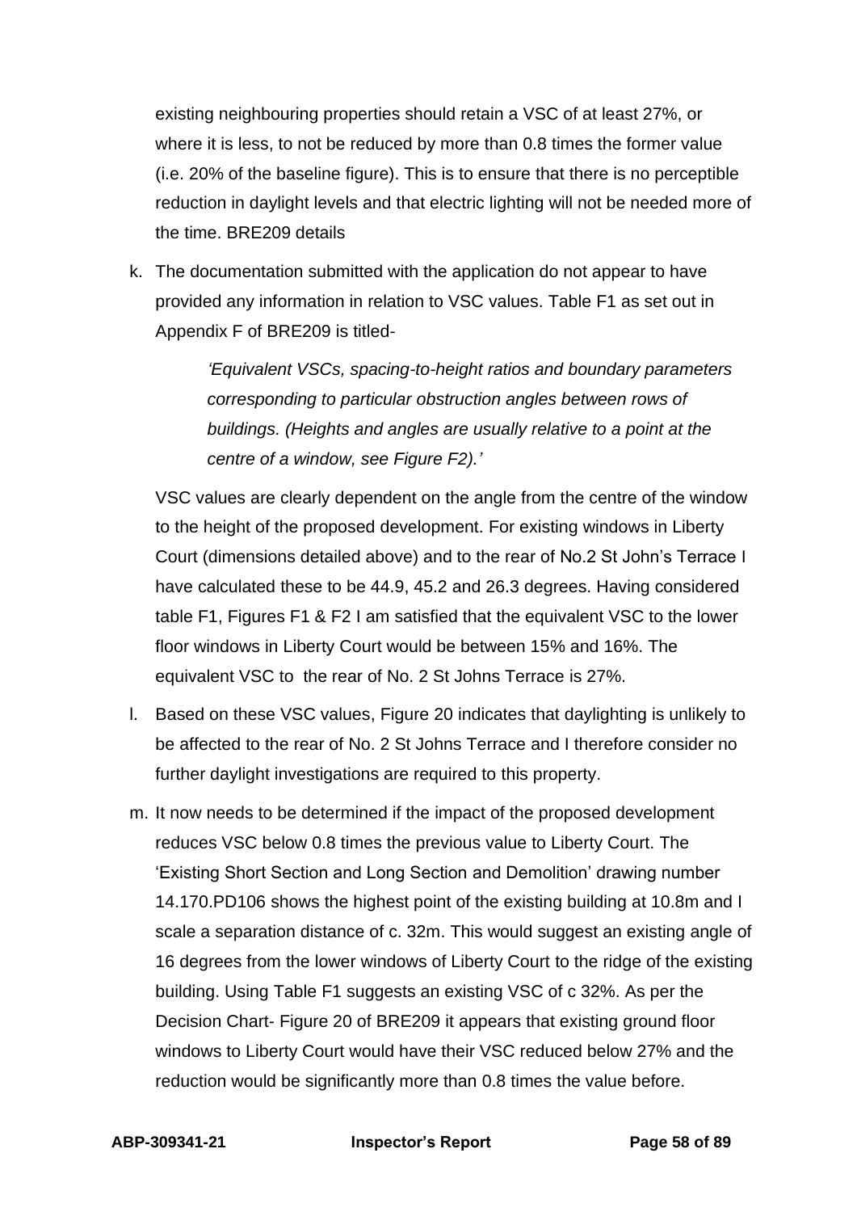existing neighbouring properties should retain a VSC of at least 27%, or where it is less, to not be reduced by more than 0.8 times the former value (i.e. 20% of the baseline figure). This is to ensure that there is no perceptible reduction in daylight levels and that electric lighting will not be needed more of the time. BRE209 details

k. The documentation submitted with the application do not appear to have provided any information in relation to VSC values. Table F1 as set out in Appendix F of BRE209 is titled-

   > *'Equivalent VSCs, spacing-to-height ratios and boundary parameters corresponding to particular obstruction angles between rows of buildings. (Heights and angles are usually relative to a point at the centre of a window, see Figure F2).'*

   VSC values are clearly dependent on the angle from the centre of the window to the height of the proposed development. For existing windows in Liberty Court (dimensions detailed above) and to the rear of No.2 St John's Terrace I have calculated these to be 44.9, 45.2 and 26.3 degrees. Having considered table F1, Figures F1 & F2 I am satisfied that the equivalent VSC to the lower floor windows in Liberty Court would be between 15% and 16%. The equivalent VSC to the rear of No. 2 St Johns Terrace is 27%.

l. Based on these VSC values, Figure 20 indicates that daylighting is unlikely to be affected to the rear of No. 2 St Johns Terrace and I therefore consider no further daylight investigations are required to this property.

m. It now needs to be determined if the impact of the proposed development reduces VSC below 0.8 times the previous value to Liberty Court. The 'Existing Short Section and Long Section and Demolition' drawing number 14.170.PD106 shows the highest point of the existing building at 10.8m and I scale a separation distance of c. 32m. This would suggest an existing angle of 16 degrees from the lower windows of Liberty Court to the ridge of the existing building. Using Table F1 suggests an existing VSC of c 32%. As per the Decision Chart- Figure 20 of BRE209 it appears that existing ground floor windows to Liberty Court would have their VSC reduced below 27% and the reduction would be significantly more than 0.8 times the value before.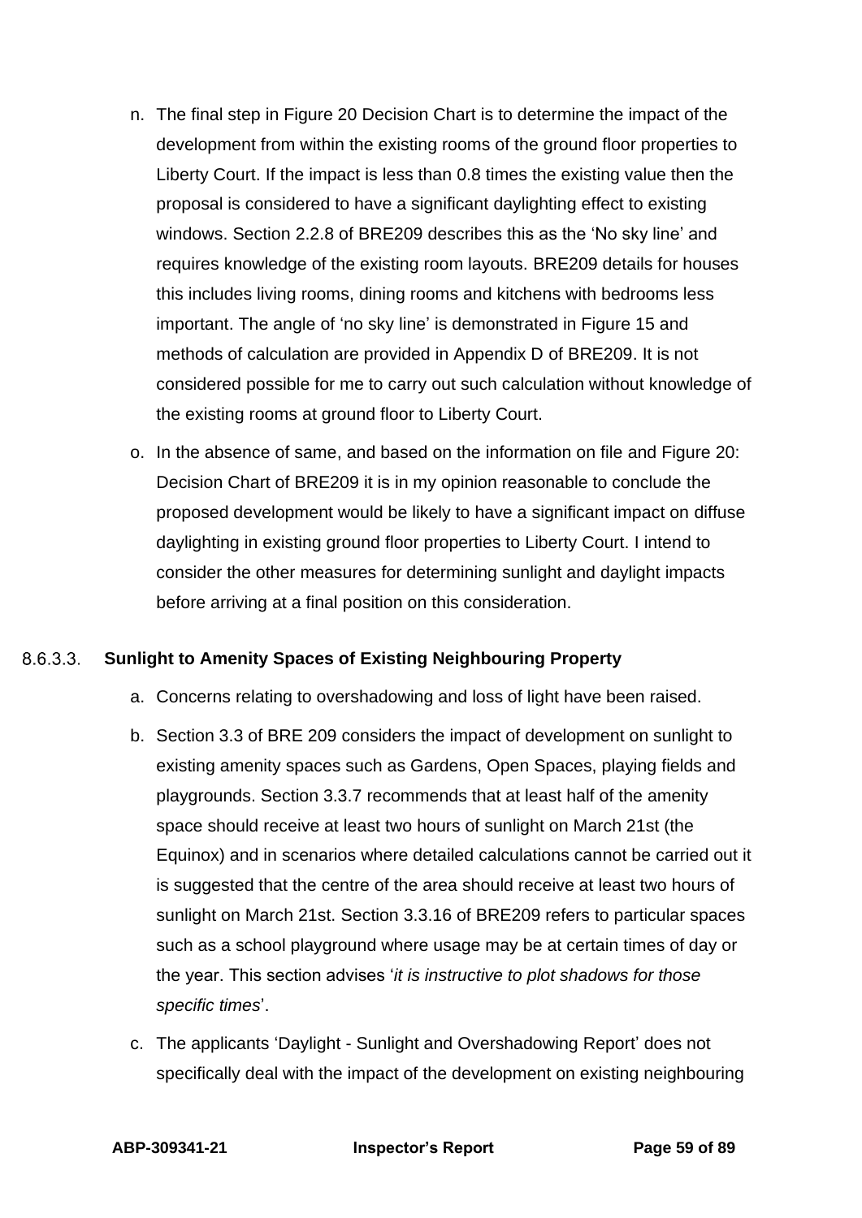n. The final step in Figure 20 Decision Chart is to determine the impact of the development from within the existing rooms of the ground floor properties to Liberty Court. If the impact is less than 0.8 times the existing value then the proposal is considered to have a significant daylighting effect to existing windows. Section 2.2.8 of BRE209 describes this as the 'No sky line' and requires knowledge of the existing room layouts. BRE209 details for houses this includes living rooms, dining rooms and kitchens with bedrooms less important. The angle of 'no sky line' is demonstrated in Figure 15 and methods of calculation are provided in Appendix D of BRE209. It is not considered possible for me to carry out such calculation without knowledge of the existing rooms at ground floor to Liberty Court.

o. In the absence of same, and based on the information on file and Figure 20: Decision Chart of BRE209 it is in my opinion reasonable to conclude the proposed development would be likely to have a significant impact on diffuse daylighting in existing ground floor properties to Liberty Court. I intend to consider the other measures for determining sunlight and daylight impacts before arriving at a final position on this consideration.

#### 8.6.3.3. Sunlight to Amenity Spaces of Existing Neighbouring Property

a. Concerns relating to overshadowing and loss of light have been raised.

b. Section 3.3 of BRE 209 considers the impact of development on sunlight to existing amenity spaces such as Gardens, Open Spaces, playing fields and playgrounds. Section 3.3.7 recommends that at least half of the amenity space should receive at least two hours of sunlight on March 21st (the Equinox) and in scenarios where detailed calculations cannot be carried out it is suggested that the centre of the area should receive at least two hours of sunlight on March 21st. Section 3.3.16 of BRE209 refers to particular spaces such as a school playground where usage may be at certain times of day or the year. This section advises '*it is instructive to plot shadows for those specific times*'.

c. The applicants 'Daylight - Sunlight and Overshadowing Report' does not specifically deal with the impact of the development on existing neighbouring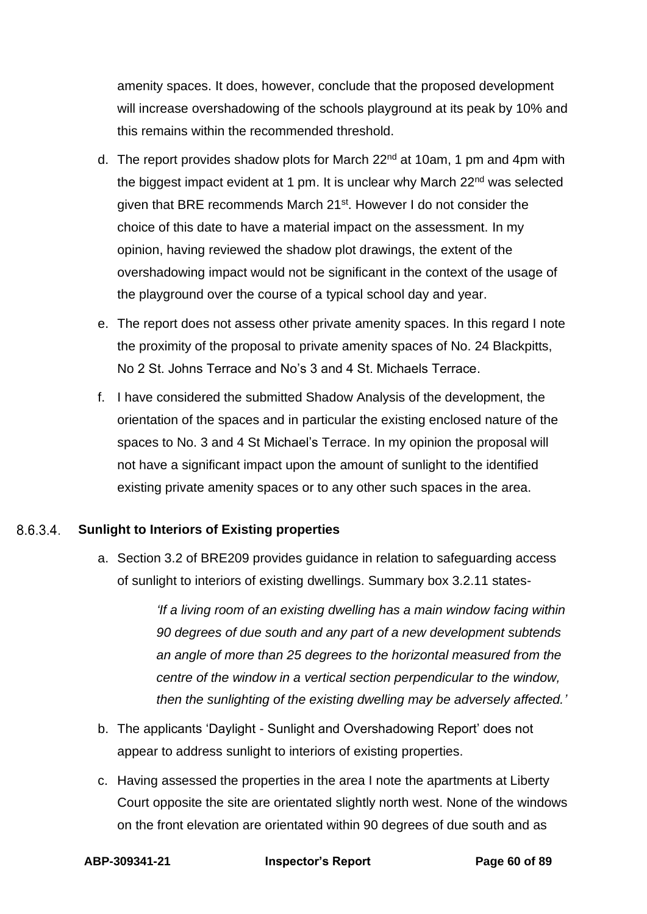amenity spaces. It does, however, conclude that the proposed development will increase overshadowing of the schools playground at its peak by 10% and this remains within the recommended threshold.

d. The report provides shadow plots for March 22nd at 10am, 1 pm and 4pm with the biggest impact evident at 1 pm. It is unclear why March 22nd was selected given that BRE recommends March 21st. However I do not consider the choice of this date to have a material impact on the assessment. In my opinion, having reviewed the shadow plot drawings, the extent of the overshadowing impact would not be significant in the context of the usage of the playground over the course of a typical school day and year.

e. The report does not assess other private amenity spaces. In this regard I note the proximity of the proposal to private amenity spaces of No. 24 Blackpitts, No 2 St. Johns Terrace and No's 3 and 4 St. Michaels Terrace.

f. I have considered the submitted Shadow Analysis of the development, the orientation of the spaces and in particular the existing enclosed nature of the spaces to No. 3 and 4 St Michael's Terrace. In my opinion the proposal will not have a significant impact upon the amount of sunlight to the identified existing private amenity spaces or to any other such spaces in the area.

#### 8.6.3.4. Sunlight to Interiors of Existing properties

a. Section 3.2 of BRE209 provides guidance in relation to safeguarding access of sunlight to interiors of existing dwellings. Summary box 3.2.11 states-

> *'If a living room of an existing dwelling has a main window facing within 90 degrees of due south and any part of a new development subtends an angle of more than 25 degrees to the horizontal measured from the centre of the window in a vertical section perpendicular to the window, then the sunlighting of the existing dwelling may be adversely affected.'*

b. The applicants 'Daylight - Sunlight and Overshadowing Report' does not appear to address sunlight to interiors of existing properties.

c. Having assessed the properties in the area I note the apartments at Liberty Court opposite the site are orientated slightly north west. None of the windows on the front elevation are orientated within 90 degrees of due south and as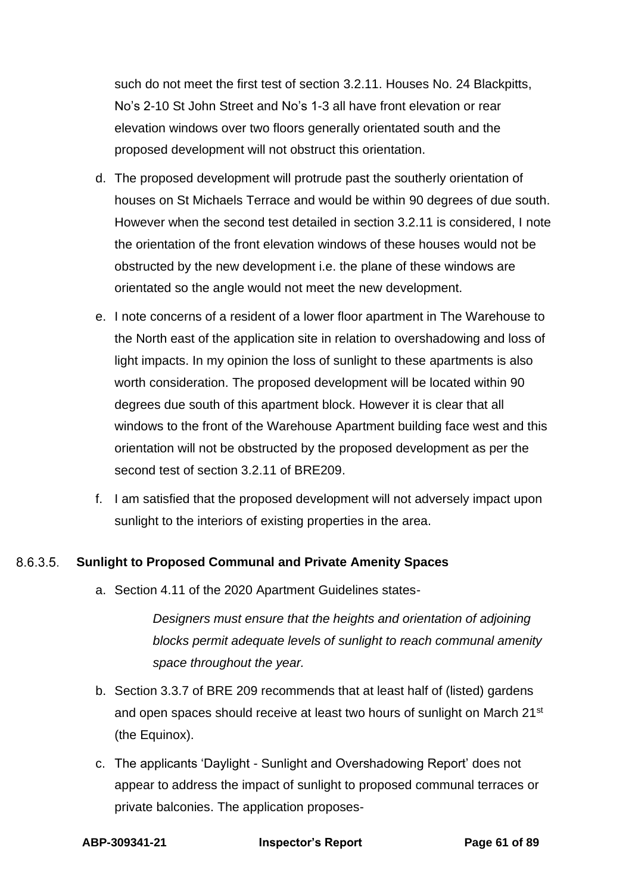such do not meet the first test of section 3.2.11. Houses No. 24 Blackpitts, No's 2-10 St John Street and No's 1-3 all have front elevation or rear elevation windows over two floors generally orientated south and the proposed development will not obstruct this orientation.

d. The proposed development will protrude past the southerly orientation of houses on St Michaels Terrace and would be within 90 degrees of due south. However when the second test detailed in section 3.2.11 is considered, I note the orientation of the front elevation windows of these houses would not be obstructed by the new development i.e. the plane of these windows are orientated so the angle would not meet the new development.

e. I note concerns of a resident of a lower floor apartment in The Warehouse to the North east of the application site in relation to overshadowing and loss of light impacts. In my opinion the loss of sunlight to these apartments is also worth consideration. The proposed development will be located within 90 degrees due south of this apartment block. However it is clear that all windows to the front of the Warehouse Apartment building face west and this orientation will not be obstructed by the proposed development as per the second test of section 3.2.11 of BRE209.

f. I am satisfied that the proposed development will not adversely impact upon sunlight to the interiors of existing properties in the area.

#### 8.6.3.5. Sunlight to Proposed Communal and Private Amenity Spaces

a. Section 4.11 of the 2020 Apartment Guidelines states-

> *Designers must ensure that the heights and orientation of adjoining blocks permit adequate levels of sunlight to reach communal amenity space throughout the year.*

b. Section 3.3.7 of BRE 209 recommends that at least half of (listed) gardens and open spaces should receive at least two hours of sunlight on March 21st (the Equinox).

c. The applicants 'Daylight - Sunlight and Overshadowing Report' does not appear to address the impact of sunlight to proposed communal terraces or private balconies. The application proposes-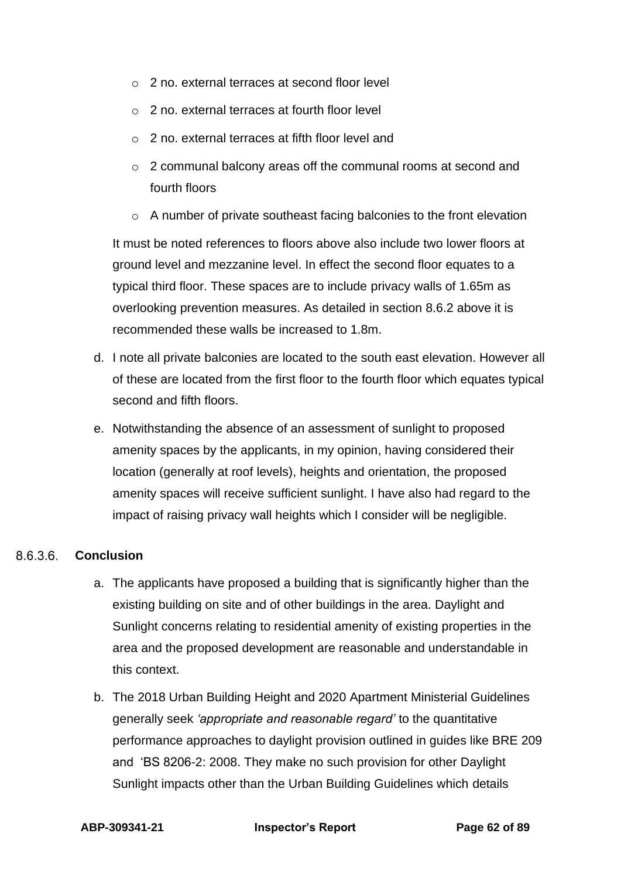- 2 no. external terraces at second floor level
- 2 no. external terraces at fourth floor level
- 2 no. external terraces at fifth floor level and
- 2 communal balcony areas off the communal rooms at second and fourth floors
- A number of private southeast facing balconies to the front elevation

It must be noted references to floors above also include two lower floors at ground level and mezzanine level. In effect the second floor equates to a typical third floor. These spaces are to include privacy walls of 1.65m as overlooking prevention measures. As detailed in section 8.6.2 above it is recommended these walls be increased to 1.8m.

d. I note all private balconies are located to the south east elevation. However all of these are located from the first floor to the fourth floor which equates typical second and fifth floors.

e. Notwithstanding the absence of an assessment of sunlight to proposed amenity spaces by the applicants, in my opinion, having considered their location (generally at roof levels), heights and orientation, the proposed amenity spaces will receive sufficient sunlight. I have also had regard to the impact of raising privacy wall heights which I consider will be negligible.

8.6.3.6. **Conclusion**

a. The applicants have proposed a building that is significantly higher than the existing building on site and of other buildings in the area. Daylight and Sunlight concerns relating to residential amenity of existing properties in the area and the proposed development are reasonable and understandable in this context.

b. The 2018 Urban Building Height and 2020 Apartment Ministerial Guidelines generally seek *'appropriate and reasonable regard'* to the quantitative performance approaches to daylight provision outlined in guides like BRE 209 and 'BS 8206-2: 2008. They make no such provision for other Daylight Sunlight impacts other than the Urban Building Guidelines which details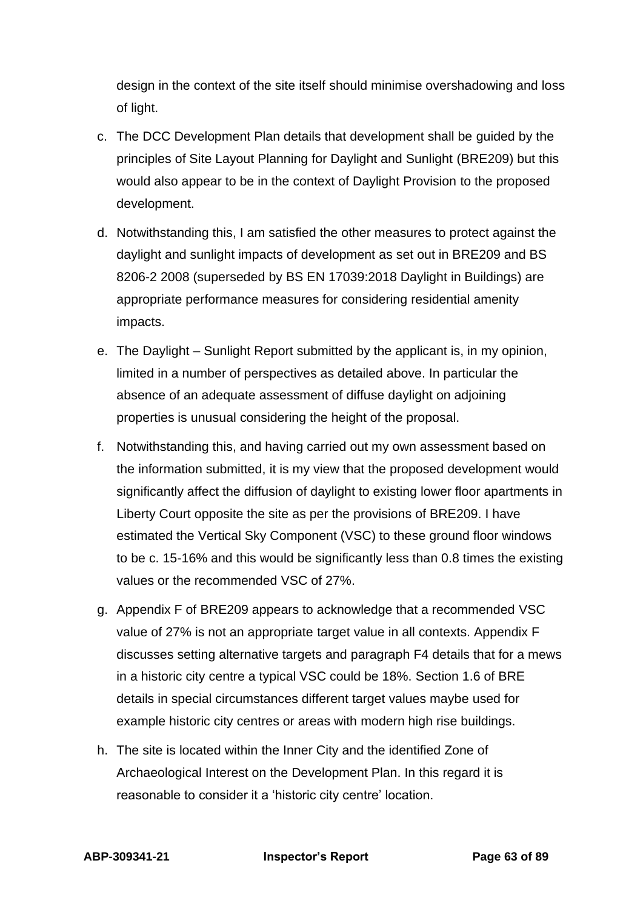design in the context of the site itself should minimise overshadowing and loss of light.

c. The DCC Development Plan details that development shall be guided by the principles of Site Layout Planning for Daylight and Sunlight (BRE209) but this would also appear to be in the context of Daylight Provision to the proposed development.

d. Notwithstanding this, I am satisfied the other measures to protect against the daylight and sunlight impacts of development as set out in BRE209 and BS 8206-2 2008 (superseded by BS EN 17039:2018 Daylight in Buildings) are appropriate performance measures for considering residential amenity impacts.

e. The Daylight – Sunlight Report submitted by the applicant is, in my opinion, limited in a number of perspectives as detailed above. In particular the absence of an adequate assessment of diffuse daylight on adjoining properties is unusual considering the height of the proposal.

f. Notwithstanding this, and having carried out my own assessment based on the information submitted, it is my view that the proposed development would significantly affect the diffusion of daylight to existing lower floor apartments in Liberty Court opposite the site as per the provisions of BRE209. I have estimated the Vertical Sky Component (VSC) to these ground floor windows to be c. 15-16% and this would be significantly less than 0.8 times the existing values or the recommended VSC of 27%.

g. Appendix F of BRE209 appears to acknowledge that a recommended VSC value of 27% is not an appropriate target value in all contexts. Appendix F discusses setting alternative targets and paragraph F4 details that for a mews in a historic city centre a typical VSC could be 18%. Section 1.6 of BRE details in special circumstances different target values maybe used for example historic city centres or areas with modern high rise buildings.

h. The site is located within the Inner City and the identified Zone of Archaeological Interest on the Development Plan. In this regard it is reasonable to consider it a 'historic city centre' location.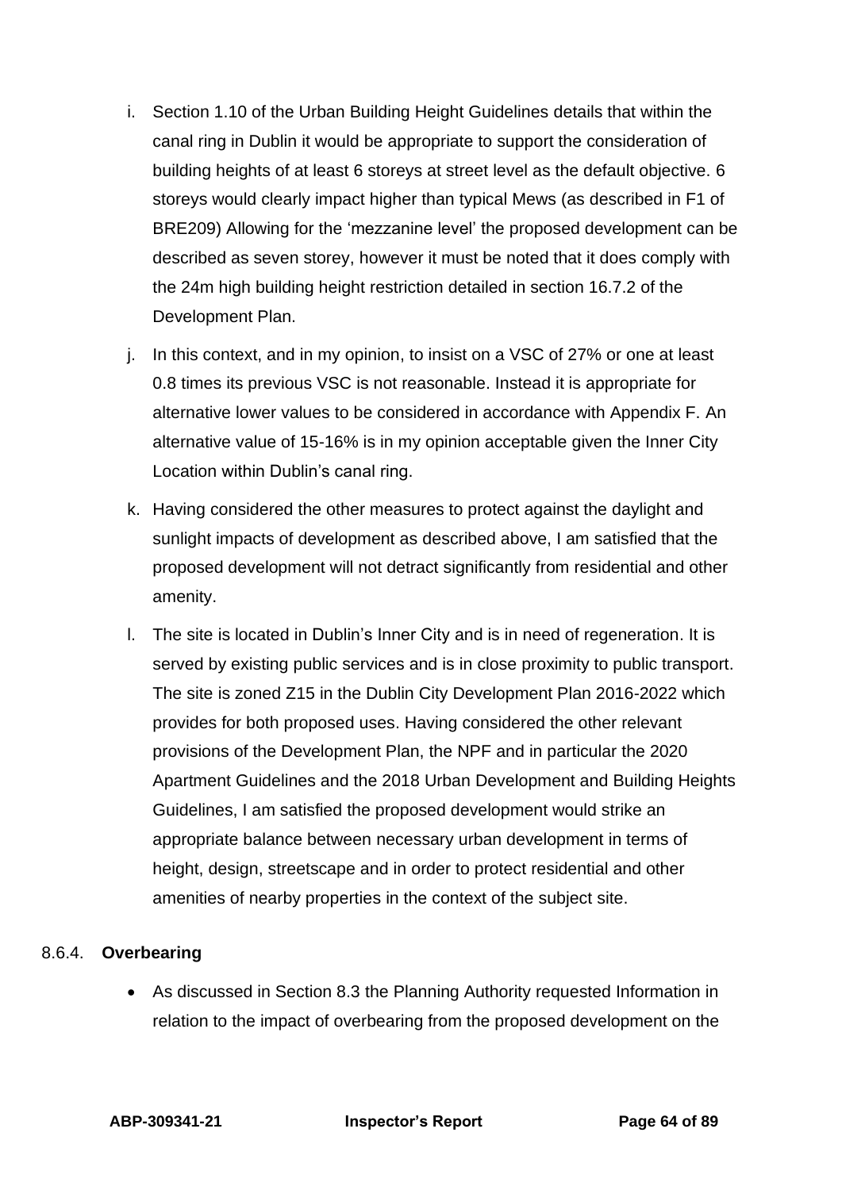i. Section 1.10 of the Urban Building Height Guidelines details that within the canal ring in Dublin it would be appropriate to support the consideration of building heights of at least 6 storeys at street level as the default objective. 6 storeys would clearly impact higher than typical Mews (as described in F1 of BRE209) Allowing for the 'mezzanine level' the proposed development can be described as seven storey, however it must be noted that it does comply with the 24m high building height restriction detailed in section 16.7.2 of the Development Plan.

j. In this context, and in my opinion, to insist on a VSC of 27% or one at least 0.8 times its previous VSC is not reasonable. Instead it is appropriate for alternative lower values to be considered in accordance with Appendix F. An alternative value of 15-16% is in my opinion acceptable given the Inner City Location within Dublin's canal ring.

k. Having considered the other measures to protect against the daylight and sunlight impacts of development as described above, I am satisfied that the proposed development will not detract significantly from residential and other amenity.

l. The site is located in Dublin's Inner City and is in need of regeneration. It is served by existing public services and is in close proximity to public transport. The site is zoned Z15 in the Dublin City Development Plan 2016-2022 which provides for both proposed uses. Having considered the other relevant provisions of the Development Plan, the NPF and in particular the 2020 Apartment Guidelines and the 2018 Urban Development and Building Heights Guidelines, I am satisfied the proposed development would strike an appropriate balance between necessary urban development in terms of height, design, streetscape and in order to protect residential and other amenities of nearby properties in the context of the subject site.

8.6.4. **Overbearing**

- As discussed in Section 8.3 the Planning Authority requested Information in relation to the impact of overbearing from the proposed development on the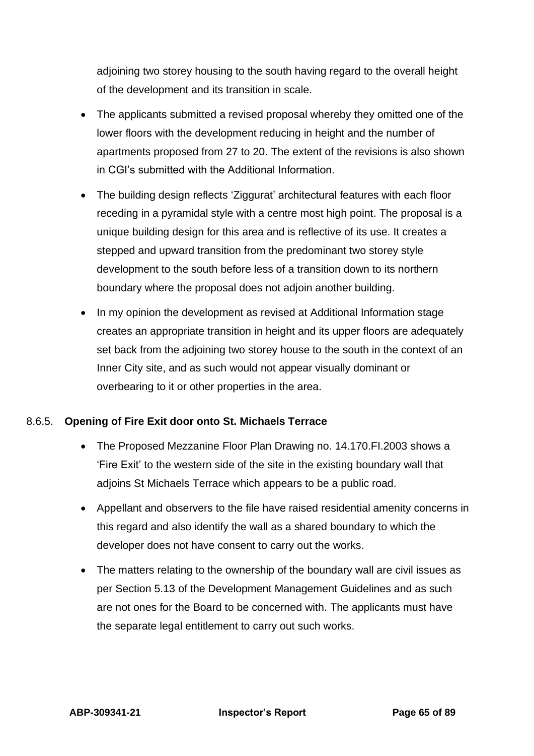adjoining two storey housing to the south having regard to the overall height of the development and its transition in scale.

- The applicants submitted a revised proposal whereby they omitted one of the lower floors with the development reducing in height and the number of apartments proposed from 27 to 20. The extent of the revisions is also shown in CGI's submitted with the Additional Information.
- The building design reflects 'Ziggurat' architectural features with each floor receding in a pyramidal style with a centre most high point. The proposal is a unique building design for this area and is reflective of its use. It creates a stepped and upward transition from the predominant two storey style development to the south before less of a transition down to its northern boundary where the proposal does not adjoin another building.
- In my opinion the development as revised at Additional Information stage creates an appropriate transition in height and its upper floors are adequately set back from the adjoining two storey house to the south in the context of an Inner City site, and as such would not appear visually dominant or overbearing to it or other properties in the area.

8.6.5. **Opening of Fire Exit door onto St. Michaels Terrace**

- The Proposed Mezzanine Floor Plan Drawing no. 14.170.FI.2003 shows a 'Fire Exit' to the western side of the site in the existing boundary wall that adjoins St Michaels Terrace which appears to be a public road.
- Appellant and observers to the file have raised residential amenity concerns in this regard and also identify the wall as a shared boundary to which the developer does not have consent to carry out the works.
- The matters relating to the ownership of the boundary wall are civil issues as per Section 5.13 of the Development Management Guidelines and as such are not ones for the Board to be concerned with. The applicants must have the separate legal entitlement to carry out such works.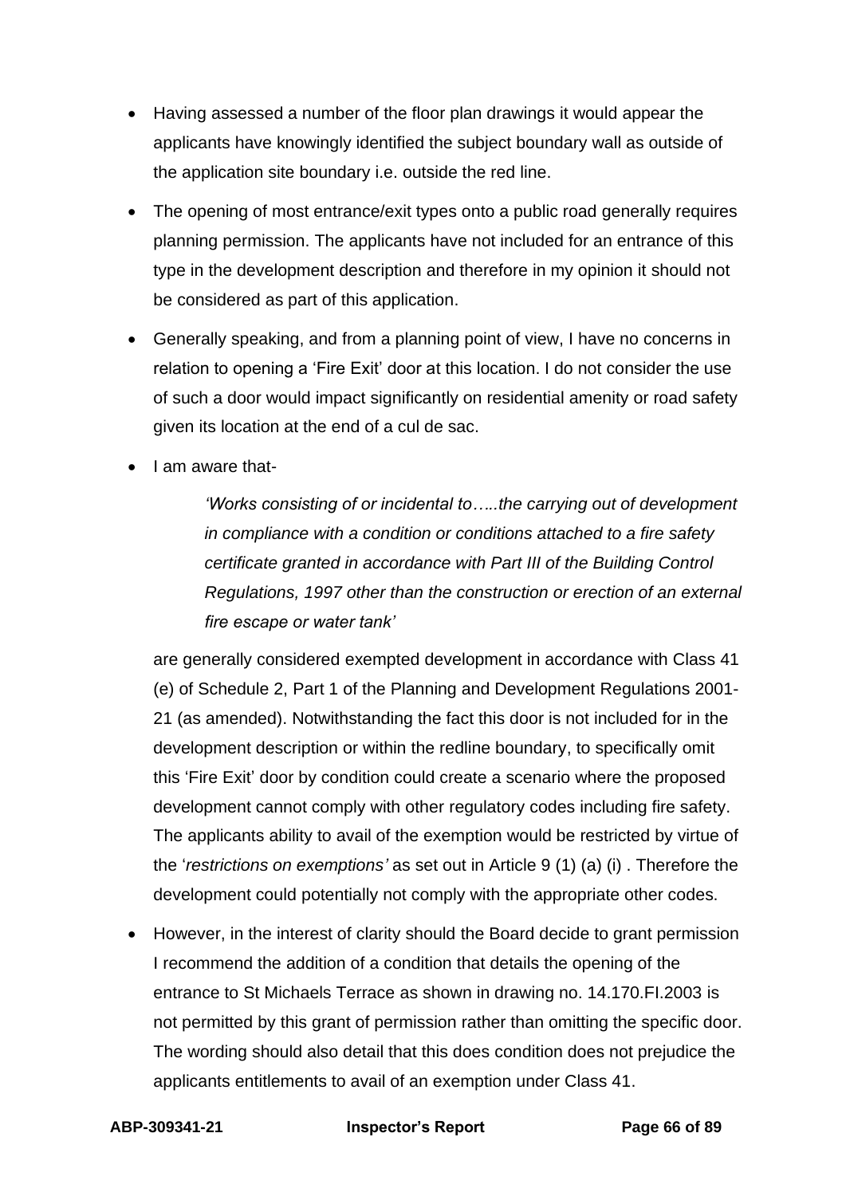- Having assessed a number of the floor plan drawings it would appear the applicants have knowingly identified the subject boundary wall as outside of the application site boundary i.e. outside the red line.
- The opening of most entrance/exit types onto a public road generally requires planning permission. The applicants have not included for an entrance of this type in the development description and therefore in my opinion it should not be considered as part of this application.
- Generally speaking, and from a planning point of view, I have no concerns in relation to opening a 'Fire Exit' door at this location. I do not consider the use of such a door would impact significantly on residential amenity or road safety given its location at the end of a cul de sac.
- I am aware that-

  > *'Works consisting of or incidental to…..the carrying out of development in compliance with a condition or conditions attached to a fire safety certificate granted in accordance with Part III of the Building Control Regulations, 1997 other than the construction or erection of an external fire escape or water tank'*

  are generally considered exempted development in accordance with Class 41 (e) of Schedule 2, Part 1 of the Planning and Development Regulations 2001-21 (as amended). Notwithstanding the fact this door is not included for in the development description or within the redline boundary, to specifically omit this 'Fire Exit' door by condition could create a scenario where the proposed development cannot comply with other regulatory codes including fire safety. The applicants ability to avail of the exemption would be restricted by virtue of the '*restrictions on exemptions'* as set out in Article 9 (1) (a) (i) . Therefore the development could potentially not comply with the appropriate other codes.
- However, in the interest of clarity should the Board decide to grant permission I recommend the addition of a condition that details the opening of the entrance to St Michaels Terrace as shown in drawing no. 14.170.FI.2003 is not permitted by this grant of permission rather than omitting the specific door. The wording should also detail that this does condition does not prejudice the applicants entitlements to avail of an exemption under Class 41.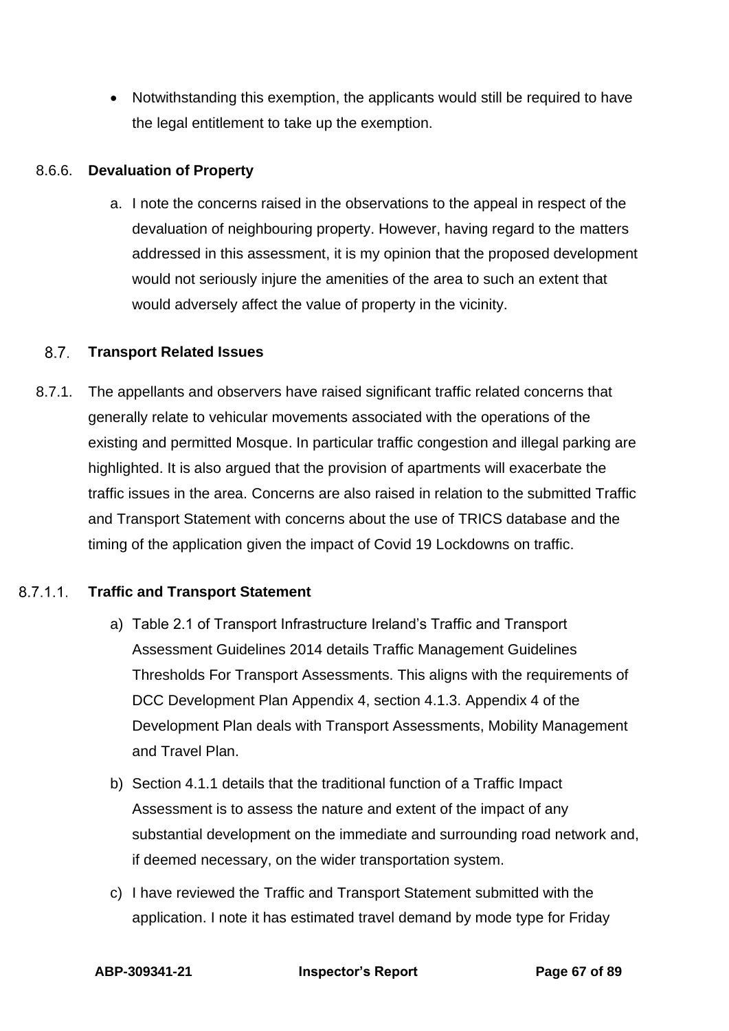- Notwithstanding this exemption, the applicants would still be required to have the legal entitlement to take up the exemption.

8.6.6. **Devaluation of Property**

a. I note the concerns raised in the observations to the appeal in respect of the devaluation of neighbouring property. However, having regard to the matters addressed in this assessment, it is my opinion that the proposed development would not seriously injure the amenities of the area to such an extent that would adversely affect the value of property in the vicinity.

## 8.7. Transport Related Issues

8.7.1. The appellants and observers have raised significant traffic related concerns that generally relate to vehicular movements associated with the operations of the existing and permitted Mosque. In particular traffic congestion and illegal parking are highlighted. It is also argued that the provision of apartments will exacerbate the traffic issues in the area. Concerns are also raised in relation to the submitted Traffic and Transport Statement with concerns about the use of TRICS database and the timing of the application given the impact of Covid 19 Lockdowns on traffic.

### 8.7.1.1. Traffic and Transport Statement

a) Table 2.1 of Transport Infrastructure Ireland's Traffic and Transport Assessment Guidelines 2014 details Traffic Management Guidelines Thresholds For Transport Assessments. This aligns with the requirements of DCC Development Plan Appendix 4, section 4.1.3. Appendix 4 of the Development Plan deals with Transport Assessments, Mobility Management and Travel Plan.

b) Section 4.1.1 details that the traditional function of a Traffic Impact Assessment is to assess the nature and extent of the impact of any substantial development on the immediate and surrounding road network and, if deemed necessary, on the wider transportation system.

c) I have reviewed the Traffic and Transport Statement submitted with the application. I note it has estimated travel demand by mode type for Friday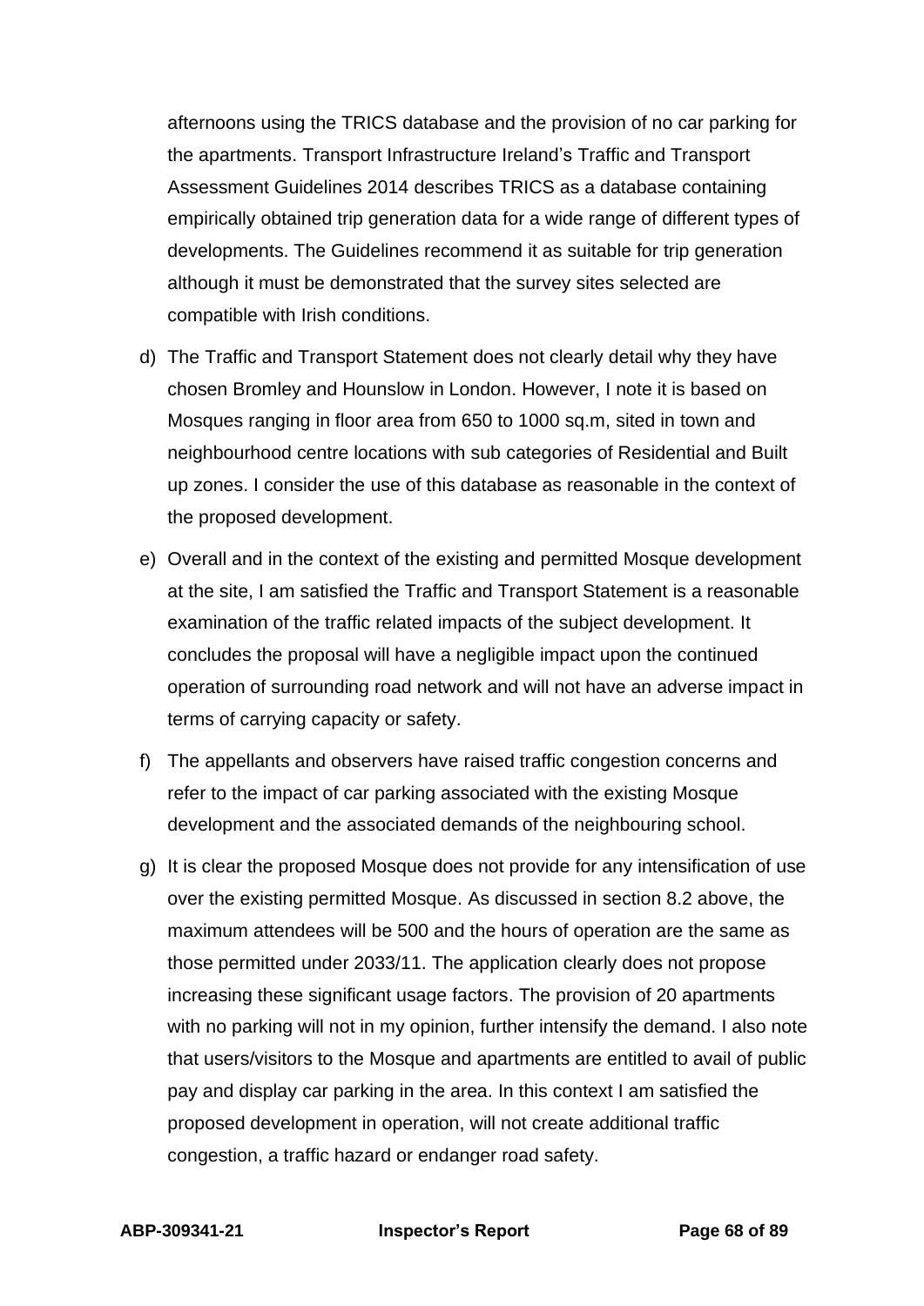afternoons using the TRICS database and the provision of no car parking for the apartments. Transport Infrastructure Ireland's Traffic and Transport Assessment Guidelines 2014 describes TRICS as a database containing empirically obtained trip generation data for a wide range of different types of developments. The Guidelines recommend it as suitable for trip generation although it must be demonstrated that the survey sites selected are compatible with Irish conditions.

d) The Traffic and Transport Statement does not clearly detail why they have chosen Bromley and Hounslow in London. However, I note it is based on Mosques ranging in floor area from 650 to 1000 sq.m, sited in town and neighbourhood centre locations with sub categories of Residential and Built up zones. I consider the use of this database as reasonable in the context of the proposed development.

e) Overall and in the context of the existing and permitted Mosque development at the site, I am satisfied the Traffic and Transport Statement is a reasonable examination of the traffic related impacts of the subject development. It concludes the proposal will have a negligible impact upon the continued operation of surrounding road network and will not have an adverse impact in terms of carrying capacity or safety.

f) The appellants and observers have raised traffic congestion concerns and refer to the impact of car parking associated with the existing Mosque development and the associated demands of the neighbouring school.

g) It is clear the proposed Mosque does not provide for any intensification of use over the existing permitted Mosque. As discussed in section 8.2 above, the maximum attendees will be 500 and the hours of operation are the same as those permitted under 2033/11. The application clearly does not propose increasing these significant usage factors. The provision of 20 apartments with no parking will not in my opinion, further intensify the demand. I also note that users/visitors to the Mosque and apartments are entitled to avail of public pay and display car parking in the area. In this context I am satisfied the proposed development in operation, will not create additional traffic congestion, a traffic hazard or endanger road safety.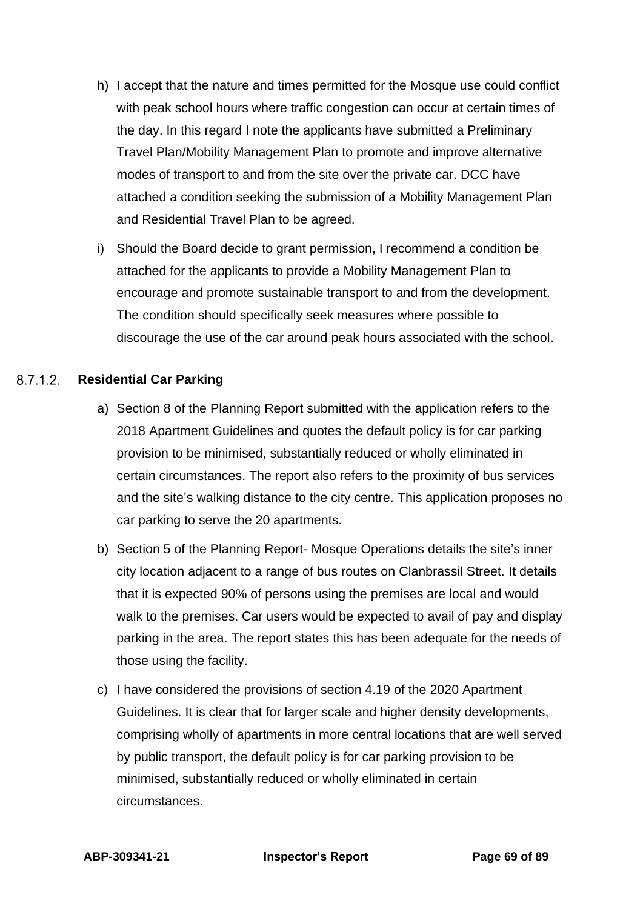h) I accept that the nature and times permitted for the Mosque use could conflict with peak school hours where traffic congestion can occur at certain times of the day. In this regard I note the applicants have submitted a Preliminary Travel Plan/Mobility Management Plan to promote and improve alternative modes of transport to and from the site over the private car. DCC have attached a condition seeking the submission of a Mobility Management Plan and Residential Travel Plan to be agreed.

i) Should the Board decide to grant permission, I recommend a condition be attached for the applicants to provide a Mobility Management Plan to encourage and promote sustainable transport to and from the development. The condition should specifically seek measures where possible to discourage the use of the car around peak hours associated with the school.

#### 8.7.1.2. Residential Car Parking

a) Section 8 of the Planning Report submitted with the application refers to the 2018 Apartment Guidelines and quotes the default policy is for car parking provision to be minimised, substantially reduced or wholly eliminated in certain circumstances. The report also refers to the proximity of bus services and the site's walking distance to the city centre. This application proposes no car parking to serve the 20 apartments.

b) Section 5 of the Planning Report- Mosque Operations details the site's inner city location adjacent to a range of bus routes on Clanbrassil Street. It details that it is expected 90% of persons using the premises are local and would walk to the premises. Car users would be expected to avail of pay and display parking in the area. The report states this has been adequate for the needs of those using the facility.

c) I have considered the provisions of section 4.19 of the 2020 Apartment Guidelines. It is clear that for larger scale and higher density developments, comprising wholly of apartments in more central locations that are well served by public transport, the default policy is for car parking provision to be minimised, substantially reduced or wholly eliminated in certain circumstances.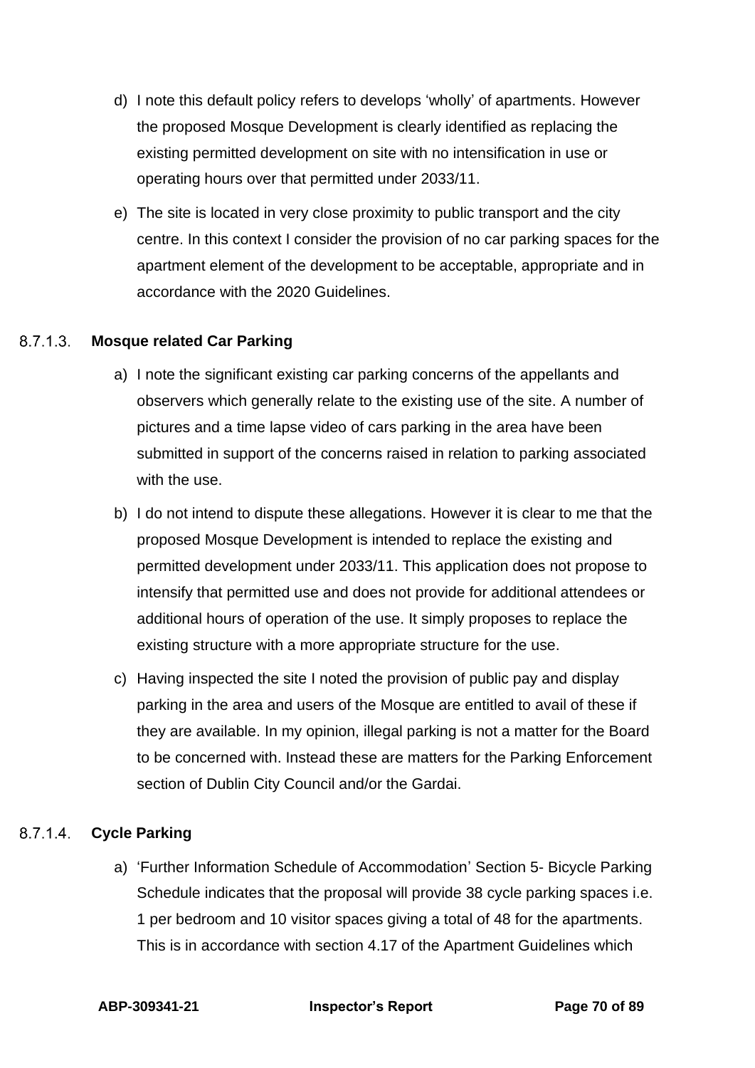d) I note this default policy refers to develops 'wholly' of apartments. However the proposed Mosque Development is clearly identified as replacing the existing permitted development on site with no intensification in use or operating hours over that permitted under 2033/11.

e) The site is located in very close proximity to public transport and the city centre. In this context I consider the provision of no car parking spaces for the apartment element of the development to be acceptable, appropriate and in accordance with the 2020 Guidelines.

#### 8.7.1.3. Mosque related Car Parking

a) I note the significant existing car parking concerns of the appellants and observers which generally relate to the existing use of the site. A number of pictures and a time lapse video of cars parking in the area have been submitted in support of the concerns raised in relation to parking associated with the use.

b) I do not intend to dispute these allegations. However it is clear to me that the proposed Mosque Development is intended to replace the existing and permitted development under 2033/11. This application does not propose to intensify that permitted use and does not provide for additional attendees or additional hours of operation of the use. It simply proposes to replace the existing structure with a more appropriate structure for the use.

c) Having inspected the site I noted the provision of public pay and display parking in the area and users of the Mosque are entitled to avail of these if they are available. In my opinion, illegal parking is not a matter for the Board to be concerned with. Instead these are matters for the Parking Enforcement section of Dublin City Council and/or the Gardai.

#### 8.7.1.4. Cycle Parking

a) 'Further Information Schedule of Accommodation' Section 5- Bicycle Parking Schedule indicates that the proposal will provide 38 cycle parking spaces i.e. 1 per bedroom and 10 visitor spaces giving a total of 48 for the apartments. This is in accordance with section 4.17 of the Apartment Guidelines which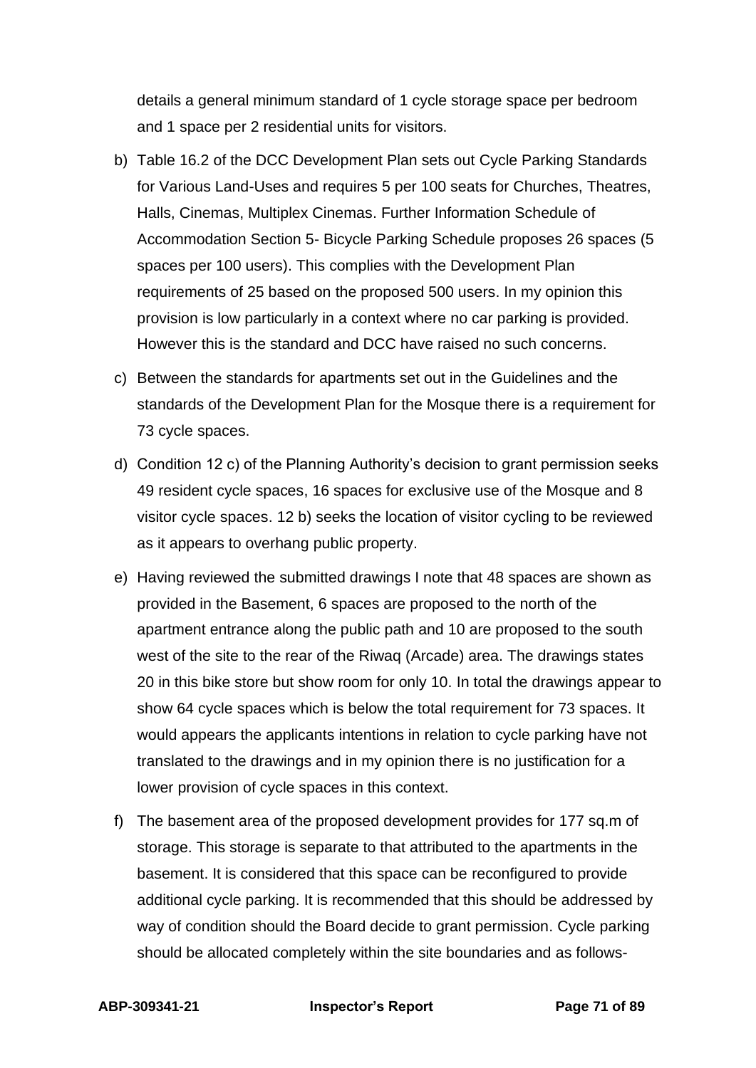details a general minimum standard of 1 cycle storage space per bedroom and 1 space per 2 residential units for visitors.

b) Table 16.2 of the DCC Development Plan sets out Cycle Parking Standards for Various Land-Uses and requires 5 per 100 seats for Churches, Theatres, Halls, Cinemas, Multiplex Cinemas. Further Information Schedule of Accommodation Section 5- Bicycle Parking Schedule proposes 26 spaces (5 spaces per 100 users). This complies with the Development Plan requirements of 25 based on the proposed 500 users. In my opinion this provision is low particularly in a context where no car parking is provided. However this is the standard and DCC have raised no such concerns.

c) Between the standards for apartments set out in the Guidelines and the standards of the Development Plan for the Mosque there is a requirement for 73 cycle spaces.

d) Condition 12 c) of the Planning Authority's decision to grant permission seeks 49 resident cycle spaces, 16 spaces for exclusive use of the Mosque and 8 visitor cycle spaces. 12 b) seeks the location of visitor cycling to be reviewed as it appears to overhang public property.

e) Having reviewed the submitted drawings I note that 48 spaces are shown as provided in the Basement, 6 spaces are proposed to the north of the apartment entrance along the public path and 10 are proposed to the south west of the site to the rear of the Riwaq (Arcade) area. The drawings states 20 in this bike store but show room for only 10. In total the drawings appear to show 64 cycle spaces which is below the total requirement for 73 spaces. It would appears the applicants intentions in relation to cycle parking have not translated to the drawings and in my opinion there is no justification for a lower provision of cycle spaces in this context.

f) The basement area of the proposed development provides for 177 sq.m of storage. This storage is separate to that attributed to the apartments in the basement. It is considered that this space can be reconfigured to provide additional cycle parking. It is recommended that this should be addressed by way of condition should the Board decide to grant permission. Cycle parking should be allocated completely within the site boundaries and as follows-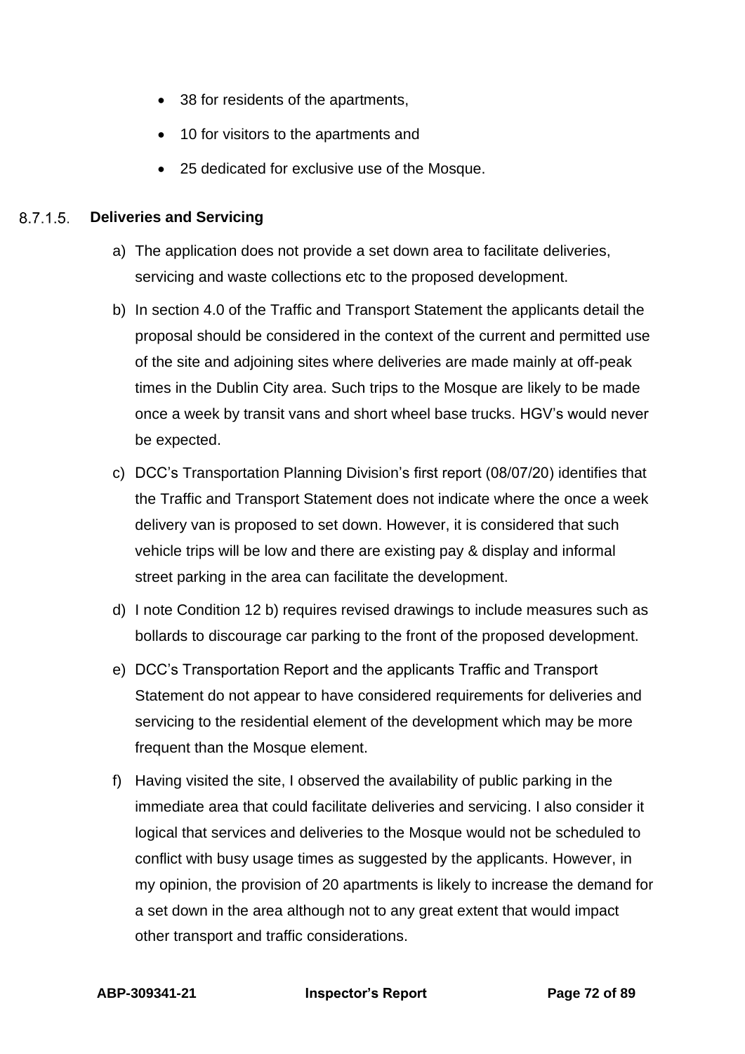- 38 for residents of the apartments,
- 10 for visitors to the apartments and
- 25 dedicated for exclusive use of the Mosque.

#### 8.7.1.5. Deliveries and Servicing

a) The application does not provide a set down area to facilitate deliveries, servicing and waste collections etc to the proposed development.

b) In section 4.0 of the Traffic and Transport Statement the applicants detail the proposal should be considered in the context of the current and permitted use of the site and adjoining sites where deliveries are made mainly at off-peak times in the Dublin City area. Such trips to the Mosque are likely to be made once a week by transit vans and short wheel base trucks. HGV's would never be expected.

c) DCC's Transportation Planning Division's first report (08/07/20) identifies that the Traffic and Transport Statement does not indicate where the once a week delivery van is proposed to set down. However, it is considered that such vehicle trips will be low and there are existing pay & display and informal street parking in the area can facilitate the development.

d) I note Condition 12 b) requires revised drawings to include measures such as bollards to discourage car parking to the front of the proposed development.

e) DCC's Transportation Report and the applicants Traffic and Transport Statement do not appear to have considered requirements for deliveries and servicing to the residential element of the development which may be more frequent than the Mosque element.

f) Having visited the site, I observed the availability of public parking in the immediate area that could facilitate deliveries and servicing. I also consider it logical that services and deliveries to the Mosque would not be scheduled to conflict with busy usage times as suggested by the applicants. However, in my opinion, the provision of 20 apartments is likely to increase the demand for a set down in the area although not to any great extent that would impact other transport and traffic considerations.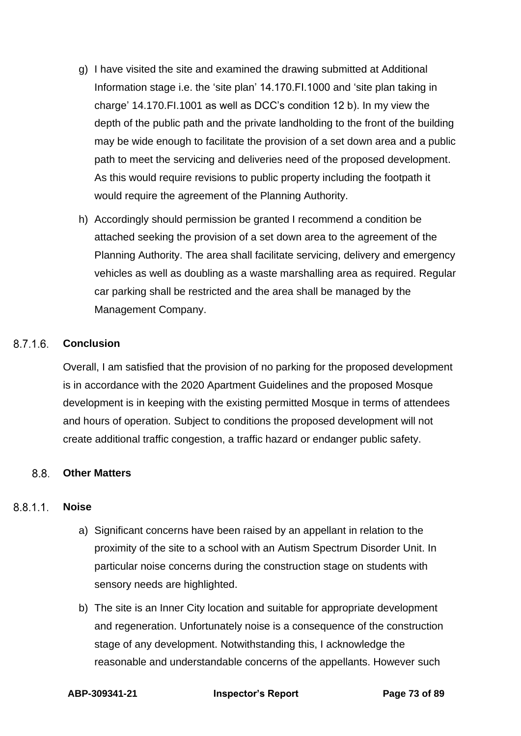g) I have visited the site and examined the drawing submitted at Additional Information stage i.e. the 'site plan' 14.170.FI.1000 and 'site plan taking in charge' 14.170.FI.1001 as well as DCC's condition 12 b). In my view the depth of the public path and the private landholding to the front of the building may be wide enough to facilitate the provision of a set down area and a public path to meet the servicing and deliveries need of the proposed development. As this would require revisions to public property including the footpath it would require the agreement of the Planning Authority.

h) Accordingly should permission be granted I recommend a condition be attached seeking the provision of a set down area to the agreement of the Planning Authority. The area shall facilitate servicing, delivery and emergency vehicles as well as doubling as a waste marshalling area as required. Regular car parking shall be restricted and the area shall be managed by the Management Company.

#### 8.7.1.6. Conclusion

Overall, I am satisfied that the provision of no parking for the proposed development is in accordance with the 2020 Apartment Guidelines and the proposed Mosque development is in keeping with the existing permitted Mosque in terms of attendees and hours of operation. Subject to conditions the proposed development will not create additional traffic congestion, a traffic hazard or endanger public safety.

## 8.8. Other Matters

#### 8.8.1.1. Noise

a) Significant concerns have been raised by an appellant in relation to the proximity of the site to a school with an Autism Spectrum Disorder Unit. In particular noise concerns during the construction stage on students with sensory needs are highlighted.

b) The site is an Inner City location and suitable for appropriate development and regeneration. Unfortunately noise is a consequence of the construction stage of any development. Notwithstanding this, I acknowledge the reasonable and understandable concerns of the appellants. However such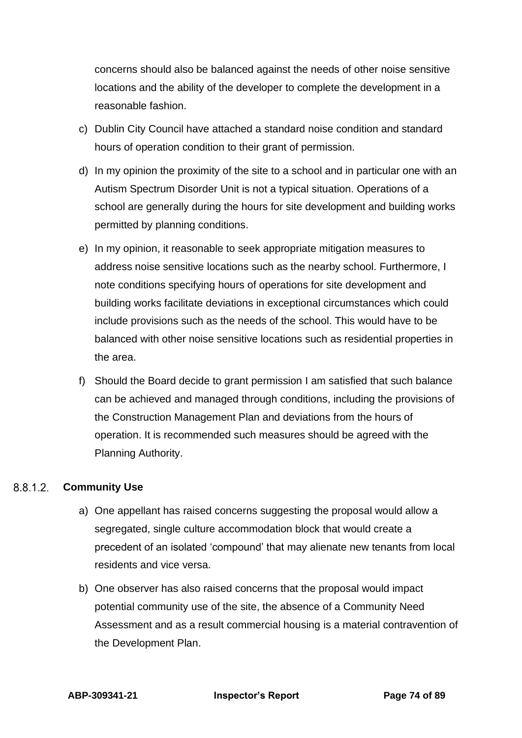concerns should also be balanced against the needs of other noise sensitive locations and the ability of the developer to complete the development in a reasonable fashion.

c) Dublin City Council have attached a standard noise condition and standard hours of operation condition to their grant of permission.

d) In my opinion the proximity of the site to a school and in particular one with an Autism Spectrum Disorder Unit is not a typical situation. Operations of a school are generally during the hours for site development and building works permitted by planning conditions.

e) In my opinion, it reasonable to seek appropriate mitigation measures to address noise sensitive locations such as the nearby school. Furthermore, I note conditions specifying hours of operations for site development and building works facilitate deviations in exceptional circumstances which could include provisions such as the needs of the school. This would have to be balanced with other noise sensitive locations such as residential properties in the area.

f) Should the Board decide to grant permission I am satisfied that such balance can be achieved and managed through conditions, including the provisions of the Construction Management Plan and deviations from the hours of operation. It is recommended such measures should be agreed with the Planning Authority.

#### 8.8.1.2. Community Use

a) One appellant has raised concerns suggesting the proposal would allow a segregated, single culture accommodation block that would create a precedent of an isolated 'compound' that may alienate new tenants from local residents and vice versa.

b) One observer has also raised concerns that the proposal would impact potential community use of the site, the absence of a Community Need Assessment and as a result commercial housing is a material contravention of the Development Plan.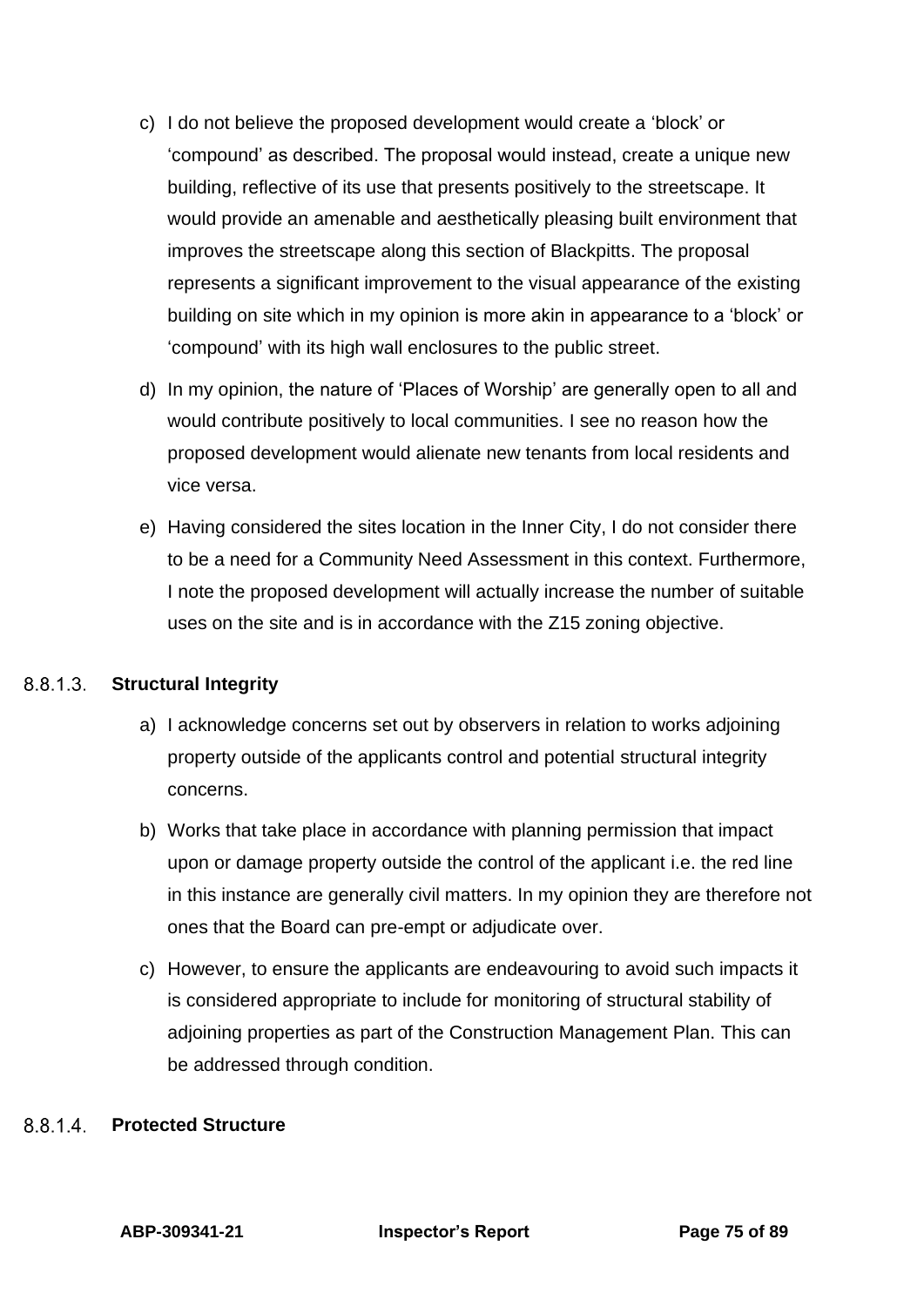c) I do not believe the proposed development would create a 'block' or 'compound' as described. The proposal would instead, create a unique new building, reflective of its use that presents positively to the streetscape. It would provide an amenable and aesthetically pleasing built environment that improves the streetscape along this section of Blackpitts. The proposal represents a significant improvement to the visual appearance of the existing building on site which in my opinion is more akin in appearance to a 'block' or 'compound' with its high wall enclosures to the public street.

d) In my opinion, the nature of 'Places of Worship' are generally open to all and would contribute positively to local communities. I see no reason how the proposed development would alienate new tenants from local residents and vice versa.

e) Having considered the sites location in the Inner City, I do not consider there to be a need for a Community Need Assessment in this context. Furthermore, I note the proposed development will actually increase the number of suitable uses on the site and is in accordance with the Z15 zoning objective.

#### 8.8.1.3. **Structural Integrity**

a) I acknowledge concerns set out by observers in relation to works adjoining property outside of the applicants control and potential structural integrity concerns.

b) Works that take place in accordance with planning permission that impact upon or damage property outside the control of the applicant i.e. the red line in this instance are generally civil matters. In my opinion they are therefore not ones that the Board can pre-empt or adjudicate over.

c) However, to ensure the applicants are endeavouring to avoid such impacts it is considered appropriate to include for monitoring of structural stability of adjoining properties as part of the Construction Management Plan. This can be addressed through condition.

#### 8.8.1.4. **Protected Structure**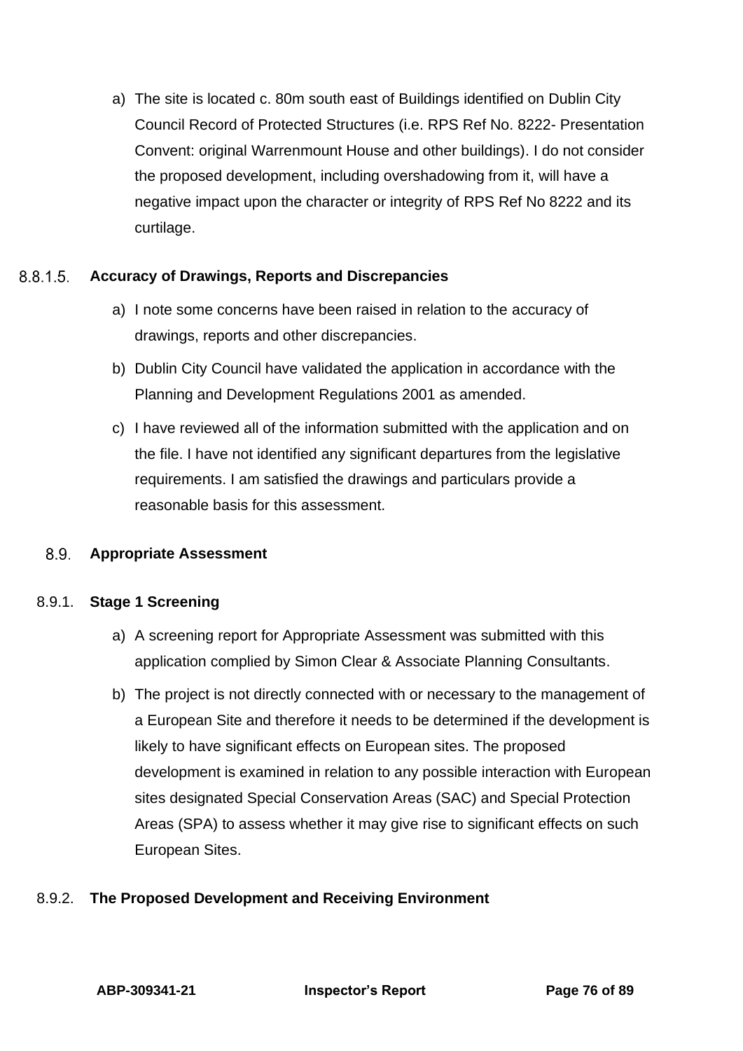a) The site is located c. 80m south east of Buildings identified on Dublin City Council Record of Protected Structures (i.e. RPS Ref No. 8222- Presentation Convent: original Warrenmount House and other buildings). I do not consider the proposed development, including overshadowing from it, will have a negative impact upon the character or integrity of RPS Ref No 8222 and its curtilage.

#### 8.8.1.5. Accuracy of Drawings, Reports and Discrepancies

a) I note some concerns have been raised in relation to the accuracy of drawings, reports and other discrepancies.

b) Dublin City Council have validated the application in accordance with the Planning and Development Regulations 2001 as amended.

c) I have reviewed all of the information submitted with the application and on the file. I have not identified any significant departures from the legislative requirements. I am satisfied the drawings and particulars provide a reasonable basis for this assessment.

## 8.9. Appropriate Assessment

### 8.9.1. Stage 1 Screening

a) A screening report for Appropriate Assessment was submitted with this application complied by Simon Clear & Associate Planning Consultants.

b) The project is not directly connected with or necessary to the management of a European Site and therefore it needs to be determined if the development is likely to have significant effects on European sites. The proposed development is examined in relation to any possible interaction with European sites designated Special Conservation Areas (SAC) and Special Protection Areas (SPA) to assess whether it may give rise to significant effects on such European Sites.

### 8.9.2. The Proposed Development and Receiving Environment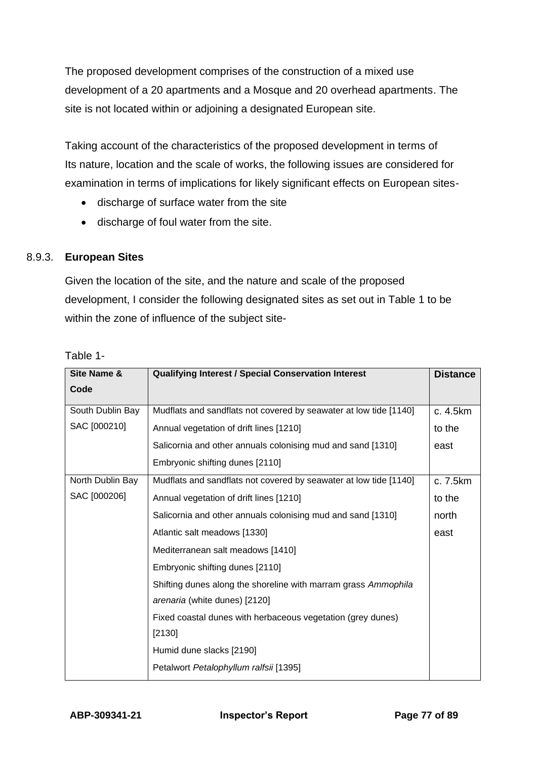The proposed development comprises of the construction of a mixed use development of a 20 apartments and a Mosque and 20 overhead apartments. The site is not located within or adjoining a designated European site.

Taking account of the characteristics of the proposed development in terms of Its nature, location and the scale of works, the following issues are considered for examination in terms of implications for likely significant effects on European sites-

- discharge of surface water from the site
- discharge of foul water from the site.

8.9.3. **European Sites**

Given the location of the site, and the nature and scale of the proposed development, I consider the following designated sites as set out in Table 1 to be within the zone of influence of the subject site-

Table 1-

| Site Name & Code | Qualifying Interest / Special Conservation Interest | Distance |
|---|---|---|
| South Dublin Bay SAC [000210] | Mudflats and sandflats not covered by seawater at low tide [1140]<br>Annual vegetation of drift lines [1210]<br>Salicornia and other annuals colonising mud and sand [1310]<br>Embryonic shifting dunes [2110] | c. 4.5km to the east |
| North Dublin Bay SAC [000206] | Mudflats and sandflats not covered by seawater at low tide [1140]<br>Annual vegetation of drift lines [1210]<br>Salicornia and other annuals colonising mud and sand [1310]<br>Atlantic salt meadows [1330]<br>Mediterranean salt meadows [1410]<br>Embryonic shifting dunes [2110]<br>Shifting dunes along the shoreline with marram grass *Ammophila arenaria* (white dunes) [2120]<br>Fixed coastal dunes with herbaceous vegetation (grey dunes) [2130]<br>Humid dune slacks [2190]<br>Petalwort *Petalophyllum ralfsii* [1395] | c. 7.5km to the north east |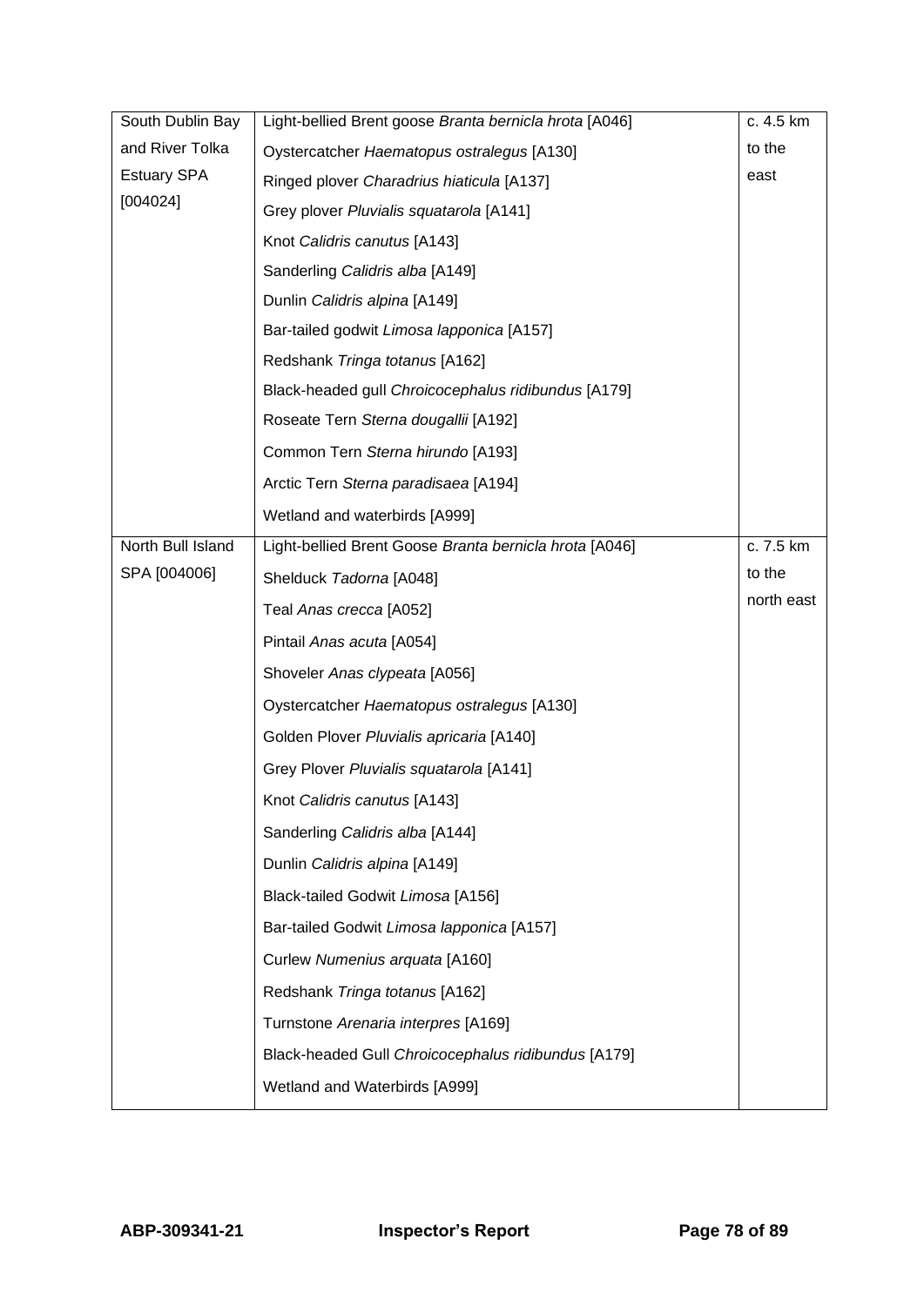| | | |
|---|---|---|
| South Dublin Bay and River Tolka Estuary SPA [004024] | Light-bellied Brent goose *Branta bernicla hrota* [A046]<br>Oystercatcher *Haematopus ostralegus* [A130]<br>Ringed plover *Charadrius hiaticula* [A137]<br>Grey plover *Pluvialis squatarola* [A141]<br>Knot *Calidris canutus* [A143]<br>Sanderling *Calidris alba* [A149]<br>Dunlin *Calidris alpina* [A149]<br>Bar-tailed godwit *Limosa lapponica* [A157]<br>Redshank *Tringa totanus* [A162]<br>Black-headed gull *Chroicocephalus ridibundus* [A179]<br>Roseate Tern *Sterna dougallii* [A192]<br>Common Tern *Sterna hirundo* [A193]<br>Arctic Tern *Sterna paradisaea* [A194]<br>Wetland and waterbirds [A999] | c. 4.5 km to the east |
| North Bull Island SPA [004006] | Light-bellied Brent Goose *Branta bernicla hrota* [A046]<br>Shelduck *Tadorna* [A048]<br>Teal *Anas crecca* [A052]<br>Pintail *Anas acuta* [A054]<br>Shoveler *Anas clypeata* [A056]<br>Oystercatcher *Haematopus ostralegus* [A130]<br>Golden Plover *Pluvialis apricaria* [A140]<br>Grey Plover *Pluvialis squatarola* [A141]<br>Knot *Calidris canutus* [A143]<br>Sanderling *Calidris alba* [A144]<br>Dunlin *Calidris alpina* [A149]<br>Black-tailed Godwit *Limosa* [A156]<br>Bar-tailed Godwit *Limosa lapponica* [A157]<br>Curlew *Numenius arquata* [A160]<br>Redshank *Tringa totanus* [A162]<br>Turnstone *Arenaria interpres* [A169]<br>Black-headed Gull *Chroicocephalus ridibundus* [A179]<br>Wetland and Waterbirds [A999] | c. 7.5 km to the north east |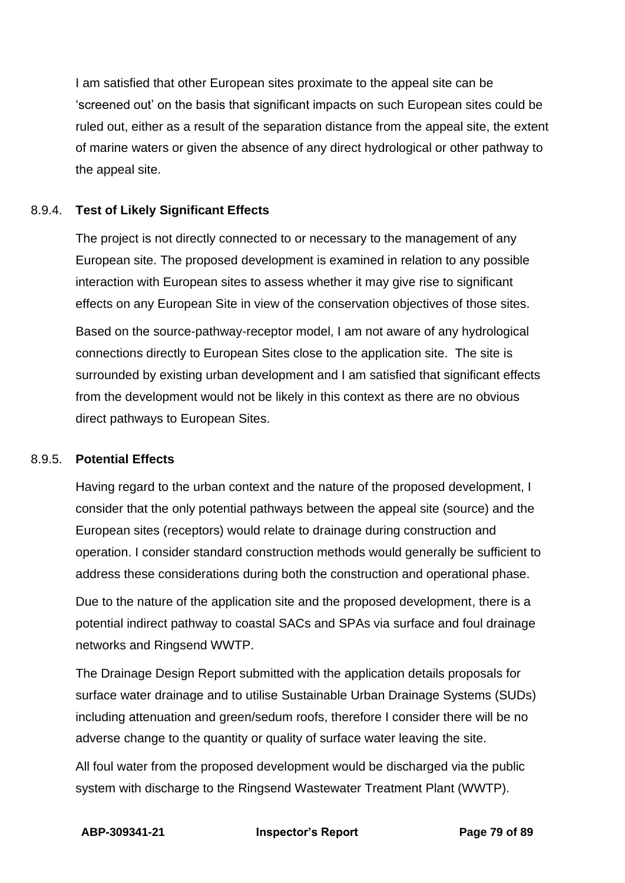I am satisfied that other European sites proximate to the appeal site can be 'screened out' on the basis that significant impacts on such European sites could be ruled out, either as a result of the separation distance from the appeal site, the extent of marine waters or given the absence of any direct hydrological or other pathway to the appeal site.

#### 8.9.4. **Test of Likely Significant Effects**

The project is not directly connected to or necessary to the management of any European site. The proposed development is examined in relation to any possible interaction with European sites to assess whether it may give rise to significant effects on any European Site in view of the conservation objectives of those sites.

Based on the source-pathway-receptor model, I am not aware of any hydrological connections directly to European Sites close to the application site. The site is surrounded by existing urban development and I am satisfied that significant effects from the development would not be likely in this context as there are no obvious direct pathways to European Sites.

#### 8.9.5. **Potential Effects**

Having regard to the urban context and the nature of the proposed development, I consider that the only potential pathways between the appeal site (source) and the European sites (receptors) would relate to drainage during construction and operation. I consider standard construction methods would generally be sufficient to address these considerations during both the construction and operational phase.

Due to the nature of the application site and the proposed development, there is a potential indirect pathway to coastal SACs and SPAs via surface and foul drainage networks and Ringsend WWTP.

The Drainage Design Report submitted with the application details proposals for surface water drainage and to utilise Sustainable Urban Drainage Systems (SUDs) including attenuation and green/sedum roofs, therefore I consider there will be no adverse change to the quantity or quality of surface water leaving the site.

All foul water from the proposed development would be discharged via the public system with discharge to the Ringsend Wastewater Treatment Plant (WWTP).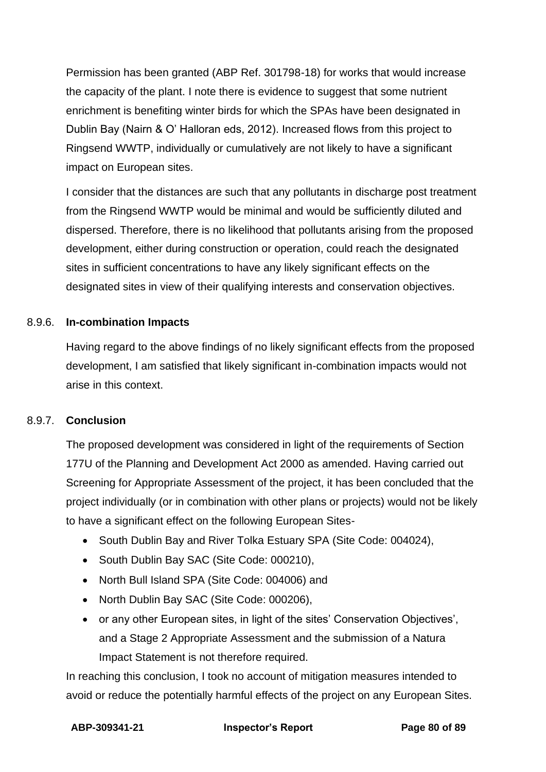Permission has been granted (ABP Ref. 301798-18) for works that would increase the capacity of the plant. I note there is evidence to suggest that some nutrient enrichment is benefiting winter birds for which the SPAs have been designated in Dublin Bay (Nairn & O' Halloran eds, 2012). Increased flows from this project to Ringsend WWTP, individually or cumulatively are not likely to have a significant impact on European sites.

I consider that the distances are such that any pollutants in discharge post treatment from the Ringsend WWTP would be minimal and would be sufficiently diluted and dispersed. Therefore, there is no likelihood that pollutants arising from the proposed development, either during construction or operation, could reach the designated sites in sufficient concentrations to have any likely significant effects on the designated sites in view of their qualifying interests and conservation objectives.

8.9.6. **In-combination Impacts**

Having regard to the above findings of no likely significant effects from the proposed development, I am satisfied that likely significant in-combination impacts would not arise in this context.

8.9.7. **Conclusion**

The proposed development was considered in light of the requirements of Section 177U of the Planning and Development Act 2000 as amended. Having carried out Screening for Appropriate Assessment of the project, it has been concluded that the project individually (or in combination with other plans or projects) would not be likely to have a significant effect on the following European Sites-

- South Dublin Bay and River Tolka Estuary SPA (Site Code: 004024),
- South Dublin Bay SAC (Site Code: 000210),
- North Bull Island SPA (Site Code: 004006) and
- North Dublin Bay SAC (Site Code: 000206),
- or any other European sites, in light of the sites' Conservation Objectives', and a Stage 2 Appropriate Assessment and the submission of a Natura Impact Statement is not therefore required.

In reaching this conclusion, I took no account of mitigation measures intended to avoid or reduce the potentially harmful effects of the project on any European Sites.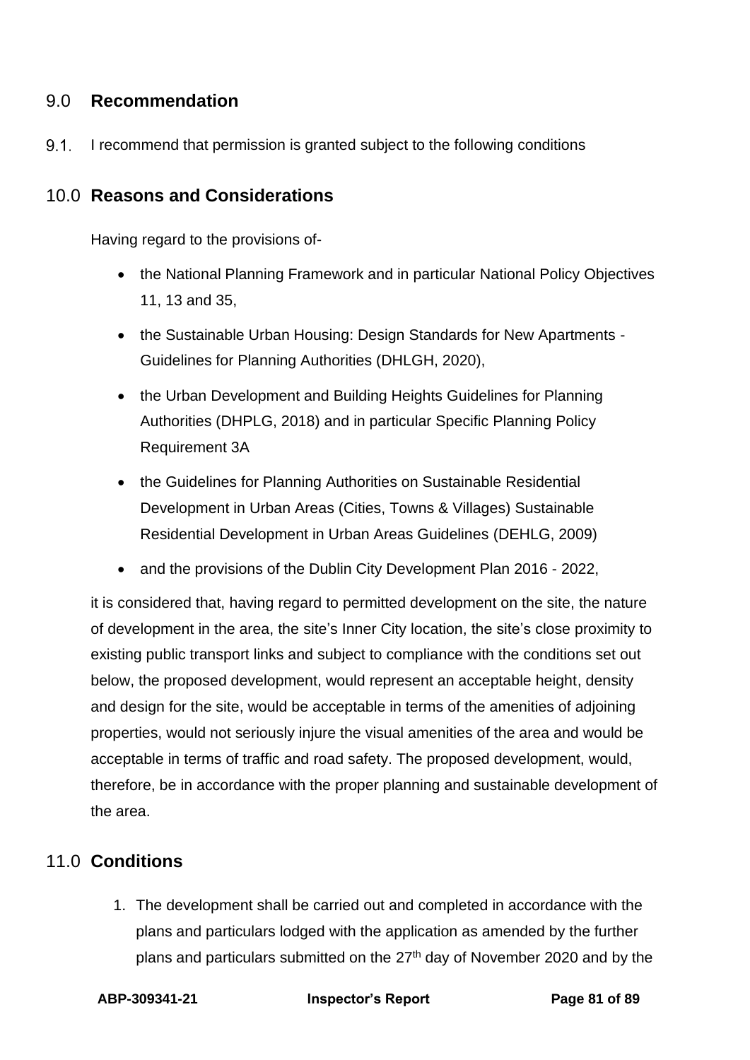## 9.0 Recommendation

9.1. I recommend that permission is granted subject to the following conditions

## 10.0 Reasons and Considerations

Having regard to the provisions of-

- the National Planning Framework and in particular National Policy Objectives 11, 13 and 35,
- the Sustainable Urban Housing: Design Standards for New Apartments - Guidelines for Planning Authorities (DHLGH, 2020),
- the Urban Development and Building Heights Guidelines for Planning Authorities (DHPLG, 2018) and in particular Specific Planning Policy Requirement 3A
- the Guidelines for Planning Authorities on Sustainable Residential Development in Urban Areas (Cities, Towns & Villages) Sustainable Residential Development in Urban Areas Guidelines (DEHLG, 2009)
- and the provisions of the Dublin City Development Plan 2016 - 2022,

it is considered that, having regard to permitted development on the site, the nature of development in the area, the site's Inner City location, the site's close proximity to existing public transport links and subject to compliance with the conditions set out below, the proposed development, would represent an acceptable height, density and design for the site, would be acceptable in terms of the amenities of adjoining properties, would not seriously injure the visual amenities of the area and would be acceptable in terms of traffic and road safety. The proposed development, would, therefore, be in accordance with the proper planning and sustainable development of the area.

## 11.0 Conditions

1. The development shall be carried out and completed in accordance with the plans and particulars lodged with the application as amended by the further plans and particulars submitted on the 27th day of November 2020 and by the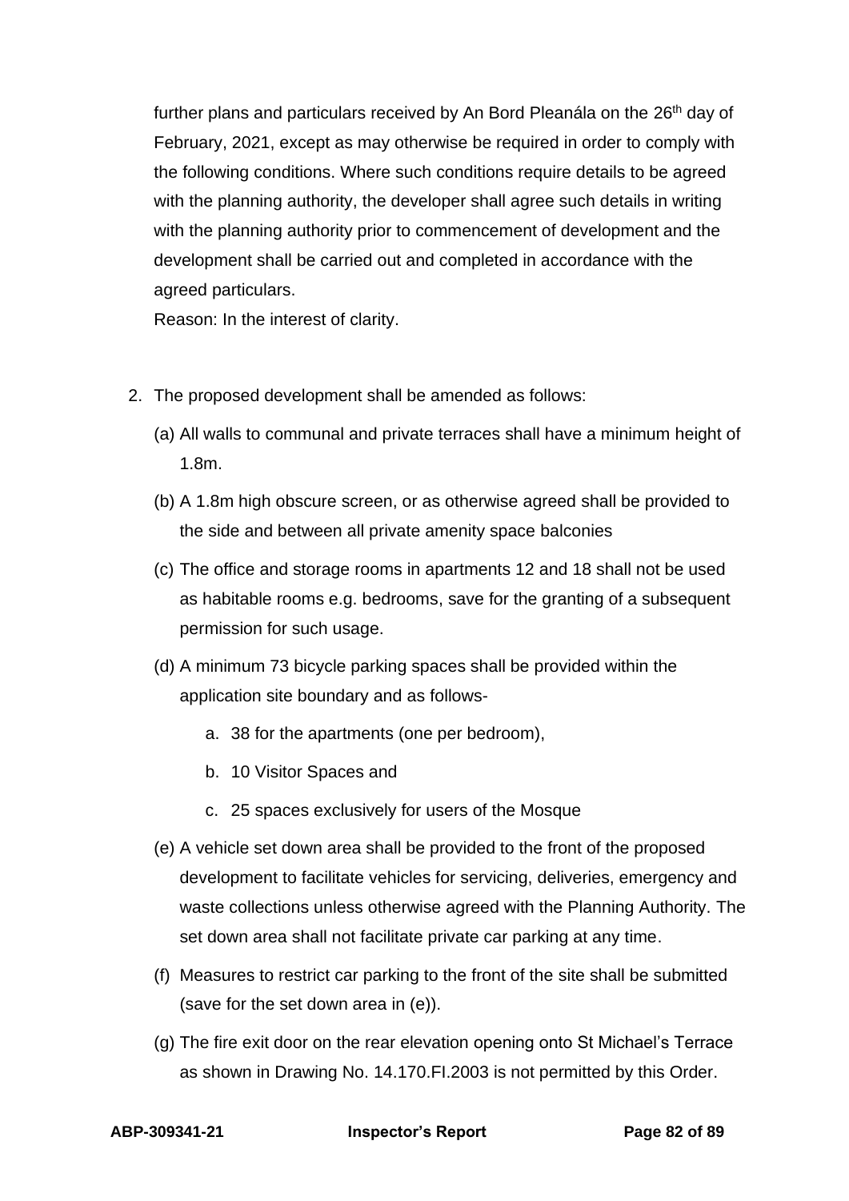further plans and particulars received by An Bord Pleanála on the 26th day of February, 2021, except as may otherwise be required in order to comply with the following conditions. Where such conditions require details to be agreed with the planning authority, the developer shall agree such details in writing with the planning authority prior to commencement of development and the development shall be carried out and completed in accordance with the agreed particulars.

Reason: In the interest of clarity.

2. The proposed development shall be amended as follows:

   (a) All walls to communal and private terraces shall have a minimum height of 1.8m.

   (b) A 1.8m high obscure screen, or as otherwise agreed shall be provided to the side and between all private amenity space balconies

   (c) The office and storage rooms in apartments 12 and 18 shall not be used as habitable rooms e.g. bedrooms, save for the granting of a subsequent permission for such usage.

   (d) A minimum 73 bicycle parking spaces shall be provided within the application site boundary and as follows-

      a. 38 for the apartments (one per bedroom),

      b. 10 Visitor Spaces and

      c. 25 spaces exclusively for users of the Mosque

   (e) A vehicle set down area shall be provided to the front of the proposed development to facilitate vehicles for servicing, deliveries, emergency and waste collections unless otherwise agreed with the Planning Authority. The set down area shall not facilitate private car parking at any time.

   (f) Measures to restrict car parking to the front of the site shall be submitted (save for the set down area in (e)).

   (g) The fire exit door on the rear elevation opening onto St Michael's Terrace as shown in Drawing No. 14.170.FI.2003 is not permitted by this Order.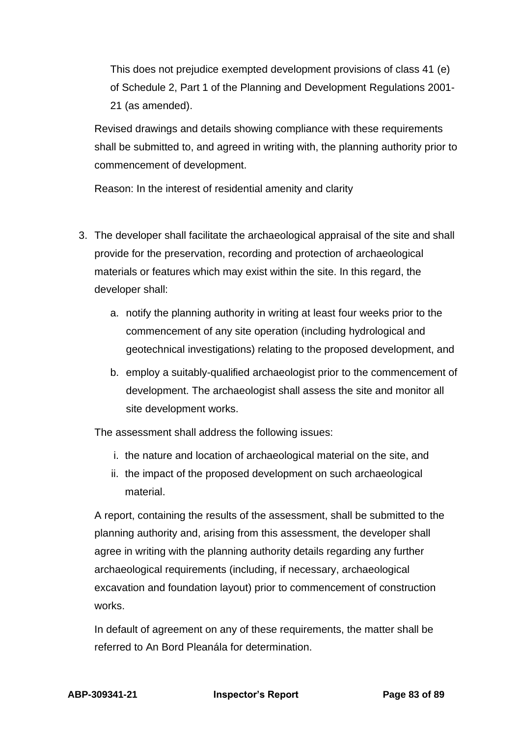This does not prejudice exempted development provisions of class 41 (e) of Schedule 2, Part 1 of the Planning and Development Regulations 2001-21 (as amended).

Revised drawings and details showing compliance with these requirements shall be submitted to, and agreed in writing with, the planning authority prior to commencement of development.

Reason: In the interest of residential amenity and clarity

3. The developer shall facilitate the archaeological appraisal of the site and shall provide for the preservation, recording and protection of archaeological materials or features which may exist within the site. In this regard, the developer shall:

   a. notify the planning authority in writing at least four weeks prior to the commencement of any site operation (including hydrological and geotechnical investigations) relating to the proposed development, and

   b. employ a suitably-qualified archaeologist prior to the commencement of development. The archaeologist shall assess the site and monitor all site development works.

   The assessment shall address the following issues:

   i. the nature and location of archaeological material on the site, and
   ii. the impact of the proposed development on such archaeological material.

   A report, containing the results of the assessment, shall be submitted to the planning authority and, arising from this assessment, the developer shall agree in writing with the planning authority details regarding any further archaeological requirements (including, if necessary, archaeological excavation and foundation layout) prior to commencement of construction works.

   In default of agreement on any of these requirements, the matter shall be referred to An Bord Pleanála for determination.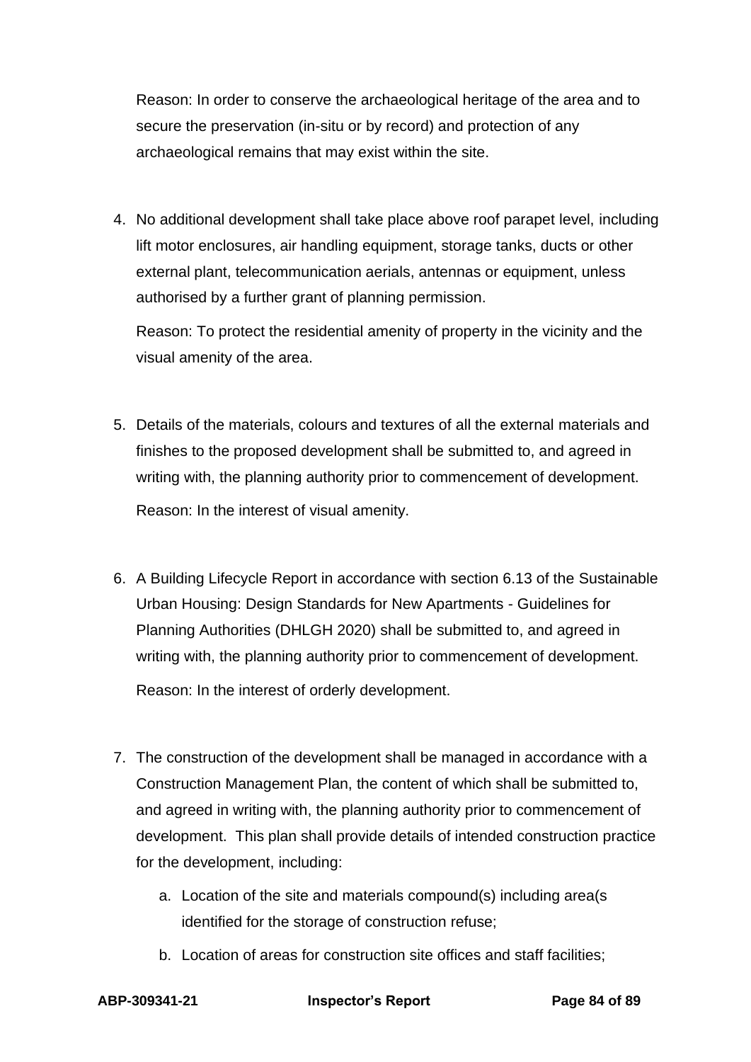Reason: In order to conserve the archaeological heritage of the area and to secure the preservation (in-situ or by record) and protection of any archaeological remains that may exist within the site.

4. No additional development shall take place above roof parapet level, including lift motor enclosures, air handling equipment, storage tanks, ducts or other external plant, telecommunication aerials, antennas or equipment, unless authorised by a further grant of planning permission.

   Reason: To protect the residential amenity of property in the vicinity and the visual amenity of the area.

5. Details of the materials, colours and textures of all the external materials and finishes to the proposed development shall be submitted to, and agreed in writing with, the planning authority prior to commencement of development.

   Reason: In the interest of visual amenity.

6. A Building Lifecycle Report in accordance with section 6.13 of the Sustainable Urban Housing: Design Standards for New Apartments - Guidelines for Planning Authorities (DHLGH 2020) shall be submitted to, and agreed in writing with, the planning authority prior to commencement of development.

   Reason: In the interest of orderly development.

7. The construction of the development shall be managed in accordance with a Construction Management Plan, the content of which shall be submitted to, and agreed in writing with, the planning authority prior to commencement of development. This plan shall provide details of intended construction practice for the development, including:

   a. Location of the site and materials compound(s) including area(s identified for the storage of construction refuse;

   b. Location of areas for construction site offices and staff facilities;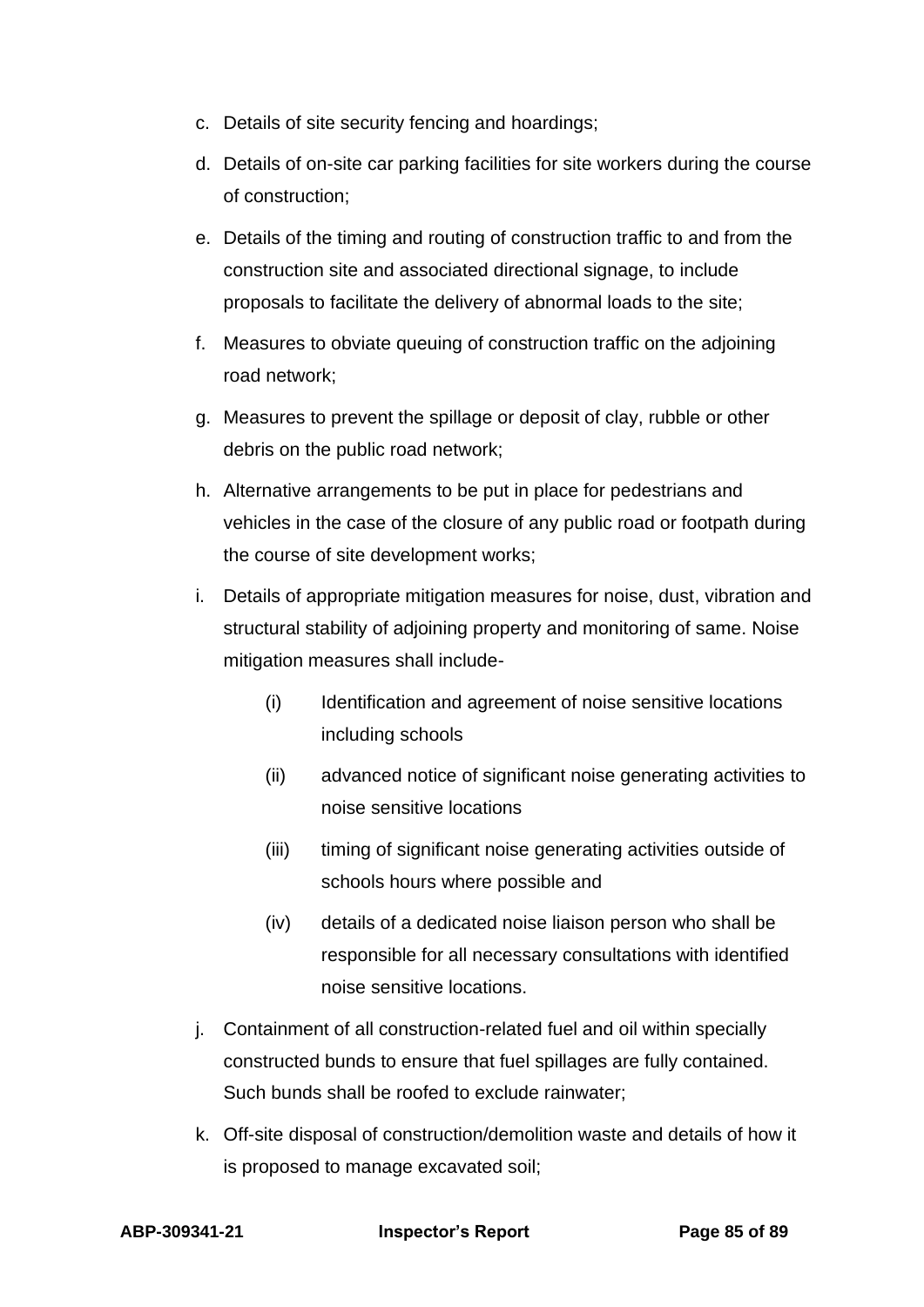c. Details of site security fencing and hoardings;

d. Details of on-site car parking facilities for site workers during the course of construction;

e. Details of the timing and routing of construction traffic to and from the construction site and associated directional signage, to include proposals to facilitate the delivery of abnormal loads to the site;

f. Measures to obviate queuing of construction traffic on the adjoining road network;

g. Measures to prevent the spillage or deposit of clay, rubble or other debris on the public road network;

h. Alternative arrangements to be put in place for pedestrians and vehicles in the case of the closure of any public road or footpath during the course of site development works;

i. Details of appropriate mitigation measures for noise, dust, vibration and structural stability of adjoining property and monitoring of same. Noise mitigation measures shall include-

   (i) Identification and agreement of noise sensitive locations including schools

   (ii) advanced notice of significant noise generating activities to noise sensitive locations

   (iii) timing of significant noise generating activities outside of schools hours where possible and

   (iv) details of a dedicated noise liaison person who shall be responsible for all necessary consultations with identified noise sensitive locations.

j. Containment of all construction-related fuel and oil within specially constructed bunds to ensure that fuel spillages are fully contained. Such bunds shall be roofed to exclude rainwater;

k. Off-site disposal of construction/demolition waste and details of how it is proposed to manage excavated soil;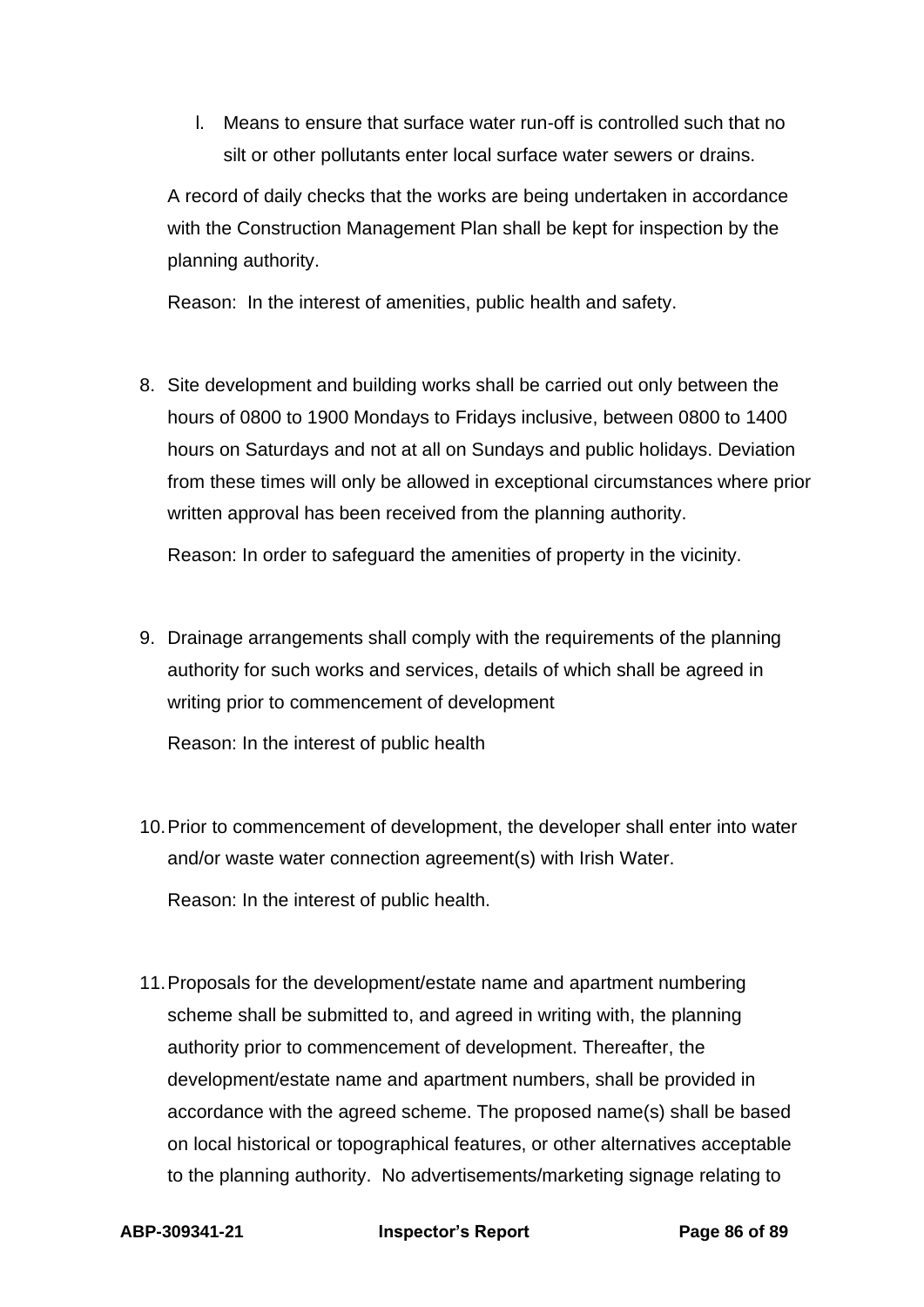l. Means to ensure that surface water run-off is controlled such that no silt or other pollutants enter local surface water sewers or drains.

A record of daily checks that the works are being undertaken in accordance with the Construction Management Plan shall be kept for inspection by the planning authority.

Reason: In the interest of amenities, public health and safety.

8. Site development and building works shall be carried out only between the hours of 0800 to 1900 Mondays to Fridays inclusive, between 0800 to 1400 hours on Saturdays and not at all on Sundays and public holidays. Deviation from these times will only be allowed in exceptional circumstances where prior written approval has been received from the planning authority.

   Reason: In order to safeguard the amenities of property in the vicinity.

9. Drainage arrangements shall comply with the requirements of the planning authority for such works and services, details of which shall be agreed in writing prior to commencement of development

   Reason: In the interest of public health

10. Prior to commencement of development, the developer shall enter into water and/or waste water connection agreement(s) with Irish Water.

    Reason: In the interest of public health.

11. Proposals for the development/estate name and apartment numbering scheme shall be submitted to, and agreed in writing with, the planning authority prior to commencement of development. Thereafter, the development/estate name and apartment numbers, shall be provided in accordance with the agreed scheme. The proposed name(s) shall be based on local historical or topographical features, or other alternatives acceptable to the planning authority. No advertisements/marketing signage relating to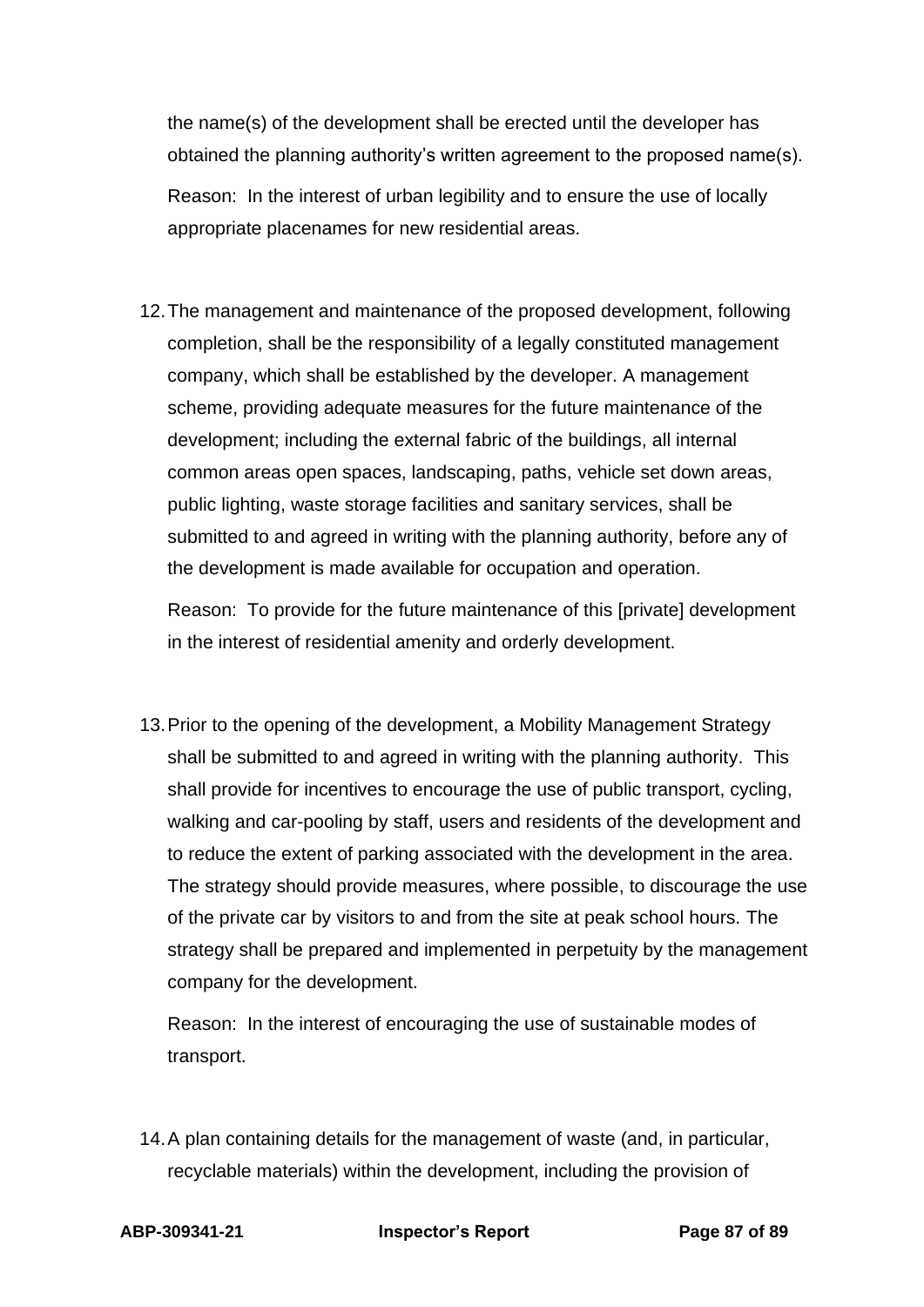the name(s) of the development shall be erected until the developer has obtained the planning authority's written agreement to the proposed name(s).

Reason: In the interest of urban legibility and to ensure the use of locally appropriate placenames for new residential areas.

12. The management and maintenance of the proposed development, following completion, shall be the responsibility of a legally constituted management company, which shall be established by the developer. A management scheme, providing adequate measures for the future maintenance of the development; including the external fabric of the buildings, all internal common areas open spaces, landscaping, paths, vehicle set down areas, public lighting, waste storage facilities and sanitary services, shall be submitted to and agreed in writing with the planning authority, before any of the development is made available for occupation and operation.

    Reason: To provide for the future maintenance of this [private] development in the interest of residential amenity and orderly development.

13. Prior to the opening of the development, a Mobility Management Strategy shall be submitted to and agreed in writing with the planning authority. This shall provide for incentives to encourage the use of public transport, cycling, walking and car-pooling by staff, users and residents of the development and to reduce the extent of parking associated with the development in the area. The strategy should provide measures, where possible, to discourage the use of the private car by visitors to and from the site at peak school hours. The strategy shall be prepared and implemented in perpetuity by the management company for the development.

    Reason: In the interest of encouraging the use of sustainable modes of transport.

14. A plan containing details for the management of waste (and, in particular, recyclable materials) within the development, including the provision of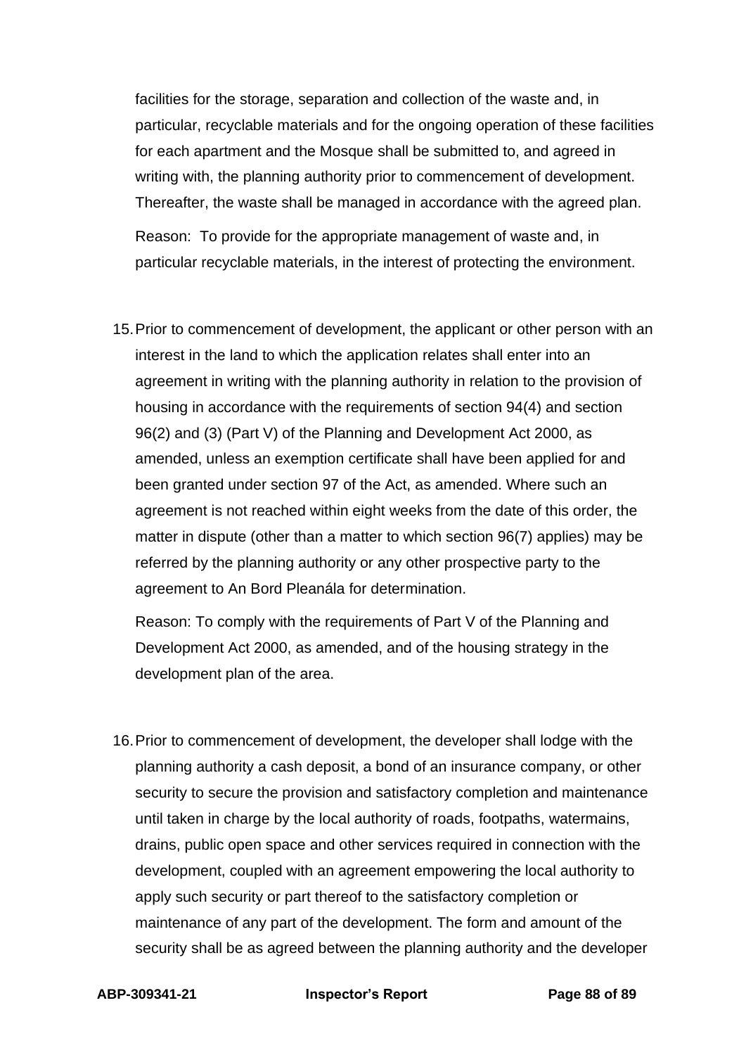facilities for the storage, separation and collection of the waste and, in particular, recyclable materials and for the ongoing operation of these facilities for each apartment and the Mosque shall be submitted to, and agreed in writing with, the planning authority prior to commencement of development. Thereafter, the waste shall be managed in accordance with the agreed plan.

Reason: To provide for the appropriate management of waste and, in particular recyclable materials, in the interest of protecting the environment.

15. Prior to commencement of development, the applicant or other person with an interest in the land to which the application relates shall enter into an agreement in writing with the planning authority in relation to the provision of housing in accordance with the requirements of section 94(4) and section 96(2) and (3) (Part V) of the Planning and Development Act 2000, as amended, unless an exemption certificate shall have been applied for and been granted under section 97 of the Act, as amended. Where such an agreement is not reached within eight weeks from the date of this order, the matter in dispute (other than a matter to which section 96(7) applies) may be referred by the planning authority or any other prospective party to the agreement to An Bord Pleanála for determination.

   Reason: To comply with the requirements of Part V of the Planning and Development Act 2000, as amended, and of the housing strategy in the development plan of the area.

16. Prior to commencement of development, the developer shall lodge with the planning authority a cash deposit, a bond of an insurance company, or other security to secure the provision and satisfactory completion and maintenance until taken in charge by the local authority of roads, footpaths, watermains, drains, public open space and other services required in connection with the development, coupled with an agreement empowering the local authority to apply such security or part thereof to the satisfactory completion or maintenance of any part of the development. The form and amount of the security shall be as agreed between the planning authority and the developer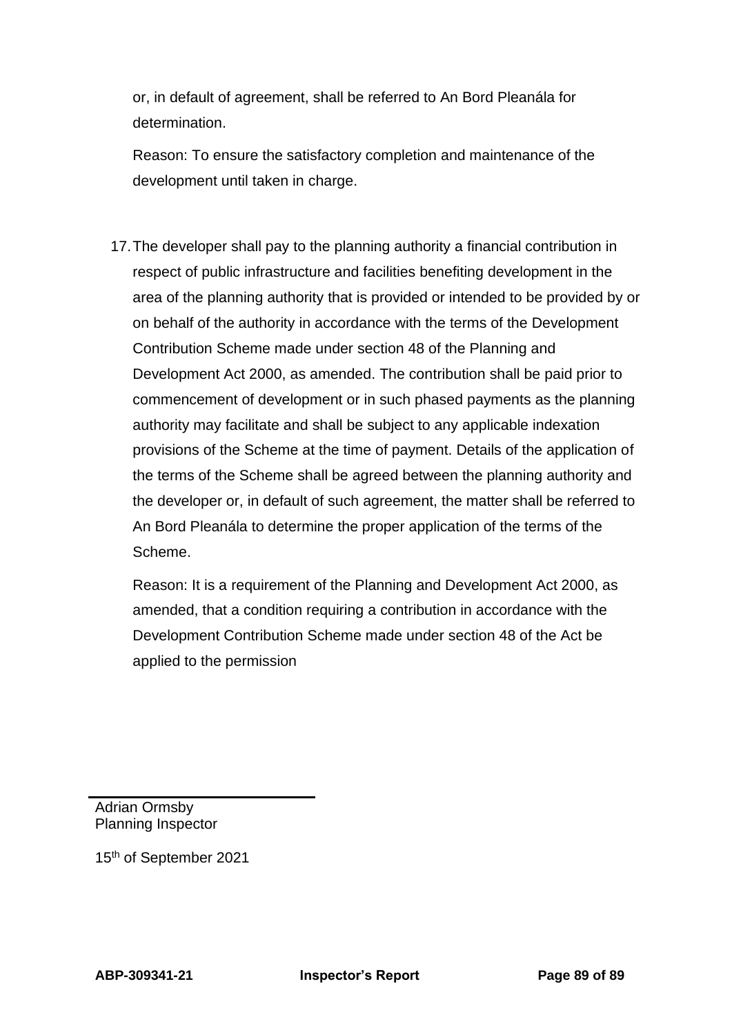or, in default of agreement, shall be referred to An Bord Pleanála for determination.

Reason: To ensure the satisfactory completion and maintenance of the development until taken in charge.

17. The developer shall pay to the planning authority a financial contribution in respect of public infrastructure and facilities benefiting development in the area of the planning authority that is provided or intended to be provided by or on behalf of the authority in accordance with the terms of the Development Contribution Scheme made under section 48 of the Planning and Development Act 2000, as amended. The contribution shall be paid prior to commencement of development or in such phased payments as the planning authority may facilitate and shall be subject to any applicable indexation provisions of the Scheme at the time of payment. Details of the application of the terms of the Scheme shall be agreed between the planning authority and the developer or, in default of such agreement, the matter shall be referred to An Bord Pleanála to determine the proper application of the terms of the Scheme.

    Reason: It is a requirement of the Planning and Development Act 2000, as amended, that a condition requiring a contribution in accordance with the Development Contribution Scheme made under section 48 of the Act be applied to the permission

Adrian Ormsby
Planning Inspector

15th of September 2021